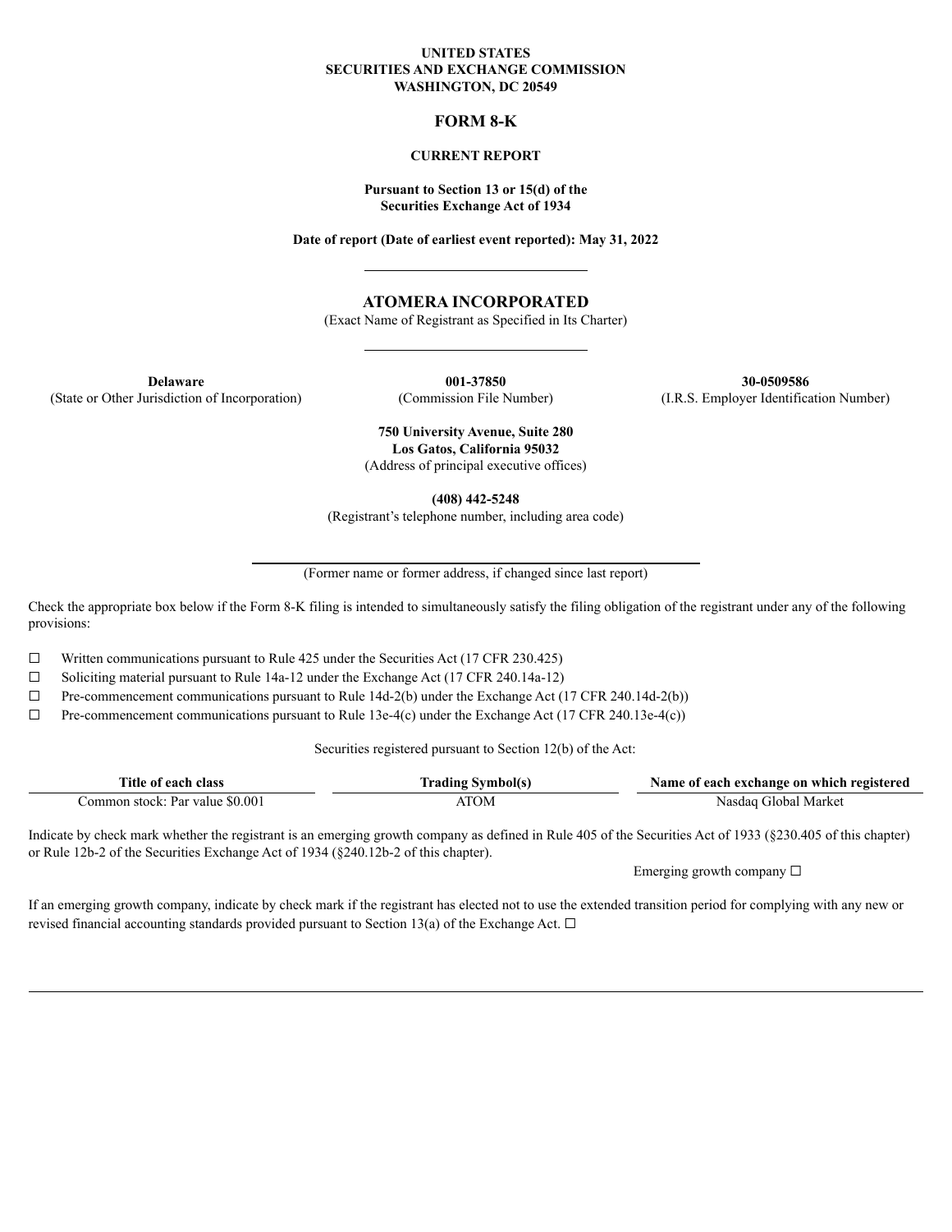**UNITED STATES**
**SECURITIES AND EXCHANGE COMMISSION**
**WASHINGTON, DC 20549**

# FORM 8-K

**CURRENT REPORT**

**Pursuant to Section 13 or 15(d) of the**
**Securities Exchange Act of 1934**

**Date of report (Date of earliest event reported): May 31, 2022**

## ATOMERA INCORPORATED

(Exact Name of Registrant as Specified in Its Charter)

| **Delaware** | **001-37850** | **30-0509586** |
|---|---|---|
| (State or Other Jurisdiction of Incorporation) | (Commission File Number) | (I.R.S. Employer Identification Number) |

**750 University Avenue, Suite 280**
**Los Gatos, California 95032**
(Address of principal executive offices)

**(408) 442-5248**
(Registrant's telephone number, including area code)

(Former name or former address, if changed since last report)

Check the appropriate box below if the Form 8-K filing is intended to simultaneously satisfy the filing obligation of the registrant under any of the following provisions:

☐ Written communications pursuant to Rule 425 under the Securities Act (17 CFR 230.425)

☐ Soliciting material pursuant to Rule 14a-12 under the Exchange Act (17 CFR 240.14a-12)

☐ Pre-commencement communications pursuant to Rule 14d-2(b) under the Exchange Act (17 CFR 240.14d-2(b))

☐ Pre-commencement communications pursuant to Rule 13e-4(c) under the Exchange Act (17 CFR 240.13e-4(c))

Securities registered pursuant to Section 12(b) of the Act:

| Title of each class | Trading Symbol(s) | Name of each exchange on which registered |
|---|---|---|
| Common stock: Par value $0.001 | ATOM | Nasdaq Global Market |

Indicate by check mark whether the registrant is an emerging growth company as defined in Rule 405 of the Securities Act of 1933 (§230.405 of this chapter) or Rule 12b-2 of the Securities Exchange Act of 1934 (§240.12b-2 of this chapter).

Emerging growth company ☐

If an emerging growth company, indicate by check mark if the registrant has elected not to use the extended transition period for complying with any new or revised financial accounting standards provided pursuant to Section 13(a) of the Exchange Act. ☐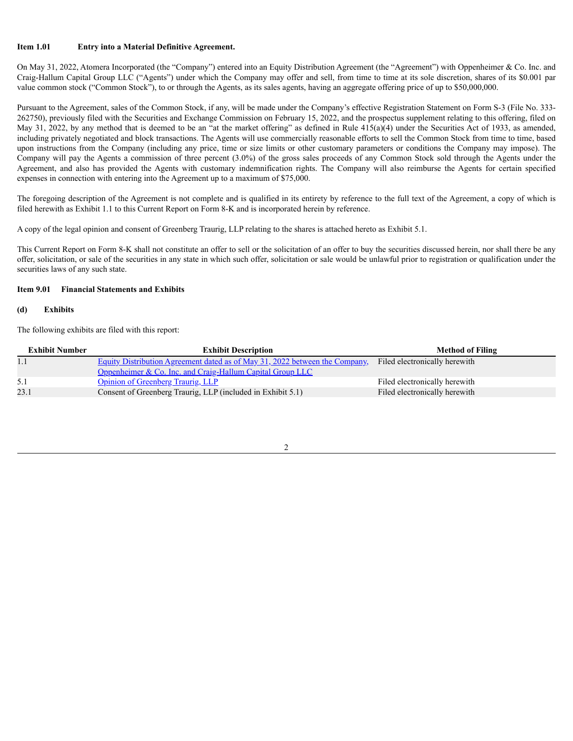**Item 1.01 Entry into a Material Definitive Agreement.**

On May 31, 2022, Atomera Incorporated (the "Company") entered into an Equity Distribution Agreement (the "Agreement") with Oppenheimer & Co. Inc. and Craig-Hallum Capital Group LLC ("Agents") under which the Company may offer and sell, from time to time at its sole discretion, shares of its $0.001 par value common stock ("Common Stock"), to or through the Agents, as its sales agents, having an aggregate offering price of up to $50,000,000.

Pursuant to the Agreement, sales of the Common Stock, if any, will be made under the Company's effective Registration Statement on Form S-3 (File No. 333-262750), previously filed with the Securities and Exchange Commission on February 15, 2022, and the prospectus supplement relating to this offering, filed on May 31, 2022, by any method that is deemed to be an "at the market offering" as defined in Rule 415(a)(4) under the Securities Act of 1933, as amended, including privately negotiated and block transactions. The Agents will use commercially reasonable efforts to sell the Common Stock from time to time, based upon instructions from the Company (including any price, time or size limits or other customary parameters or conditions the Company may impose). The Company will pay the Agents a commission of three percent (3.0%) of the gross sales proceeds of any Common Stock sold through the Agents under the Agreement, and also has provided the Agents with customary indemnification rights. The Company will also reimburse the Agents for certain specified expenses in connection with entering into the Agreement up to a maximum of $75,000.

The foregoing description of the Agreement is not complete and is qualified in its entirety by reference to the full text of the Agreement, a copy of which is filed herewith as Exhibit 1.1 to this Current Report on Form 8-K and is incorporated herein by reference.

A copy of the legal opinion and consent of Greenberg Traurig, LLP relating to the shares is attached hereto as Exhibit 5.1.

This Current Report on Form 8-K shall not constitute an offer to sell or the solicitation of an offer to buy the securities discussed herein, nor shall there be any offer, solicitation, or sale of the securities in any state in which such offer, solicitation or sale would be unlawful prior to registration or qualification under the securities laws of any such state.

**Item 9.01 Financial Statements and Exhibits**

**(d) Exhibits**

The following exhibits are filed with this report:

| Exhibit Number | Exhibit Description | Method of Filing |
|---|---|---|
| 1.1 | Equity Distribution Agreement dated as of May 31, 2022 between the Company, Oppenheimer & Co. Inc. and Craig-Hallum Capital Group LLC | Filed electronically herewith |
| 5.1 | Opinion of Greenberg Traurig, LLP | Filed electronically herewith |
| 23.1 | Consent of Greenberg Traurig, LLP (included in Exhibit 5.1) | Filed electronically herewith |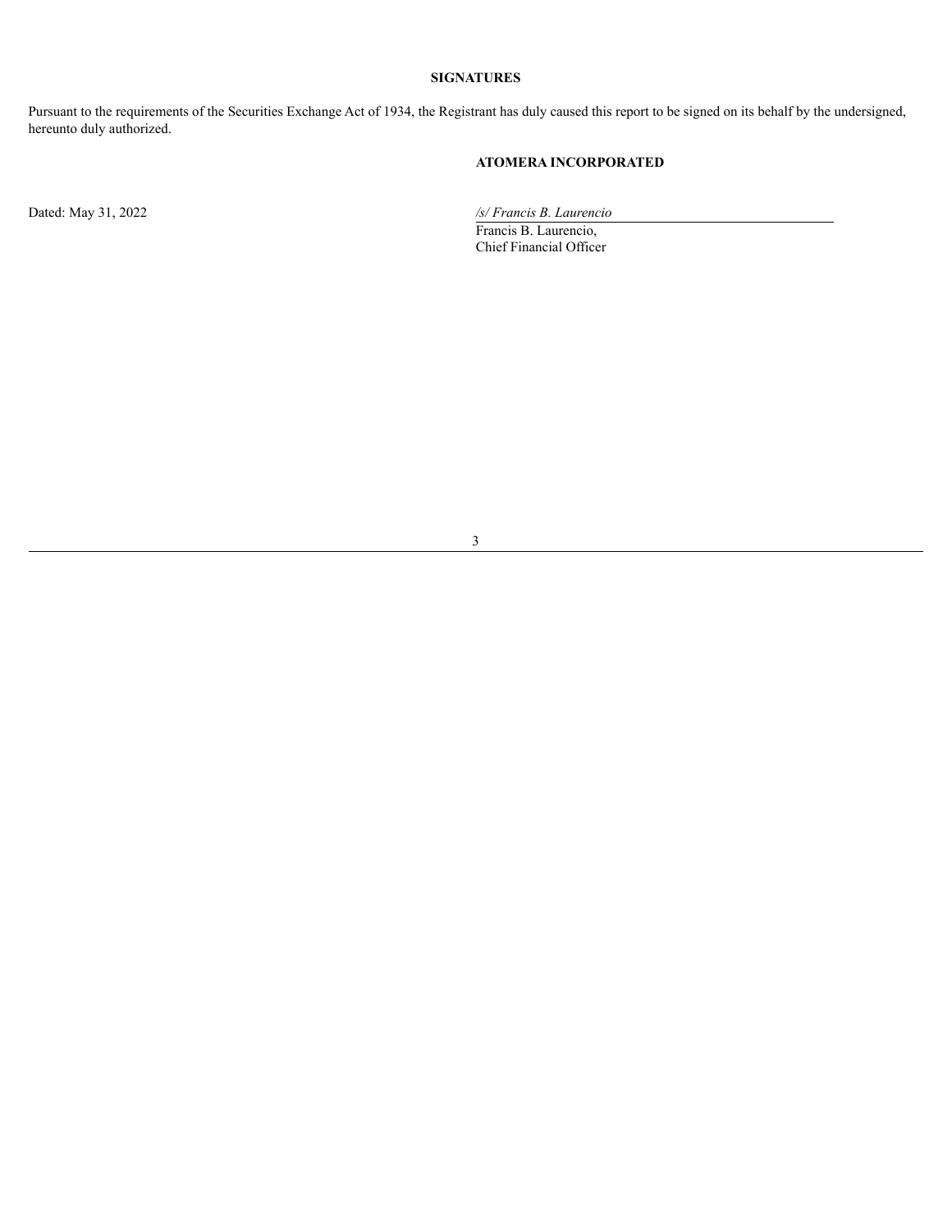## SIGNATURES

Pursuant to the requirements of the Securities Exchange Act of 1934, the Registrant has duly caused this report to be signed on its behalf by the undersigned, hereunto duly authorized.

**ATOMERA INCORPORATED**

Dated: May 31, 2022

*/s/ Francis B. Laurencio*
Francis B. Laurencio,
Chief Financial Officer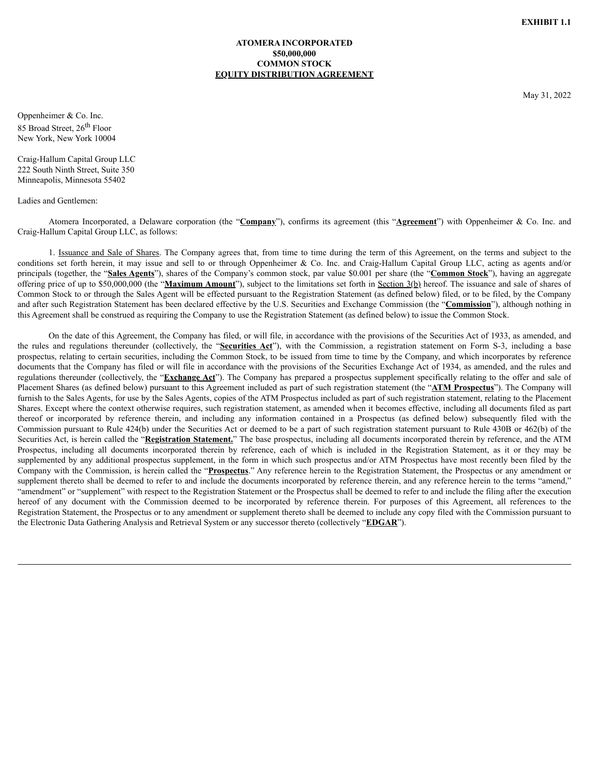**EXHIBIT 1.1**

**ATOMERA INCORPORATED**
**$50,000,000**
**COMMON STOCK**
**EQUITY DISTRIBUTION AGREEMENT**

May 31, 2022

Oppenheimer & Co. Inc.
85 Broad Street, 26th Floor
New York, New York 10004

Craig-Hallum Capital Group LLC
222 South Ninth Street, Suite 350
Minneapolis, Minnesota 55402

Ladies and Gentlemen:

Atomera Incorporated, a Delaware corporation (the "**Company**"), confirms its agreement (this "**Agreement**") with Oppenheimer & Co. Inc. and Craig-Hallum Capital Group LLC, as follows:

1. Issuance and Sale of Shares. The Company agrees that, from time to time during the term of this Agreement, on the terms and subject to the conditions set forth herein, it may issue and sell to or through Oppenheimer & Co. Inc. and Craig-Hallum Capital Group LLC, acting as agents and/or principals (together, the "**Sales Agents**"), shares of the Company's common stock, par value $0.001 per share (the "**Common Stock**"), having an aggregate offering price of up to $50,000,000 (the "**Maximum Amount**"), subject to the limitations set forth in Section 3(b) hereof. The issuance and sale of shares of Common Stock to or through the Sales Agent will be effected pursuant to the Registration Statement (as defined below) filed, or to be filed, by the Company and after such Registration Statement has been declared effective by the U.S. Securities and Exchange Commission (the "**Commission**"), although nothing in this Agreement shall be construed as requiring the Company to use the Registration Statement (as defined below) to issue the Common Stock.

On the date of this Agreement, the Company has filed, or will file, in accordance with the provisions of the Securities Act of 1933, as amended, and the rules and regulations thereunder (collectively, the "**Securities Act**"), with the Commission, a registration statement on Form S-3, including a base prospectus, relating to certain securities, including the Common Stock, to be issued from time to time by the Company, and which incorporates by reference documents that the Company has filed or will file in accordance with the provisions of the Securities Exchange Act of 1934, as amended, and the rules and regulations thereunder (collectively, the "**Exchange Act**"). The Company has prepared a prospectus supplement specifically relating to the offer and sale of Placement Shares (as defined below) pursuant to this Agreement included as part of such registration statement (the "**ATM Prospectus**"). The Company will furnish to the Sales Agents, for use by the Sales Agents, copies of the ATM Prospectus included as part of such registration statement, relating to the Placement Shares. Except where the context otherwise requires, such registration statement, as amended when it becomes effective, including all documents filed as part thereof or incorporated by reference therein, and including any information contained in a Prospectus (as defined below) subsequently filed with the Commission pursuant to Rule 424(b) under the Securities Act or deemed to be a part of such registration statement pursuant to Rule 430B or 462(b) of the Securities Act, is herein called the "**Registration Statement.**" The base prospectus, including all documents incorporated therein by reference, and the ATM Prospectus, including all documents incorporated therein by reference, each of which is included in the Registration Statement, as it or they may be supplemented by any additional prospectus supplement, in the form in which such prospectus and/or ATM Prospectus have most recently been filed by the Company with the Commission, is herein called the "**Prospectus**." Any reference herein to the Registration Statement, the Prospectus or any amendment or supplement thereto shall be deemed to refer to and include the documents incorporated by reference therein, and any reference herein to the terms "amend," "amendment" or "supplement" with respect to the Registration Statement or the Prospectus shall be deemed to refer to and include the filing after the execution hereof of any document with the Commission deemed to be incorporated by reference therein. For purposes of this Agreement, all references to the Registration Statement, the Prospectus or to any amendment or supplement thereto shall be deemed to include any copy filed with the Commission pursuant to the Electronic Data Gathering Analysis and Retrieval System or any successor thereto (collectively "**EDGAR**").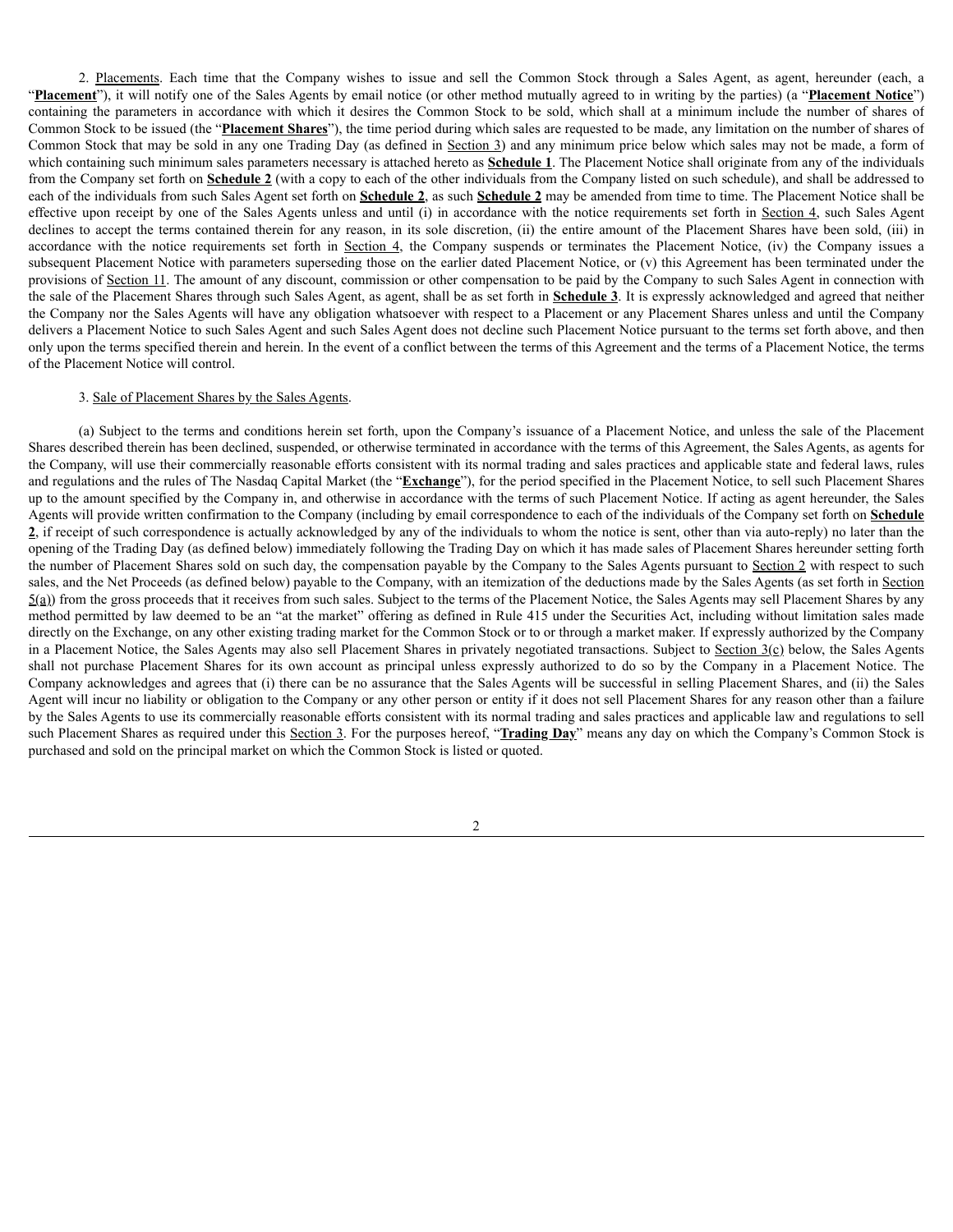2. Placements. Each time that the Company wishes to issue and sell the Common Stock through a Sales Agent, as agent, hereunder (each, a "**Placement**"), it will notify one of the Sales Agents by email notice (or other method mutually agreed to in writing by the parties) (a "**Placement Notice**") containing the parameters in accordance with which it desires the Common Stock to be sold, which shall at a minimum include the number of shares of Common Stock to be issued (the "**Placement Shares**"), the time period during which sales are requested to be made, any limitation on the number of shares of Common Stock that may be sold in any one Trading Day (as defined in Section 3) and any minimum price below which sales may not be made, a form of which containing such minimum sales parameters necessary is attached hereto as **Schedule 1**. The Placement Notice shall originate from any of the individuals from the Company set forth on **Schedule 2** (with a copy to each of the other individuals from the Company listed on such schedule), and shall be addressed to each of the individuals from such Sales Agent set forth on **Schedule 2**, as such **Schedule 2** may be amended from time to time. The Placement Notice shall be effective upon receipt by one of the Sales Agents unless and until (i) in accordance with the notice requirements set forth in Section 4, such Sales Agent declines to accept the terms contained therein for any reason, in its sole discretion, (ii) the entire amount of the Placement Shares have been sold, (iii) in accordance with the notice requirements set forth in Section 4, the Company suspends or terminates the Placement Notice, (iv) the Company issues a subsequent Placement Notice with parameters superseding those on the earlier dated Placement Notice, or (v) this Agreement has been terminated under the provisions of Section 11. The amount of any discount, commission or other compensation to be paid by the Company to such Sales Agent in connection with the sale of the Placement Shares through such Sales Agent, as agent, shall be as set forth in **Schedule 3**. It is expressly acknowledged and agreed that neither the Company nor the Sales Agents will have any obligation whatsoever with respect to a Placement or any Placement Shares unless and until the Company delivers a Placement Notice to such Sales Agent and such Sales Agent does not decline such Placement Notice pursuant to the terms set forth above, and then only upon the terms specified therein and herein. In the event of a conflict between the terms of this Agreement and the terms of a Placement Notice, the terms of the Placement Notice will control.

3. Sale of Placement Shares by the Sales Agents.

(a) Subject to the terms and conditions herein set forth, upon the Company's issuance of a Placement Notice, and unless the sale of the Placement Shares described therein has been declined, suspended, or otherwise terminated in accordance with the terms of this Agreement, the Sales Agents, as agents for the Company, will use their commercially reasonable efforts consistent with its normal trading and sales practices and applicable state and federal laws, rules and regulations and the rules of The Nasdaq Capital Market (the "**Exchange**"), for the period specified in the Placement Notice, to sell such Placement Shares up to the amount specified by the Company in, and otherwise in accordance with the terms of such Placement Notice. If acting as agent hereunder, the Sales Agents will provide written confirmation to the Company (including by email correspondence to each of the individuals of the Company set forth on **Schedule 2**, if receipt of such correspondence is actually acknowledged by any of the individuals to whom the notice is sent, other than via auto-reply) no later than the opening of the Trading Day (as defined below) immediately following the Trading Day on which it has made sales of Placement Shares hereunder setting forth the number of Placement Shares sold on such day, the compensation payable by the Company to the Sales Agents pursuant to Section 2 with respect to such sales, and the Net Proceeds (as defined below) payable to the Company, with an itemization of the deductions made by the Sales Agents (as set forth in Section 5(a)) from the gross proceeds that it receives from such sales. Subject to the terms of the Placement Notice, the Sales Agents may sell Placement Shares by any method permitted by law deemed to be an "at the market" offering as defined in Rule 415 under the Securities Act, including without limitation sales made directly on the Exchange, on any other existing trading market for the Common Stock or to or through a market maker. If expressly authorized by the Company in a Placement Notice, the Sales Agents may also sell Placement Shares in privately negotiated transactions. Subject to Section 3(c) below, the Sales Agents shall not purchase Placement Shares for its own account as principal unless expressly authorized to do so by the Company in a Placement Notice. The Company acknowledges and agrees that (i) there can be no assurance that the Sales Agents will be successful in selling Placement Shares, and (ii) the Sales Agent will incur no liability or obligation to the Company or any other person or entity if it does not sell Placement Shares for any reason other than a failure by the Sales Agents to use its commercially reasonable efforts consistent with its normal trading and sales practices and applicable law and regulations to sell such Placement Shares as required under this Section 3. For the purposes hereof, "**Trading Day**" means any day on which the Company's Common Stock is purchased and sold on the principal market on which the Common Stock is listed or quoted.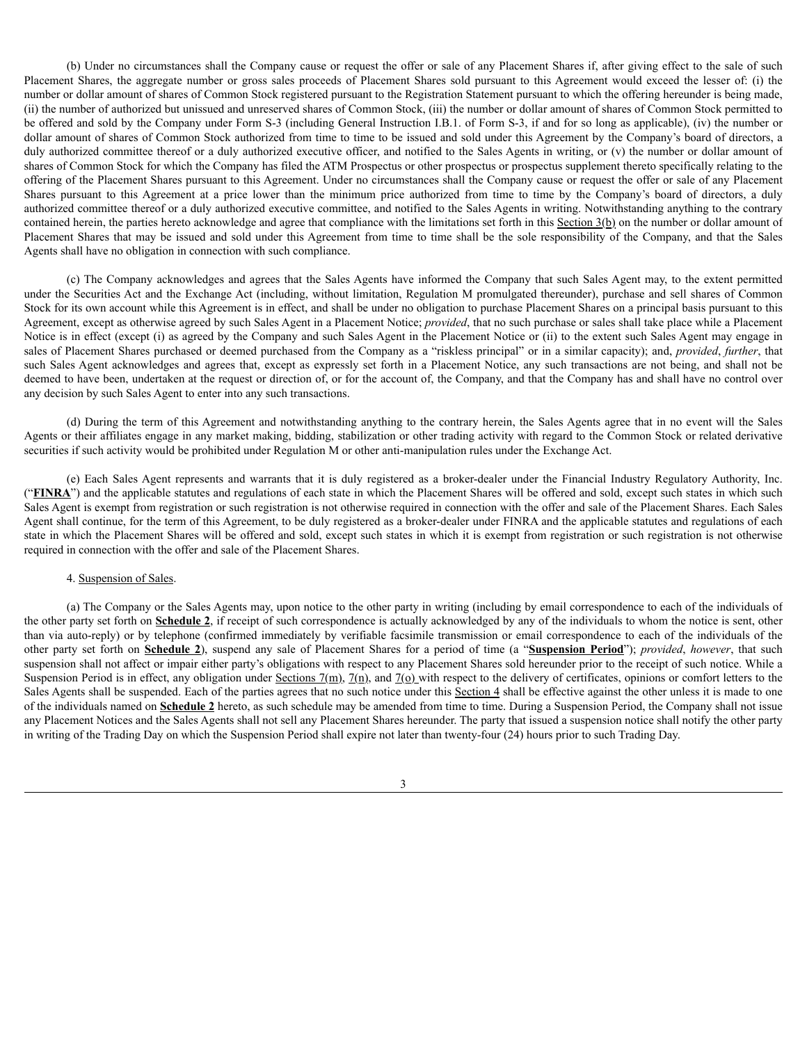(b) Under no circumstances shall the Company cause or request the offer or sale of any Placement Shares if, after giving effect to the sale of such Placement Shares, the aggregate number or gross sales proceeds of Placement Shares sold pursuant to this Agreement would exceed the lesser of: (i) the number or dollar amount of shares of Common Stock registered pursuant to the Registration Statement pursuant to which the offering hereunder is being made, (ii) the number of authorized but unissued and unreserved shares of Common Stock, (iii) the number or dollar amount of shares of Common Stock permitted to be offered and sold by the Company under Form S-3 (including General Instruction I.B.1. of Form S-3, if and for so long as applicable), (iv) the number or dollar amount of shares of Common Stock authorized from time to time to be issued and sold under this Agreement by the Company's board of directors, a duly authorized committee thereof or a duly authorized executive officer, and notified to the Sales Agents in writing, or (v) the number or dollar amount of shares of Common Stock for which the Company has filed the ATM Prospectus or other prospectus or prospectus supplement thereto specifically relating to the offering of the Placement Shares pursuant to this Agreement. Under no circumstances shall the Company cause or request the offer or sale of any Placement Shares pursuant to this Agreement at a price lower than the minimum price authorized from time to time by the Company's board of directors, a duly authorized committee thereof or a duly authorized executive committee, and notified to the Sales Agents in writing. Notwithstanding anything to the contrary contained herein, the parties hereto acknowledge and agree that compliance with the limitations set forth in this Section 3(b) on the number or dollar amount of Placement Shares that may be issued and sold under this Agreement from time to time shall be the sole responsibility of the Company, and that the Sales Agents shall have no obligation in connection with such compliance.

(c) The Company acknowledges and agrees that the Sales Agents have informed the Company that such Sales Agent may, to the extent permitted under the Securities Act and the Exchange Act (including, without limitation, Regulation M promulgated thereunder), purchase and sell shares of Common Stock for its own account while this Agreement is in effect, and shall be under no obligation to purchase Placement Shares on a principal basis pursuant to this Agreement, except as otherwise agreed by such Sales Agent in a Placement Notice; *provided*, that no such purchase or sales shall take place while a Placement Notice is in effect (except (i) as agreed by the Company and such Sales Agent in the Placement Notice or (ii) to the extent such Sales Agent may engage in sales of Placement Shares purchased or deemed purchased from the Company as a "riskless principal" or in a similar capacity); and, *provided*, *further*, that such Sales Agent acknowledges and agrees that, except as expressly set forth in a Placement Notice, any such transactions are not being, and shall not be deemed to have been, undertaken at the request or direction of, or for the account of, the Company, and that the Company has and shall have no control over any decision by such Sales Agent to enter into any such transactions.

(d) During the term of this Agreement and notwithstanding anything to the contrary herein, the Sales Agents agree that in no event will the Sales Agents or their affiliates engage in any market making, bidding, stabilization or other trading activity with regard to the Common Stock or related derivative securities if such activity would be prohibited under Regulation M or other anti-manipulation rules under the Exchange Act.

(e) Each Sales Agent represents and warrants that it is duly registered as a broker-dealer under the Financial Industry Regulatory Authority, Inc. ("**FINRA**") and the applicable statutes and regulations of each state in which the Placement Shares will be offered and sold, except such states in which such Sales Agent is exempt from registration or such registration is not otherwise required in connection with the offer and sale of the Placement Shares. Each Sales Agent shall continue, for the term of this Agreement, to be duly registered as a broker-dealer under FINRA and the applicable statutes and regulations of each state in which the Placement Shares will be offered and sold, except such states in which it is exempt from registration or such registration is not otherwise required in connection with the offer and sale of the Placement Shares.

4. Suspension of Sales.

(a) The Company or the Sales Agents may, upon notice to the other party in writing (including by email correspondence to each of the individuals of the other party set forth on **Schedule 2**, if receipt of such correspondence is actually acknowledged by any of the individuals to whom the notice is sent, other than via auto-reply) or by telephone (confirmed immediately by verifiable facsimile transmission or email correspondence to each of the individuals of the other party set forth on **Schedule 2**), suspend any sale of Placement Shares for a period of time (a "**Suspension Period**"); *provided*, *however*, that such suspension shall not affect or impair either party's obligations with respect to any Placement Shares sold hereunder prior to the receipt of such notice. While a Suspension Period is in effect, any obligation under Sections 7(m), 7(n), and 7(o) with respect to the delivery of certificates, opinions or comfort letters to the Sales Agents shall be suspended. Each of the parties agrees that no such notice under this Section 4 shall be effective against the other unless it is made to one of the individuals named on **Schedule 2** hereto, as such schedule may be amended from time to time. During a Suspension Period, the Company shall not issue any Placement Notices and the Sales Agents shall not sell any Placement Shares hereunder. The party that issued a suspension notice shall notify the other party in writing of the Trading Day on which the Suspension Period shall expire not later than twenty-four (24) hours prior to such Trading Day.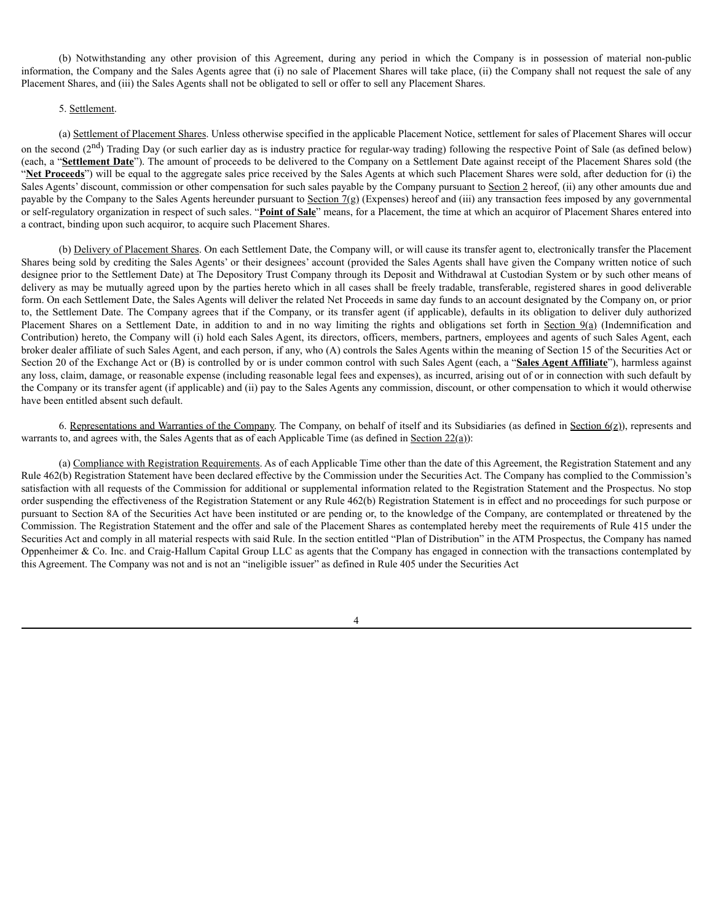(b) Notwithstanding any other provision of this Agreement, during any period in which the Company is in possession of material non-public information, the Company and the Sales Agents agree that (i) no sale of Placement Shares will take place, (ii) the Company shall not request the sale of any Placement Shares, and (iii) the Sales Agents shall not be obligated to sell or offer to sell any Placement Shares.

5. Settlement.

(a) Settlement of Placement Shares. Unless otherwise specified in the applicable Placement Notice, settlement for sales of Placement Shares will occur on the second ($2^{nd}$) Trading Day (or such earlier day as is industry practice for regular-way trading) following the respective Point of Sale (as defined below) (each, a "**Settlement Date**"). The amount of proceeds to be delivered to the Company on a Settlement Date against receipt of the Placement Shares sold (the "**Net Proceeds**") will be equal to the aggregate sales price received by the Sales Agents at which such Placement Shares were sold, after deduction for (i) the Sales Agents' discount, commission or other compensation for such sales payable by the Company pursuant to Section 2 hereof, (ii) any other amounts due and payable by the Company to the Sales Agents hereunder pursuant to Section 7(g) (Expenses) hereof and (iii) any transaction fees imposed by any governmental or self-regulatory organization in respect of such sales. "**Point of Sale**" means, for a Placement, the time at which an acquiror of Placement Shares entered into a contract, binding upon such acquiror, to acquire such Placement Shares.

(b) Delivery of Placement Shares. On each Settlement Date, the Company will, or will cause its transfer agent to, electronically transfer the Placement Shares being sold by crediting the Sales Agents' or their designees' account (provided the Sales Agents shall have given the Company written notice of such designee prior to the Settlement Date) at The Depository Trust Company through its Deposit and Withdrawal at Custodian System or by such other means of delivery as may be mutually agreed upon by the parties hereto which in all cases shall be freely tradable, transferable, registered shares in good deliverable form. On each Settlement Date, the Sales Agents will deliver the related Net Proceeds in same day funds to an account designated by the Company on, or prior to, the Settlement Date. The Company agrees that if the Company, or its transfer agent (if applicable), defaults in its obligation to deliver duly authorized Placement Shares on a Settlement Date, in addition to and in no way limiting the rights and obligations set forth in Section 9(a) (Indemnification and Contribution) hereto, the Company will (i) hold each Sales Agent, its directors, officers, members, partners, employees and agents of such Sales Agent, each broker dealer affiliate of such Sales Agent, and each person, if any, who (A) controls the Sales Agents within the meaning of Section 15 of the Securities Act or Section 20 of the Exchange Act or (B) is controlled by or is under common control with such Sales Agent (each, a "**Sales Agent Affiliate**"), harmless against any loss, claim, damage, or reasonable expense (including reasonable legal fees and expenses), as incurred, arising out of or in connection with such default by the Company or its transfer agent (if applicable) and (ii) pay to the Sales Agents any commission, discount, or other compensation to which it would otherwise have been entitled absent such default.

6. Representations and Warranties of the Company. The Company, on behalf of itself and its Subsidiaries (as defined in Section 6(z)), represents and warrants to, and agrees with, the Sales Agents that as of each Applicable Time (as defined in Section 22(a)):

(a) Compliance with Registration Requirements. As of each Applicable Time other than the date of this Agreement, the Registration Statement and any Rule 462(b) Registration Statement have been declared effective by the Commission under the Securities Act. The Company has complied to the Commission's satisfaction with all requests of the Commission for additional or supplemental information related to the Registration Statement and the Prospectus. No stop order suspending the effectiveness of the Registration Statement or any Rule 462(b) Registration Statement is in effect and no proceedings for such purpose or pursuant to Section 8A of the Securities Act have been instituted or are pending or, to the knowledge of the Company, are contemplated or threatened by the Commission. The Registration Statement and the offer and sale of the Placement Shares as contemplated hereby meet the requirements of Rule 415 under the Securities Act and comply in all material respects with said Rule. In the section entitled "Plan of Distribution" in the ATM Prospectus, the Company has named Oppenheimer & Co. Inc. and Craig-Hallum Capital Group LLC as agents that the Company has engaged in connection with the transactions contemplated by this Agreement. The Company was not and is not an "ineligible issuer" as defined in Rule 405 under the Securities Act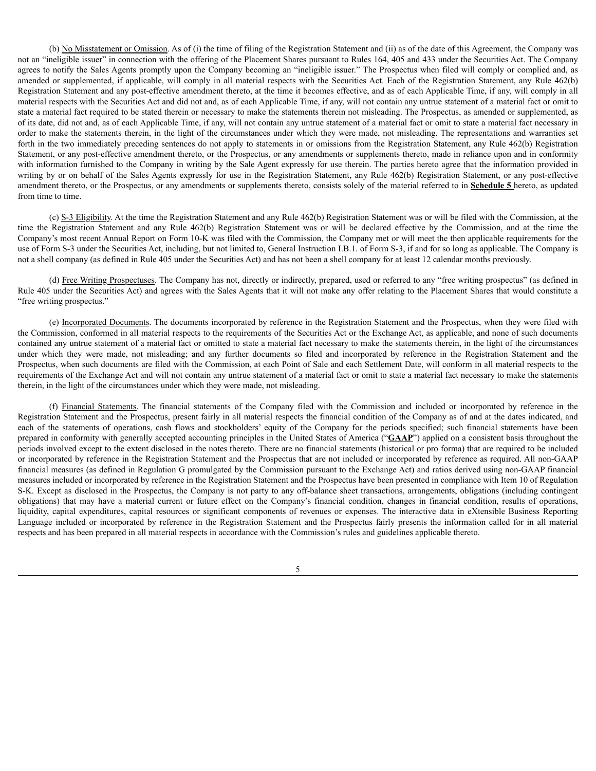(b) No Misstatement or Omission. As of (i) the time of filing of the Registration Statement and (ii) as of the date of this Agreement, the Company was not an "ineligible issuer" in connection with the offering of the Placement Shares pursuant to Rules 164, 405 and 433 under the Securities Act. The Company agrees to notify the Sales Agents promptly upon the Company becoming an "ineligible issuer." The Prospectus when filed will comply or complied and, as amended or supplemented, if applicable, will comply in all material respects with the Securities Act. Each of the Registration Statement, any Rule 462(b) Registration Statement and any post-effective amendment thereto, at the time it becomes effective, and as of each Applicable Time, if any, will comply in all material respects with the Securities Act and did not and, as of each Applicable Time, if any, will not contain any untrue statement of a material fact or omit to state a material fact required to be stated therein or necessary to make the statements therein not misleading. The Prospectus, as amended or supplemented, as of its date, did not and, as of each Applicable Time, if any, will not contain any untrue statement of a material fact or omit to state a material fact necessary in order to make the statements therein, in the light of the circumstances under which they were made, not misleading. The representations and warranties set forth in the two immediately preceding sentences do not apply to statements in or omissions from the Registration Statement, any Rule 462(b) Registration Statement, or any post-effective amendment thereto, or the Prospectus, or any amendments or supplements thereto, made in reliance upon and in conformity with information furnished to the Company in writing by the Sale Agent expressly for use therein. The parties hereto agree that the information provided in writing by or on behalf of the Sales Agents expressly for use in the Registration Statement, any Rule 462(b) Registration Statement, or any post-effective amendment thereto, or the Prospectus, or any amendments or supplements thereto, consists solely of the material referred to in **Schedule 5** hereto, as updated from time to time.

(c) S-3 Eligibility. At the time the Registration Statement and any Rule 462(b) Registration Statement was or will be filed with the Commission, at the time the Registration Statement and any Rule 462(b) Registration Statement was or will be declared effective by the Commission, and at the time the Company's most recent Annual Report on Form 10-K was filed with the Commission, the Company met or will meet the then applicable requirements for the use of Form S-3 under the Securities Act, including, but not limited to, General Instruction I.B.1. of Form S-3, if and for so long as applicable. The Company is not a shell company (as defined in Rule 405 under the Securities Act) and has not been a shell company for at least 12 calendar months previously.

(d) Free Writing Prospectuses. The Company has not, directly or indirectly, prepared, used or referred to any "free writing prospectus" (as defined in Rule 405 under the Securities Act) and agrees with the Sales Agents that it will not make any offer relating to the Placement Shares that would constitute a "free writing prospectus."

(e) Incorporated Documents. The documents incorporated by reference in the Registration Statement and the Prospectus, when they were filed with the Commission, conformed in all material respects to the requirements of the Securities Act or the Exchange Act, as applicable, and none of such documents contained any untrue statement of a material fact or omitted to state a material fact necessary to make the statements therein, in the light of the circumstances under which they were made, not misleading; and any further documents so filed and incorporated by reference in the Registration Statement and the Prospectus, when such documents are filed with the Commission, at each Point of Sale and each Settlement Date, will conform in all material respects to the requirements of the Exchange Act and will not contain any untrue statement of a material fact or omit to state a material fact necessary to make the statements therein, in the light of the circumstances under which they were made, not misleading.

(f) Financial Statements. The financial statements of the Company filed with the Commission and included or incorporated by reference in the Registration Statement and the Prospectus, present fairly in all material respects the financial condition of the Company as of and at the dates indicated, and each of the statements of operations, cash flows and stockholders' equity of the Company for the periods specified; such financial statements have been prepared in conformity with generally accepted accounting principles in the United States of America ("**GAAP**") applied on a consistent basis throughout the periods involved except to the extent disclosed in the notes thereto. There are no financial statements (historical or pro forma) that are required to be included or incorporated by reference in the Registration Statement and the Prospectus that are not included or incorporated by reference as required. All non-GAAP financial measures (as defined in Regulation G promulgated by the Commission pursuant to the Exchange Act) and ratios derived using non-GAAP financial measures included or incorporated by reference in the Registration Statement and the Prospectus have been presented in compliance with Item 10 of Regulation S-K. Except as disclosed in the Prospectus, the Company is not party to any off-balance sheet transactions, arrangements, obligations (including contingent obligations) that may have a material current or future effect on the Company's financial condition, changes in financial condition, results of operations, liquidity, capital expenditures, capital resources or significant components of revenues or expenses. The interactive data in eXtensible Business Reporting Language included or incorporated by reference in the Registration Statement and the Prospectus fairly presents the information called for in all material respects and has been prepared in all material respects in accordance with the Commission's rules and guidelines applicable thereto.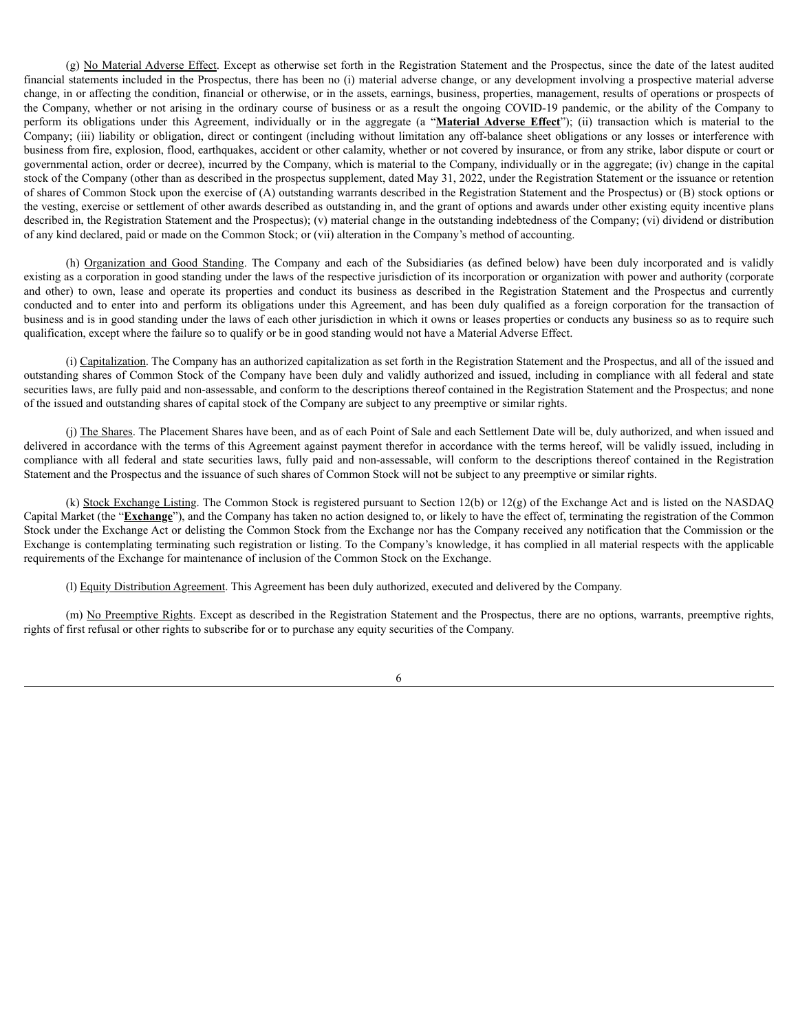(g) No Material Adverse Effect. Except as otherwise set forth in the Registration Statement and the Prospectus, since the date of the latest audited financial statements included in the Prospectus, there has been no (i) material adverse change, or any development involving a prospective material adverse change, in or affecting the condition, financial or otherwise, or in the assets, earnings, business, properties, management, results of operations or prospects of the Company, whether or not arising in the ordinary course of business or as a result the ongoing COVID-19 pandemic, or the ability of the Company to perform its obligations under this Agreement, individually or in the aggregate (a "**Material Adverse Effect**"); (ii) transaction which is material to the Company; (iii) liability or obligation, direct or contingent (including without limitation any off-balance sheet obligations or any losses or interference with business from fire, explosion, flood, earthquakes, accident or other calamity, whether or not covered by insurance, or from any strike, labor dispute or court or governmental action, order or decree), incurred by the Company, which is material to the Company, individually or in the aggregate; (iv) change in the capital stock of the Company (other than as described in the prospectus supplement, dated May 31, 2022, under the Registration Statement or the issuance or retention of shares of Common Stock upon the exercise of (A) outstanding warrants described in the Registration Statement and the Prospectus) or (B) stock options or the vesting, exercise or settlement of other awards described as outstanding in, and the grant of options and awards under other existing equity incentive plans described in, the Registration Statement and the Prospectus); (v) material change in the outstanding indebtedness of the Company; (vi) dividend or distribution of any kind declared, paid or made on the Common Stock; or (vii) alteration in the Company's method of accounting.

(h) Organization and Good Standing. The Company and each of the Subsidiaries (as defined below) have been duly incorporated and is validly existing as a corporation in good standing under the laws of the respective jurisdiction of its incorporation or organization with power and authority (corporate and other) to own, lease and operate its properties and conduct its business as described in the Registration Statement and the Prospectus and currently conducted and to enter into and perform its obligations under this Agreement, and has been duly qualified as a foreign corporation for the transaction of business and is in good standing under the laws of each other jurisdiction in which it owns or leases properties or conducts any business so as to require such qualification, except where the failure so to qualify or be in good standing would not have a Material Adverse Effect.

(i) Capitalization. The Company has an authorized capitalization as set forth in the Registration Statement and the Prospectus, and all of the issued and outstanding shares of Common Stock of the Company have been duly and validly authorized and issued, including in compliance with all federal and state securities laws, are fully paid and non-assessable, and conform to the descriptions thereof contained in the Registration Statement and the Prospectus; and none of the issued and outstanding shares of capital stock of the Company are subject to any preemptive or similar rights.

(j) The Shares. The Placement Shares have been, and as of each Point of Sale and each Settlement Date will be, duly authorized, and when issued and delivered in accordance with the terms of this Agreement against payment therefor in accordance with the terms hereof, will be validly issued, including in compliance with all federal and state securities laws, fully paid and non-assessable, will conform to the descriptions thereof contained in the Registration Statement and the Prospectus and the issuance of such shares of Common Stock will not be subject to any preemptive or similar rights.

(k) Stock Exchange Listing. The Common Stock is registered pursuant to Section 12(b) or 12(g) of the Exchange Act and is listed on the NASDAQ Capital Market (the "**Exchange**"), and the Company has taken no action designed to, or likely to have the effect of, terminating the registration of the Common Stock under the Exchange Act or delisting the Common Stock from the Exchange nor has the Company received any notification that the Commission or the Exchange is contemplating terminating such registration or listing. To the Company's knowledge, it has complied in all material respects with the applicable requirements of the Exchange for maintenance of inclusion of the Common Stock on the Exchange.

(l) Equity Distribution Agreement. This Agreement has been duly authorized, executed and delivered by the Company.

(m) No Preemptive Rights. Except as described in the Registration Statement and the Prospectus, there are no options, warrants, preemptive rights, rights of first refusal or other rights to subscribe for or to purchase any equity securities of the Company.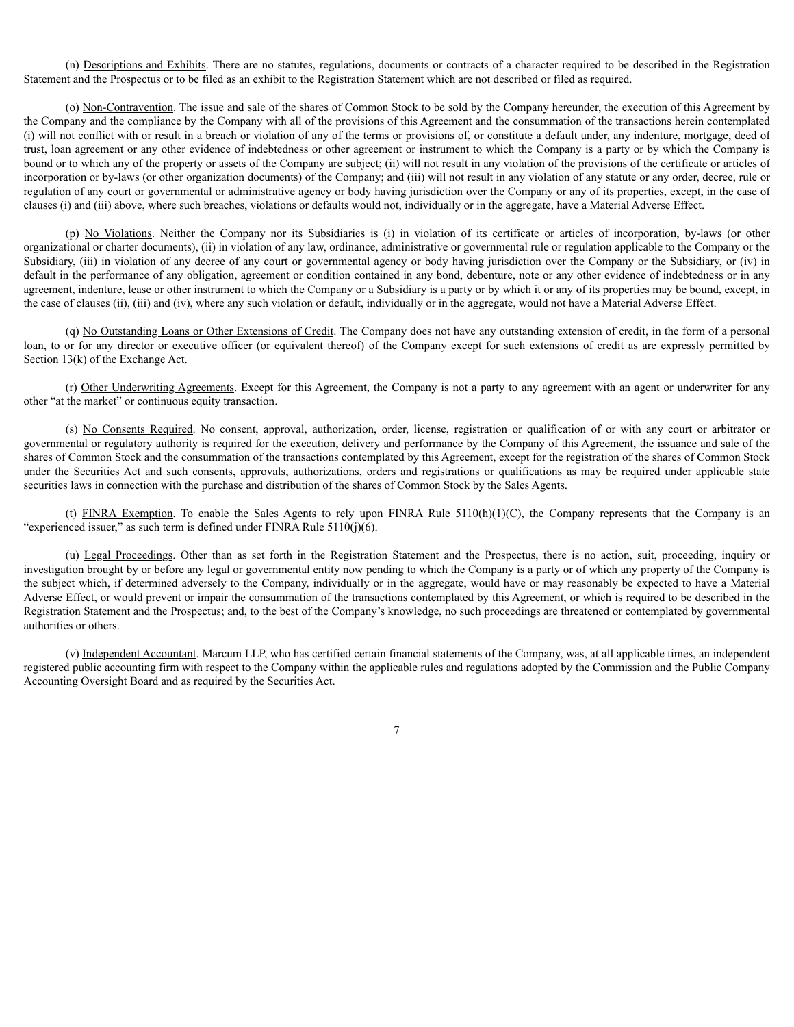(n) Descriptions and Exhibits. There are no statutes, regulations, documents or contracts of a character required to be described in the Registration Statement and the Prospectus or to be filed as an exhibit to the Registration Statement which are not described or filed as required.

(o) Non-Contravention. The issue and sale of the shares of Common Stock to be sold by the Company hereunder, the execution of this Agreement by the Company and the compliance by the Company with all of the provisions of this Agreement and the consummation of the transactions herein contemplated (i) will not conflict with or result in a breach or violation of any of the terms or provisions of, or constitute a default under, any indenture, mortgage, deed of trust, loan agreement or any other evidence of indebtedness or other agreement or instrument to which the Company is a party or by which the Company is bound or to which any of the property or assets of the Company are subject; (ii) will not result in any violation of the provisions of the certificate or articles of incorporation or by-laws (or other organization documents) of the Company; and (iii) will not result in any violation of any statute or any order, decree, rule or regulation of any court or governmental or administrative agency or body having jurisdiction over the Company or any of its properties, except, in the case of clauses (i) and (iii) above, where such breaches, violations or defaults would not, individually or in the aggregate, have a Material Adverse Effect.

(p) No Violations. Neither the Company nor its Subsidiaries is (i) in violation of its certificate or articles of incorporation, by-laws (or other organizational or charter documents), (ii) in violation of any law, ordinance, administrative or governmental rule or regulation applicable to the Company or the Subsidiary, (iii) in violation of any decree of any court or governmental agency or body having jurisdiction over the Company or the Subsidiary, or (iv) in default in the performance of any obligation, agreement or condition contained in any bond, debenture, note or any other evidence of indebtedness or in any agreement, indenture, lease or other instrument to which the Company or a Subsidiary is a party or by which it or any of its properties may be bound, except, in the case of clauses (ii), (iii) and (iv), where any such violation or default, individually or in the aggregate, would not have a Material Adverse Effect.

(q) No Outstanding Loans or Other Extensions of Credit. The Company does not have any outstanding extension of credit, in the form of a personal loan, to or for any director or executive officer (or equivalent thereof) of the Company except for such extensions of credit as are expressly permitted by Section 13(k) of the Exchange Act.

(r) Other Underwriting Agreements. Except for this Agreement, the Company is not a party to any agreement with an agent or underwriter for any other "at the market" or continuous equity transaction.

(s) No Consents Required. No consent, approval, authorization, order, license, registration or qualification of or with any court or arbitrator or governmental or regulatory authority is required for the execution, delivery and performance by the Company of this Agreement, the issuance and sale of the shares of Common Stock and the consummation of the transactions contemplated by this Agreement, except for the registration of the shares of Common Stock under the Securities Act and such consents, approvals, authorizations, orders and registrations or qualifications as may be required under applicable state securities laws in connection with the purchase and distribution of the shares of Common Stock by the Sales Agents.

(t) FINRA Exemption. To enable the Sales Agents to rely upon FINRA Rule 5110(h)(1)(C), the Company represents that the Company is an "experienced issuer," as such term is defined under FINRA Rule 5110(j)(6).

(u) Legal Proceedings. Other than as set forth in the Registration Statement and the Prospectus, there is no action, suit, proceeding, inquiry or investigation brought by or before any legal or governmental entity now pending to which the Company is a party or of which any property of the Company is the subject which, if determined adversely to the Company, individually or in the aggregate, would have or may reasonably be expected to have a Material Adverse Effect, or would prevent or impair the consummation of the transactions contemplated by this Agreement, or which is required to be described in the Registration Statement and the Prospectus; and, to the best of the Company's knowledge, no such proceedings are threatened or contemplated by governmental authorities or others.

(v) Independent Accountant. Marcum LLP, who has certified certain financial statements of the Company, was, at all applicable times, an independent registered public accounting firm with respect to the Company within the applicable rules and regulations adopted by the Commission and the Public Company Accounting Oversight Board and as required by the Securities Act.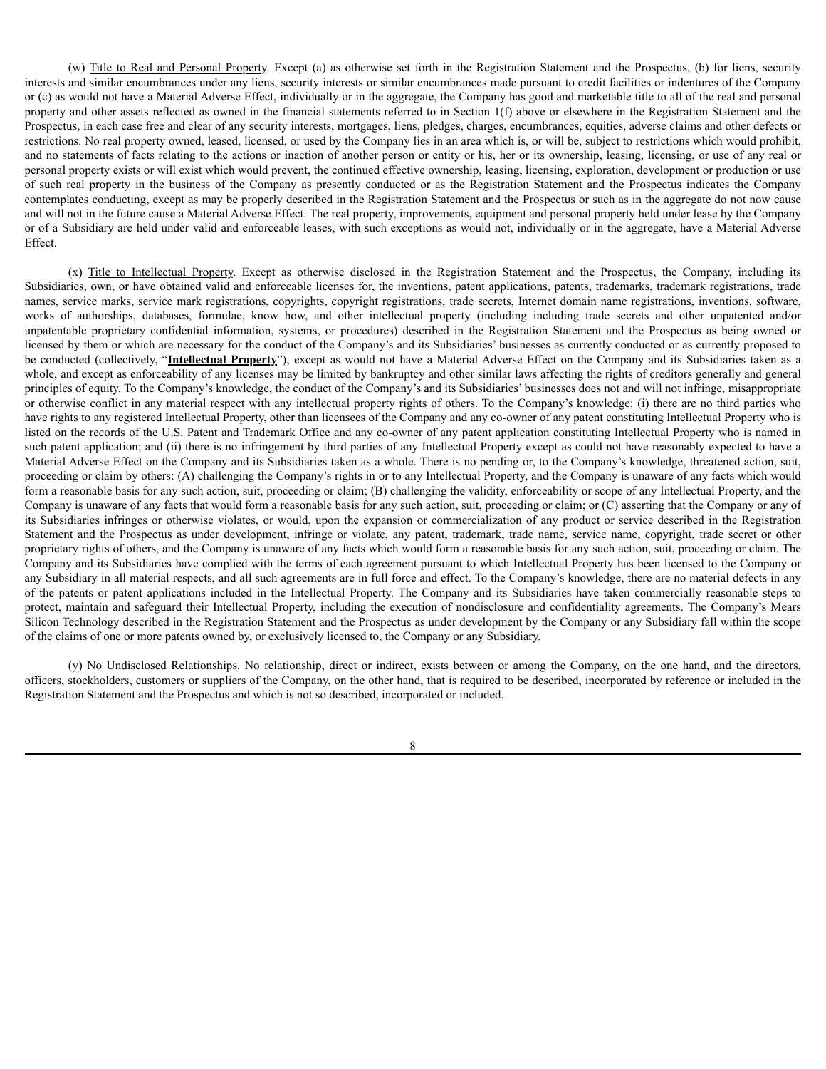(w) Title to Real and Personal Property. Except (a) as otherwise set forth in the Registration Statement and the Prospectus, (b) for liens, security interests and similar encumbrances under any liens, security interests or similar encumbrances made pursuant to credit facilities or indentures of the Company or (c) as would not have a Material Adverse Effect, individually or in the aggregate, the Company has good and marketable title to all of the real and personal property and other assets reflected as owned in the financial statements referred to in Section 1(f) above or elsewhere in the Registration Statement and the Prospectus, in each case free and clear of any security interests, mortgages, liens, pledges, charges, encumbrances, equities, adverse claims and other defects or restrictions. No real property owned, leased, licensed, or used by the Company lies in an area which is, or will be, subject to restrictions which would prohibit, and no statements of facts relating to the actions or inaction of another person or entity or his, her or its ownership, leasing, licensing, or use of any real or personal property exists or will exist which would prevent, the continued effective ownership, leasing, licensing, exploration, development or production or use of such real property in the business of the Company as presently conducted or as the Registration Statement and the Prospectus indicates the Company contemplates conducting, except as may be properly described in the Registration Statement and the Prospectus or such as in the aggregate do not now cause and will not in the future cause a Material Adverse Effect. The real property, improvements, equipment and personal property held under lease by the Company or of a Subsidiary are held under valid and enforceable leases, with such exceptions as would not, individually or in the aggregate, have a Material Adverse Effect.

(x) Title to Intellectual Property. Except as otherwise disclosed in the Registration Statement and the Prospectus, the Company, including its Subsidiaries, own, or have obtained valid and enforceable licenses for, the inventions, patent applications, patents, trademarks, trademark registrations, trade names, service marks, service mark registrations, copyrights, copyright registrations, trade secrets, Internet domain name registrations, inventions, software, works of authorships, databases, formulae, know how, and other intellectual property (including including trade secrets and other unpatented and/or unpatentable proprietary confidential information, systems, or procedures) described in the Registration Statement and the Prospectus as being owned or licensed by them or which are necessary for the conduct of the Company's and its Subsidiaries' businesses as currently conducted or as currently proposed to be conducted (collectively, "**Intellectual Property**"), except as would not have a Material Adverse Effect on the Company and its Subsidiaries taken as a whole, and except as enforceability of any licenses may be limited by bankruptcy and other similar laws affecting the rights of creditors generally and general principles of equity. To the Company's knowledge, the conduct of the Company's and its Subsidiaries' businesses does not and will not infringe, misappropriate or otherwise conflict in any material respect with any intellectual property rights of others. To the Company's knowledge: (i) there are no third parties who have rights to any registered Intellectual Property, other than licensees of the Company and any co-owner of any patent constituting Intellectual Property who is listed on the records of the U.S. Patent and Trademark Office and any co-owner of any patent application constituting Intellectual Property who is named in such patent application; and (ii) there is no infringement by third parties of any Intellectual Property except as could not have reasonably expected to have a Material Adverse Effect on the Company and its Subsidiaries taken as a whole. There is no pending or, to the Company's knowledge, threatened action, suit, proceeding or claim by others: (A) challenging the Company's rights in or to any Intellectual Property, and the Company is unaware of any facts which would form a reasonable basis for any such action, suit, proceeding or claim; (B) challenging the validity, enforceability or scope of any Intellectual Property, and the Company is unaware of any facts that would form a reasonable basis for any such action, suit, proceeding or claim; or (C) asserting that the Company or any of its Subsidiaries infringes or otherwise violates, or would, upon the expansion or commercialization of any product or service described in the Registration Statement and the Prospectus as under development, infringe or violate, any patent, trademark, trade name, service name, copyright, trade secret or other proprietary rights of others, and the Company is unaware of any facts which would form a reasonable basis for any such action, suit, proceeding or claim. The Company and its Subsidiaries have complied with the terms of each agreement pursuant to which Intellectual Property has been licensed to the Company or any Subsidiary in all material respects, and all such agreements are in full force and effect. To the Company's knowledge, there are no material defects in any of the patents or patent applications included in the Intellectual Property. The Company and its Subsidiaries have taken commercially reasonable steps to protect, maintain and safeguard their Intellectual Property, including the execution of nondisclosure and confidentiality agreements. The Company's Mears Silicon Technology described in the Registration Statement and the Prospectus as under development by the Company or any Subsidiary fall within the scope of the claims of one or more patents owned by, or exclusively licensed to, the Company or any Subsidiary.

(y) No Undisclosed Relationships. No relationship, direct or indirect, exists between or among the Company, on the one hand, and the directors, officers, stockholders, customers or suppliers of the Company, on the other hand, that is required to be described, incorporated by reference or included in the Registration Statement and the Prospectus and which is not so described, incorporated or included.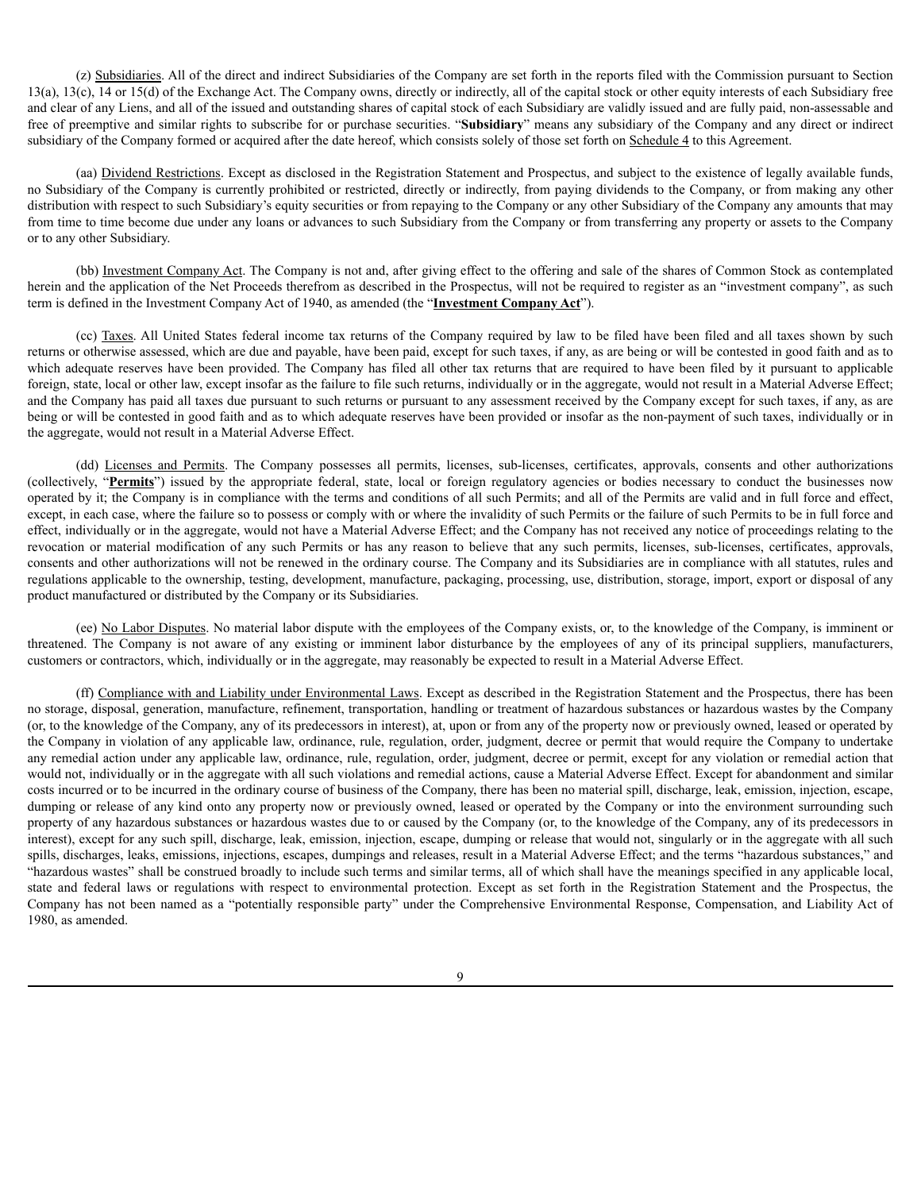(z) Subsidiaries. All of the direct and indirect Subsidiaries of the Company are set forth in the reports filed with the Commission pursuant to Section 13(a), 13(c), 14 or 15(d) of the Exchange Act. The Company owns, directly or indirectly, all of the capital stock or other equity interests of each Subsidiary free and clear of any Liens, and all of the issued and outstanding shares of capital stock of each Subsidiary are validly issued and are fully paid, non-assessable and free of preemptive and similar rights to subscribe for or purchase securities. "**Subsidiary**" means any subsidiary of the Company and any direct or indirect subsidiary of the Company formed or acquired after the date hereof, which consists solely of those set forth on Schedule 4 to this Agreement.

(aa) Dividend Restrictions. Except as disclosed in the Registration Statement and Prospectus, and subject to the existence of legally available funds, no Subsidiary of the Company is currently prohibited or restricted, directly or indirectly, from paying dividends to the Company, or from making any other distribution with respect to such Subsidiary's equity securities or from repaying to the Company or any other Subsidiary of the Company any amounts that may from time to time become due under any loans or advances to such Subsidiary from the Company or from transferring any property or assets to the Company or to any other Subsidiary.

(bb) Investment Company Act. The Company is not and, after giving effect to the offering and sale of the shares of Common Stock as contemplated herein and the application of the Net Proceeds therefrom as described in the Prospectus, will not be required to register as an "investment company", as such term is defined in the Investment Company Act of 1940, as amended (the "**Investment Company Act**").

(cc) Taxes. All United States federal income tax returns of the Company required by law to be filed have been filed and all taxes shown by such returns or otherwise assessed, which are due and payable, have been paid, except for such taxes, if any, as are being or will be contested in good faith and as to which adequate reserves have been provided. The Company has filed all other tax returns that are required to have been filed by it pursuant to applicable foreign, state, local or other law, except insofar as the failure to file such returns, individually or in the aggregate, would not result in a Material Adverse Effect; and the Company has paid all taxes due pursuant to such returns or pursuant to any assessment received by the Company except for such taxes, if any, as are being or will be contested in good faith and as to which adequate reserves have been provided or insofar as the non-payment of such taxes, individually or in the aggregate, would not result in a Material Adverse Effect.

(dd) Licenses and Permits. The Company possesses all permits, licenses, sub-licenses, certificates, approvals, consents and other authorizations (collectively, "**Permits**") issued by the appropriate federal, state, local or foreign regulatory agencies or bodies necessary to conduct the businesses now operated by it; the Company is in compliance with the terms and conditions of all such Permits; and all of the Permits are valid and in full force and effect, except, in each case, where the failure so to possess or comply with or where the invalidity of such Permits or the failure of such Permits to be in full force and effect, individually or in the aggregate, would not have a Material Adverse Effect; and the Company has not received any notice of proceedings relating to the revocation or material modification of any such Permits or has any reason to believe that any such permits, licenses, sub-licenses, certificates, approvals, consents and other authorizations will not be renewed in the ordinary course. The Company and its Subsidiaries are in compliance with all statutes, rules and regulations applicable to the ownership, testing, development, manufacture, packaging, processing, use, distribution, storage, import, export or disposal of any product manufactured or distributed by the Company or its Subsidiaries.

(ee) No Labor Disputes. No material labor dispute with the employees of the Company exists, or, to the knowledge of the Company, is imminent or threatened. The Company is not aware of any existing or imminent labor disturbance by the employees of any of its principal suppliers, manufacturers, customers or contractors, which, individually or in the aggregate, may reasonably be expected to result in a Material Adverse Effect.

(ff) Compliance with and Liability under Environmental Laws. Except as described in the Registration Statement and the Prospectus, there has been no storage, disposal, generation, manufacture, refinement, transportation, handling or treatment of hazardous substances or hazardous wastes by the Company (or, to the knowledge of the Company, any of its predecessors in interest), at, upon or from any of the property now or previously owned, leased or operated by the Company in violation of any applicable law, ordinance, rule, regulation, order, judgment, decree or permit that would require the Company to undertake any remedial action under any applicable law, ordinance, rule, regulation, order, judgment, decree or permit, except for any violation or remedial action that would not, individually or in the aggregate with all such violations and remedial actions, cause a Material Adverse Effect. Except for abandonment and similar costs incurred or to be incurred in the ordinary course of business of the Company, there has been no material spill, discharge, leak, emission, injection, escape, dumping or release of any kind onto any property now or previously owned, leased or operated by the Company or into the environment surrounding such property of any hazardous substances or hazardous wastes due to or caused by the Company (or, to the knowledge of the Company, any of its predecessors in interest), except for any such spill, discharge, leak, emission, injection, escape, dumping or release that would not, singularly or in the aggregate with all such spills, discharges, leaks, emissions, injections, escapes, dumpings and releases, result in a Material Adverse Effect; and the terms "hazardous substances," and "hazardous wastes" shall be construed broadly to include such terms and similar terms, all of which shall have the meanings specified in any applicable local, state and federal laws or regulations with respect to environmental protection. Except as set forth in the Registration Statement and the Prospectus, the Company has not been named as a "potentially responsible party" under the Comprehensive Environmental Response, Compensation, and Liability Act of 1980, as amended.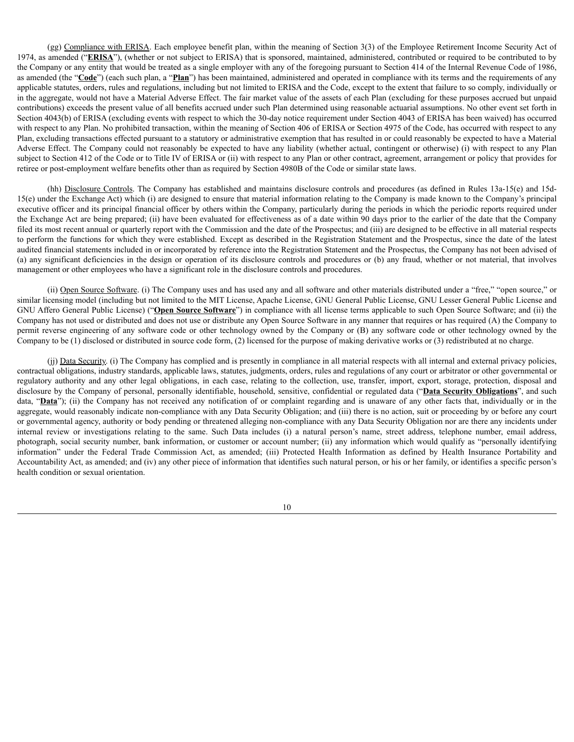(gg) Compliance with ERISA. Each employee benefit plan, within the meaning of Section 3(3) of the Employee Retirement Income Security Act of 1974, as amended ("**ERISA**"), (whether or not subject to ERISA) that is sponsored, maintained, administered, contributed or required to be contributed to by the Company or any entity that would be treated as a single employer with any of the foregoing pursuant to Section 414 of the Internal Revenue Code of 1986, as amended (the "**Code**") (each such plan, a "**Plan**") has been maintained, administered and operated in compliance with its terms and the requirements of any applicable statutes, orders, rules and regulations, including but not limited to ERISA and the Code, except to the extent that failure to so comply, individually or in the aggregate, would not have a Material Adverse Effect. The fair market value of the assets of each Plan (excluding for these purposes accrued but unpaid contributions) exceeds the present value of all benefits accrued under such Plan determined using reasonable actuarial assumptions. No other event set forth in Section 4043(b) of ERISA (excluding events with respect to which the 30-day notice requirement under Section 4043 of ERISA has been waived) has occurred with respect to any Plan. No prohibited transaction, within the meaning of Section 406 of ERISA or Section 4975 of the Code, has occurred with respect to any Plan, excluding transactions effected pursuant to a statutory or administrative exemption that has resulted in or could reasonably be expected to have a Material Adverse Effect. The Company could not reasonably be expected to have any liability (whether actual, contingent or otherwise) (i) with respect to any Plan subject to Section 412 of the Code or to Title IV of ERISA or (ii) with respect to any Plan or other contract, agreement, arrangement or policy that provides for retiree or post-employment welfare benefits other than as required by Section 4980B of the Code or similar state laws.

(hh) Disclosure Controls. The Company has established and maintains disclosure controls and procedures (as defined in Rules 13a-15(e) and 15d-15(e) under the Exchange Act) which (i) are designed to ensure that material information relating to the Company is made known to the Company's principal executive officer and its principal financial officer by others within the Company, particularly during the periods in which the periodic reports required under the Exchange Act are being prepared; (ii) have been evaluated for effectiveness as of a date within 90 days prior to the earlier of the date that the Company filed its most recent annual or quarterly report with the Commission and the date of the Prospectus; and (iii) are designed to be effective in all material respects to perform the functions for which they were established. Except as described in the Registration Statement and the Prospectus, since the date of the latest audited financial statements included in or incorporated by reference into the Registration Statement and the Prospectus, the Company has not been advised of (a) any significant deficiencies in the design or operation of its disclosure controls and procedures or (b) any fraud, whether or not material, that involves management or other employees who have a significant role in the disclosure controls and procedures.

(ii) Open Source Software. (i) The Company uses and has used any and all software and other materials distributed under a "free," "open source," or similar licensing model (including but not limited to the MIT License, Apache License, GNU General Public License, GNU Lesser General Public License and GNU Affero General Public License) ("**Open Source Software**") in compliance with all license terms applicable to such Open Source Software; and (ii) the Company has not used or distributed and does not use or distribute any Open Source Software in any manner that requires or has required (A) the Company to permit reverse engineering of any software code or other technology owned by the Company or (B) any software code or other technology owned by the Company to be (1) disclosed or distributed in source code form, (2) licensed for the purpose of making derivative works or (3) redistributed at no charge.

(jj) Data Security. (i) The Company has complied and is presently in compliance in all material respects with all internal and external privacy policies, contractual obligations, industry standards, applicable laws, statutes, judgments, orders, rules and regulations of any court or arbitrator or other governmental or regulatory authority and any other legal obligations, in each case, relating to the collection, use, transfer, import, export, storage, protection, disposal and disclosure by the Company of personal, personally identifiable, household, sensitive, confidential or regulated data ("**Data Security Obligations**", and such data, "**Data**"); (ii) the Company has not received any notification of or complaint regarding and is unaware of any other facts that, individually or in the aggregate, would reasonably indicate non-compliance with any Data Security Obligation; and (iii) there is no action, suit or proceeding by or before any court or governmental agency, authority or body pending or threatened alleging non-compliance with any Data Security Obligation nor are there any incidents under internal review or investigations relating to the same. Such Data includes (i) a natural person's name, street address, telephone number, email address, photograph, social security number, bank information, or customer or account number; (ii) any information which would qualify as "personally identifying information" under the Federal Trade Commission Act, as amended; (iii) Protected Health Information as defined by Health Insurance Portability and Accountability Act, as amended; and (iv) any other piece of information that identifies such natural person, or his or her family, or identifies a specific person's health condition or sexual orientation.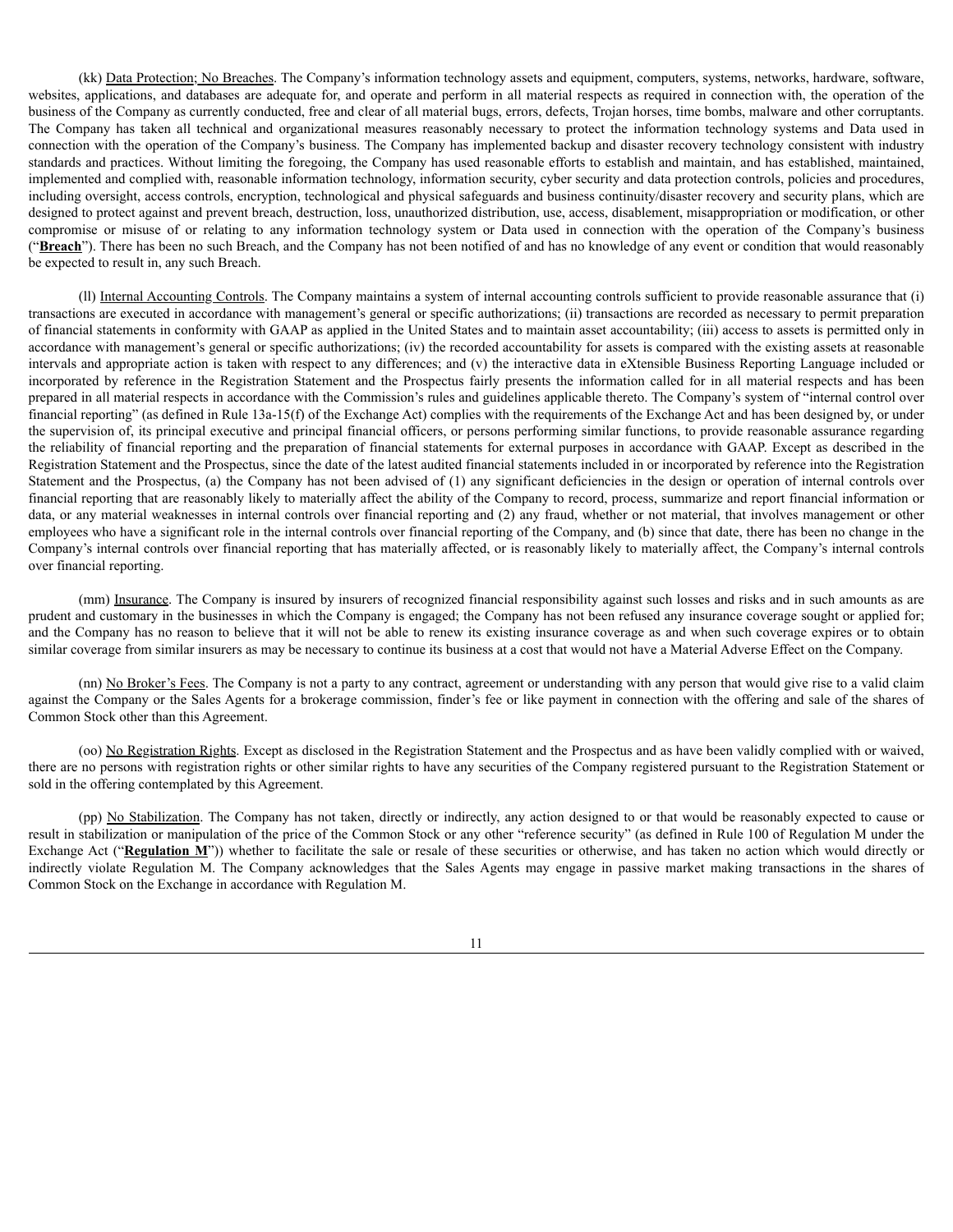(kk) Data Protection; No Breaches. The Company's information technology assets and equipment, computers, systems, networks, hardware, software, websites, applications, and databases are adequate for, and operate and perform in all material respects as required in connection with, the operation of the business of the Company as currently conducted, free and clear of all material bugs, errors, defects, Trojan horses, time bombs, malware and other corruptants. The Company has taken all technical and organizational measures reasonably necessary to protect the information technology systems and Data used in connection with the operation of the Company's business. The Company has implemented backup and disaster recovery technology consistent with industry standards and practices. Without limiting the foregoing, the Company has used reasonable efforts to establish and maintain, and has established, maintained, implemented and complied with, reasonable information technology, information security, cyber security and data protection controls, policies and procedures, including oversight, access controls, encryption, technological and physical safeguards and business continuity/disaster recovery and security plans, which are designed to protect against and prevent breach, destruction, loss, unauthorized distribution, use, access, disablement, misappropriation or modification, or other compromise or misuse of or relating to any information technology system or Data used in connection with the operation of the Company's business ("**Breach**"). There has been no such Breach, and the Company has not been notified of and has no knowledge of any event or condition that would reasonably be expected to result in, any such Breach.

(ll) Internal Accounting Controls. The Company maintains a system of internal accounting controls sufficient to provide reasonable assurance that (i) transactions are executed in accordance with management's general or specific authorizations; (ii) transactions are recorded as necessary to permit preparation of financial statements in conformity with GAAP as applied in the United States and to maintain asset accountability; (iii) access to assets is permitted only in accordance with management's general or specific authorizations; (iv) the recorded accountability for assets is compared with the existing assets at reasonable intervals and appropriate action is taken with respect to any differences; and (v) the interactive data in eXtensible Business Reporting Language included or incorporated by reference in the Registration Statement and the Prospectus fairly presents the information called for in all material respects and has been prepared in all material respects in accordance with the Commission's rules and guidelines applicable thereto. The Company's system of "internal control over financial reporting" (as defined in Rule 13a-15(f) of the Exchange Act) complies with the requirements of the Exchange Act and has been designed by, or under the supervision of, its principal executive and principal financial officers, or persons performing similar functions, to provide reasonable assurance regarding the reliability of financial reporting and the preparation of financial statements for external purposes in accordance with GAAP. Except as described in the Registration Statement and the Prospectus, since the date of the latest audited financial statements included in or incorporated by reference into the Registration Statement and the Prospectus, (a) the Company has not been advised of (1) any significant deficiencies in the design or operation of internal controls over financial reporting that are reasonably likely to materially affect the ability of the Company to record, process, summarize and report financial information or data, or any material weaknesses in internal controls over financial reporting and (2) any fraud, whether or not material, that involves management or other employees who have a significant role in the internal controls over financial reporting of the Company, and (b) since that date, there has been no change in the Company's internal controls over financial reporting that has materially affected, or is reasonably likely to materially affect, the Company's internal controls over financial reporting.

(mm) Insurance. The Company is insured by insurers of recognized financial responsibility against such losses and risks and in such amounts as are prudent and customary in the businesses in which the Company is engaged; the Company has not been refused any insurance coverage sought or applied for; and the Company has no reason to believe that it will not be able to renew its existing insurance coverage as and when such coverage expires or to obtain similar coverage from similar insurers as may be necessary to continue its business at a cost that would not have a Material Adverse Effect on the Company.

(nn) No Broker's Fees. The Company is not a party to any contract, agreement or understanding with any person that would give rise to a valid claim against the Company or the Sales Agents for a brokerage commission, finder's fee or like payment in connection with the offering and sale of the shares of Common Stock other than this Agreement.

(oo) No Registration Rights. Except as disclosed in the Registration Statement and the Prospectus and as have been validly complied with or waived, there are no persons with registration rights or other similar rights to have any securities of the Company registered pursuant to the Registration Statement or sold in the offering contemplated by this Agreement.

(pp) No Stabilization. The Company has not taken, directly or indirectly, any action designed to or that would be reasonably expected to cause or result in stabilization or manipulation of the price of the Common Stock or any other "reference security" (as defined in Rule 100 of Regulation M under the Exchange Act ("**Regulation M**")) whether to facilitate the sale or resale of these securities or otherwise, and has taken no action which would directly or indirectly violate Regulation M. The Company acknowledges that the Sales Agents may engage in passive market making transactions in the shares of Common Stock on the Exchange in accordance with Regulation M.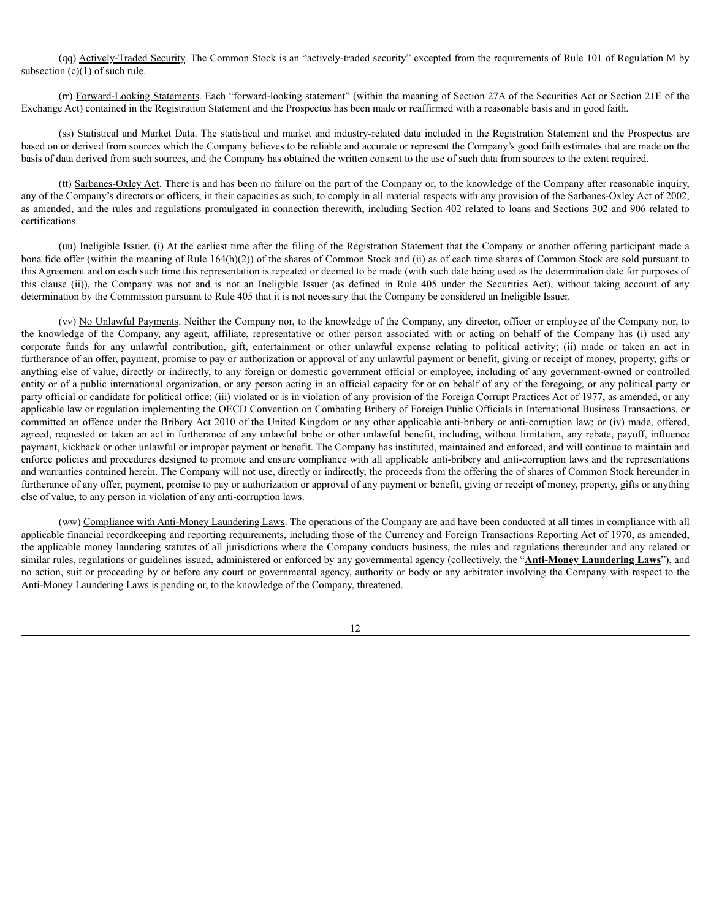(qq) Actively-Traded Security. The Common Stock is an "actively-traded security" excepted from the requirements of Rule 101 of Regulation M by subsection (c)(1) of such rule.

(rr) Forward-Looking Statements. Each "forward-looking statement" (within the meaning of Section 27A of the Securities Act or Section 21E of the Exchange Act) contained in the Registration Statement and the Prospectus has been made or reaffirmed with a reasonable basis and in good faith.

(ss) Statistical and Market Data. The statistical and market and industry-related data included in the Registration Statement and the Prospectus are based on or derived from sources which the Company believes to be reliable and accurate or represent the Company's good faith estimates that are made on the basis of data derived from such sources, and the Company has obtained the written consent to the use of such data from sources to the extent required.

(tt) Sarbanes-Oxley Act. There is and has been no failure on the part of the Company or, to the knowledge of the Company after reasonable inquiry, any of the Company's directors or officers, in their capacities as such, to comply in all material respects with any provision of the Sarbanes-Oxley Act of 2002, as amended, and the rules and regulations promulgated in connection therewith, including Section 402 related to loans and Sections 302 and 906 related to certifications.

(uu) Ineligible Issuer. (i) At the earliest time after the filing of the Registration Statement that the Company or another offering participant made a bona fide offer (within the meaning of Rule 164(h)(2)) of the shares of Common Stock and (ii) as of each time shares of Common Stock are sold pursuant to this Agreement and on each such time this representation is repeated or deemed to be made (with such date being used as the determination date for purposes of this clause (ii)), the Company was not and is not an Ineligible Issuer (as defined in Rule 405 under the Securities Act), without taking account of any determination by the Commission pursuant to Rule 405 that it is not necessary that the Company be considered an Ineligible Issuer.

(vv) No Unlawful Payments. Neither the Company nor, to the knowledge of the Company, any director, officer or employee of the Company nor, to the knowledge of the Company, any agent, affiliate, representative or other person associated with or acting on behalf of the Company has (i) used any corporate funds for any unlawful contribution, gift, entertainment or other unlawful expense relating to political activity; (ii) made or taken an act in furtherance of an offer, payment, promise to pay or authorization or approval of any unlawful payment or benefit, giving or receipt of money, property, gifts or anything else of value, directly or indirectly, to any foreign or domestic government official or employee, including of any government-owned or controlled entity or of a public international organization, or any person acting in an official capacity for or on behalf of any of the foregoing, or any political party or party official or candidate for political office; (iii) violated or is in violation of any provision of the Foreign Corrupt Practices Act of 1977, as amended, or any applicable law or regulation implementing the OECD Convention on Combating Bribery of Foreign Public Officials in International Business Transactions, or committed an offence under the Bribery Act 2010 of the United Kingdom or any other applicable anti-bribery or anti-corruption law; or (iv) made, offered, agreed, requested or taken an act in furtherance of any unlawful bribe or other unlawful benefit, including, without limitation, any rebate, payoff, influence payment, kickback or other unlawful or improper payment or benefit. The Company has instituted, maintained and enforced, and will continue to maintain and enforce policies and procedures designed to promote and ensure compliance with all applicable anti-bribery and anti-corruption laws and the representations and warranties contained herein. The Company will not use, directly or indirectly, the proceeds from the offering the of shares of Common Stock hereunder in furtherance of any offer, payment, promise to pay or authorization or approval of any payment or benefit, giving or receipt of money, property, gifts or anything else of value, to any person in violation of any anti-corruption laws.

(ww) Compliance with Anti-Money Laundering Laws. The operations of the Company are and have been conducted at all times in compliance with all applicable financial recordkeeping and reporting requirements, including those of the Currency and Foreign Transactions Reporting Act of 1970, as amended, the applicable money laundering statutes of all jurisdictions where the Company conducts business, the rules and regulations thereunder and any related or similar rules, regulations or guidelines issued, administered or enforced by any governmental agency (collectively, the "**Anti-Money Laundering Laws**"), and no action, suit or proceeding by or before any court or governmental agency, authority or body or any arbitrator involving the Company with respect to the Anti-Money Laundering Laws is pending or, to the knowledge of the Company, threatened.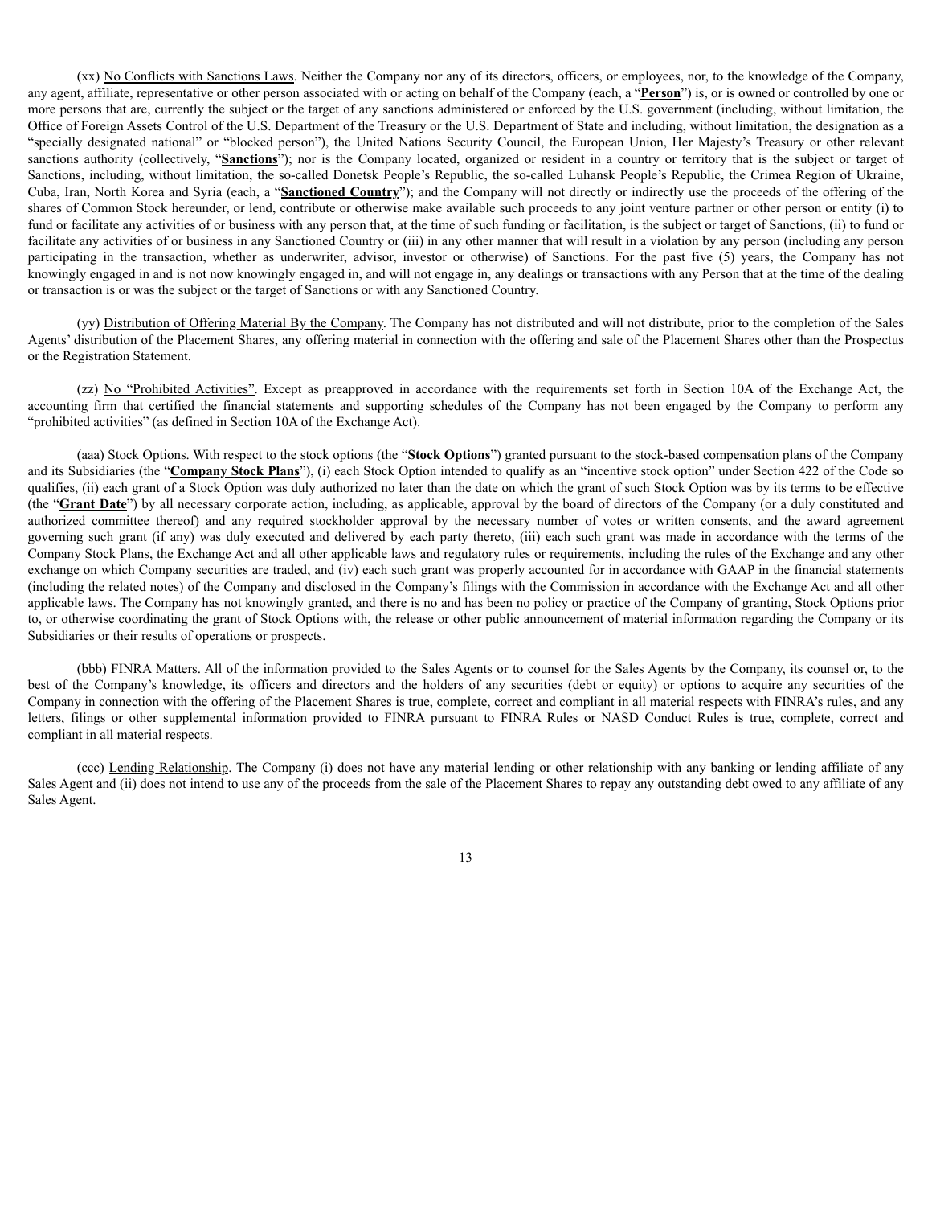(xx) <u>No Conflicts with Sanctions Laws</u>. Neither the Company nor any of its directors, officers, or employees, nor, to the knowledge of the Company, any agent, affiliate, representative or other person associated with or acting on behalf of the Company (each, a "**<u>Person</u>**") is, or is owned or controlled by one or more persons that are, currently the subject or the target of any sanctions administered or enforced by the U.S. government (including, without limitation, the Office of Foreign Assets Control of the U.S. Department of the Treasury or the U.S. Department of State and including, without limitation, the designation as a "specially designated national" or "blocked person"), the United Nations Security Council, the European Union, Her Majesty's Treasury or other relevant sanctions authority (collectively, "**<u>Sanctions</u>**"); nor is the Company located, organized or resident in a country or territory that is the subject or target of Sanctions, including, without limitation, the so-called Donetsk People's Republic, the so-called Luhansk People's Republic, the Crimea Region of Ukraine, Cuba, Iran, North Korea and Syria (each, a "**<u>Sanctioned Country</u>**"); and the Company will not directly or indirectly use the proceeds of the offering of the shares of Common Stock hereunder, or lend, contribute or otherwise make available such proceeds to any joint venture partner or other person or entity (i) to fund or facilitate any activities of or business with any person that, at the time of such funding or facilitation, is the subject or target of Sanctions, (ii) to fund or facilitate any activities of or business in any Sanctioned Country or (iii) in any other manner that will result in a violation by any person (including any person participating in the transaction, whether as underwriter, advisor, investor or otherwise) of Sanctions. For the past five (5) years, the Company has not knowingly engaged in and is not now knowingly engaged in, and will not engage in, any dealings or transactions with any Person that at the time of the dealing or transaction is or was the subject or the target of Sanctions or with any Sanctioned Country.

(yy) <u>Distribution of Offering Material By the Company</u>. The Company has not distributed and will not distribute, prior to the completion of the Sales Agents' distribution of the Placement Shares, any offering material in connection with the offering and sale of the Placement Shares other than the Prospectus or the Registration Statement.

(zz) <u>No "Prohibited Activities"</u>. Except as preapproved in accordance with the requirements set forth in Section 10A of the Exchange Act, the accounting firm that certified the financial statements and supporting schedules of the Company has not been engaged by the Company to perform any "prohibited activities" (as defined in Section 10A of the Exchange Act).

(aaa) <u>Stock Options</u>. With respect to the stock options (the "**<u>Stock Options</u>**") granted pursuant to the stock-based compensation plans of the Company and its Subsidiaries (the "**<u>Company Stock Plans</u>**"), (i) each Stock Option intended to qualify as an "incentive stock option" under Section 422 of the Code so qualifies, (ii) each grant of a Stock Option was duly authorized no later than the date on which the grant of such Stock Option was by its terms to be effective (the "**<u>Grant Date</u>**") by all necessary corporate action, including, as applicable, approval by the board of directors of the Company (or a duly constituted and authorized committee thereof) and any required stockholder approval by the necessary number of votes or written consents, and the award agreement governing such grant (if any) was duly executed and delivered by each party thereto, (iii) each such grant was made in accordance with the terms of the Company Stock Plans, the Exchange Act and all other applicable laws and regulatory rules or requirements, including the rules of the Exchange and any other exchange on which Company securities are traded, and (iv) each such grant was properly accounted for in accordance with GAAP in the financial statements (including the related notes) of the Company and disclosed in the Company's filings with the Commission in accordance with the Exchange Act and all other applicable laws. The Company has not knowingly granted, and there is no and has been no policy or practice of the Company of granting, Stock Options prior to, or otherwise coordinating the grant of Stock Options with, the release or other public announcement of material information regarding the Company or its Subsidiaries or their results of operations or prospects.

(bbb) <u>FINRA Matters</u>. All of the information provided to the Sales Agents or to counsel for the Sales Agents by the Company, its counsel or, to the best of the Company's knowledge, its officers and directors and the holders of any securities (debt or equity) or options to acquire any securities of the Company in connection with the offering of the Placement Shares is true, complete, correct and compliant in all material respects with FINRA's rules, and any letters, filings or other supplemental information provided to FINRA pursuant to FINRA Rules or NASD Conduct Rules is true, complete, correct and compliant in all material respects.

(ccc) <u>Lending Relationship</u>. The Company (i) does not have any material lending or other relationship with any banking or lending affiliate of any Sales Agent and (ii) does not intend to use any of the proceeds from the sale of the Placement Shares to repay any outstanding debt owed to any affiliate of any Sales Agent.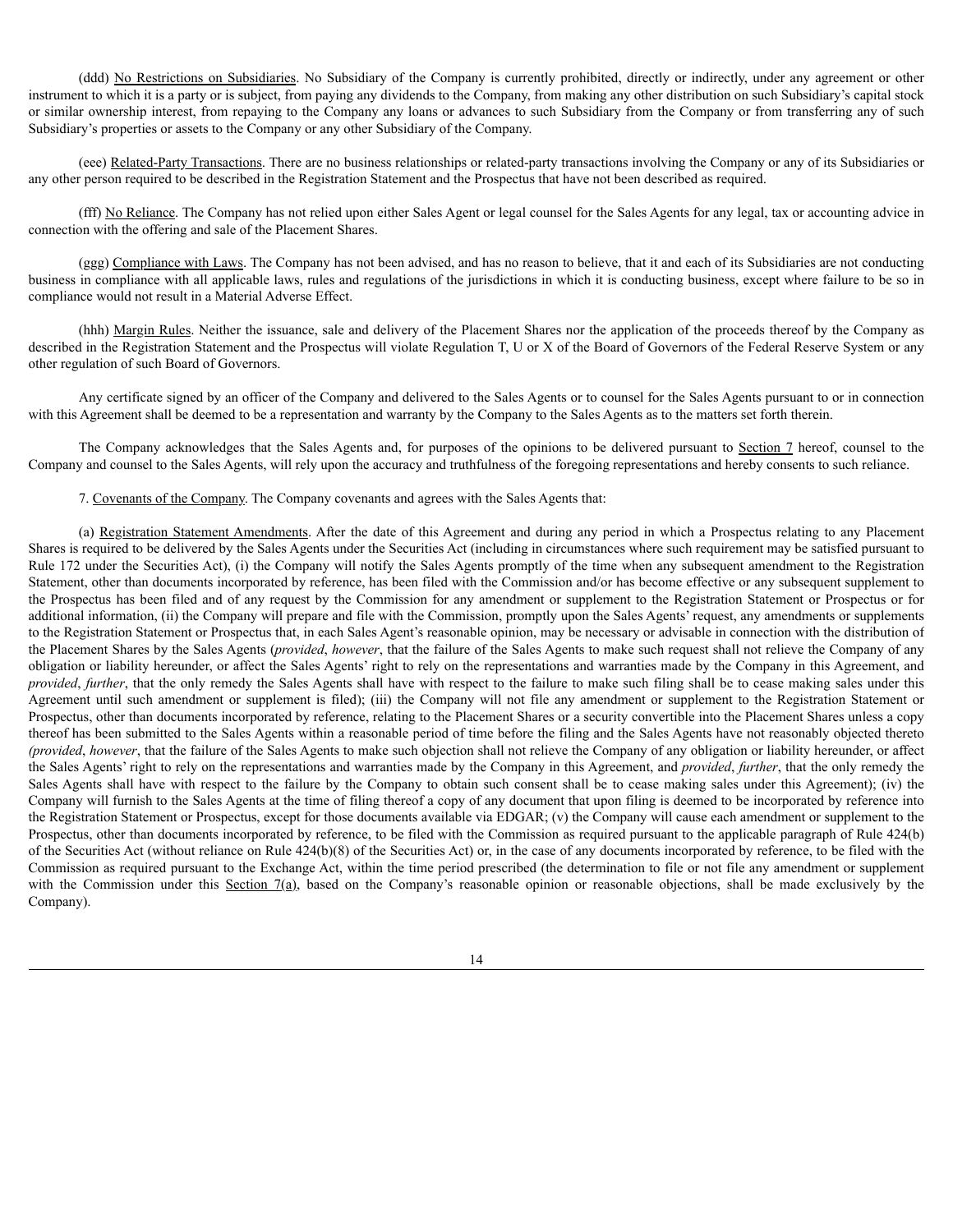(ddd) No Restrictions on Subsidiaries. No Subsidiary of the Company is currently prohibited, directly or indirectly, under any agreement or other instrument to which it is a party or is subject, from paying any dividends to the Company, from making any other distribution on such Subsidiary's capital stock or similar ownership interest, from repaying to the Company any loans or advances to such Subsidiary from the Company or from transferring any of such Subsidiary's properties or assets to the Company or any other Subsidiary of the Company.

(eee) Related-Party Transactions. There are no business relationships or related-party transactions involving the Company or any of its Subsidiaries or any other person required to be described in the Registration Statement and the Prospectus that have not been described as required.

(fff) No Reliance. The Company has not relied upon either Sales Agent or legal counsel for the Sales Agents for any legal, tax or accounting advice in connection with the offering and sale of the Placement Shares.

(ggg) Compliance with Laws. The Company has not been advised, and has no reason to believe, that it and each of its Subsidiaries are not conducting business in compliance with all applicable laws, rules and regulations of the jurisdictions in which it is conducting business, except where failure to be so in compliance would not result in a Material Adverse Effect.

(hhh) Margin Rules. Neither the issuance, sale and delivery of the Placement Shares nor the application of the proceeds thereof by the Company as described in the Registration Statement and the Prospectus will violate Regulation T, U or X of the Board of Governors of the Federal Reserve System or any other regulation of such Board of Governors.

Any certificate signed by an officer of the Company and delivered to the Sales Agents or to counsel for the Sales Agents pursuant to or in connection with this Agreement shall be deemed to be a representation and warranty by the Company to the Sales Agents as to the matters set forth therein.

The Company acknowledges that the Sales Agents and, for purposes of the opinions to be delivered pursuant to Section 7 hereof, counsel to the Company and counsel to the Sales Agents, will rely upon the accuracy and truthfulness of the foregoing representations and hereby consents to such reliance.

7. Covenants of the Company. The Company covenants and agrees with the Sales Agents that:

(a) Registration Statement Amendments. After the date of this Agreement and during any period in which a Prospectus relating to any Placement Shares is required to be delivered by the Sales Agents under the Securities Act (including in circumstances where such requirement may be satisfied pursuant to Rule 172 under the Securities Act), (i) the Company will notify the Sales Agents promptly of the time when any subsequent amendment to the Registration Statement, other than documents incorporated by reference, has been filed with the Commission and/or has become effective or any subsequent supplement to the Prospectus has been filed and of any request by the Commission for any amendment or supplement to the Registration Statement or Prospectus or for additional information, (ii) the Company will prepare and file with the Commission, promptly upon the Sales Agents' request, any amendments or supplements to the Registration Statement or Prospectus that, in each Sales Agent's reasonable opinion, may be necessary or advisable in connection with the distribution of the Placement Shares by the Sales Agents (*provided*, *however*, that the failure of the Sales Agents to make such request shall not relieve the Company of any obligation or liability hereunder, or affect the Sales Agents' right to rely on the representations and warranties made by the Company in this Agreement, and *provided*, *further*, that the only remedy the Sales Agents shall have with respect to the failure to make such filing shall be to cease making sales under this Agreement until such amendment or supplement is filed); (iii) the Company will not file any amendment or supplement to the Registration Statement or Prospectus, other than documents incorporated by reference, relating to the Placement Shares or a security convertible into the Placement Shares unless a copy thereof has been submitted to the Sales Agents within a reasonable period of time before the filing and the Sales Agents have not reasonably objected thereto *(provided*, *however*, that the failure of the Sales Agents to make such objection shall not relieve the Company of any obligation or liability hereunder, or affect the Sales Agents' right to rely on the representations and warranties made by the Company in this Agreement, and *provided*, *further*, that the only remedy the Sales Agents shall have with respect to the failure by the Company to obtain such consent shall be to cease making sales under this Agreement); (iv) the Company will furnish to the Sales Agents at the time of filing thereof a copy of any document that upon filing is deemed to be incorporated by reference into the Registration Statement or Prospectus, except for those documents available via EDGAR; (v) the Company will cause each amendment or supplement to the Prospectus, other than documents incorporated by reference, to be filed with the Commission as required pursuant to the applicable paragraph of Rule 424(b) of the Securities Act (without reliance on Rule 424(b)(8) of the Securities Act) or, in the case of any documents incorporated by reference, to be filed with the Commission as required pursuant to the Exchange Act, within the time period prescribed (the determination to file or not file any amendment or supplement with the Commission under this Section 7(a), based on the Company's reasonable opinion or reasonable objections, shall be made exclusively by the Company).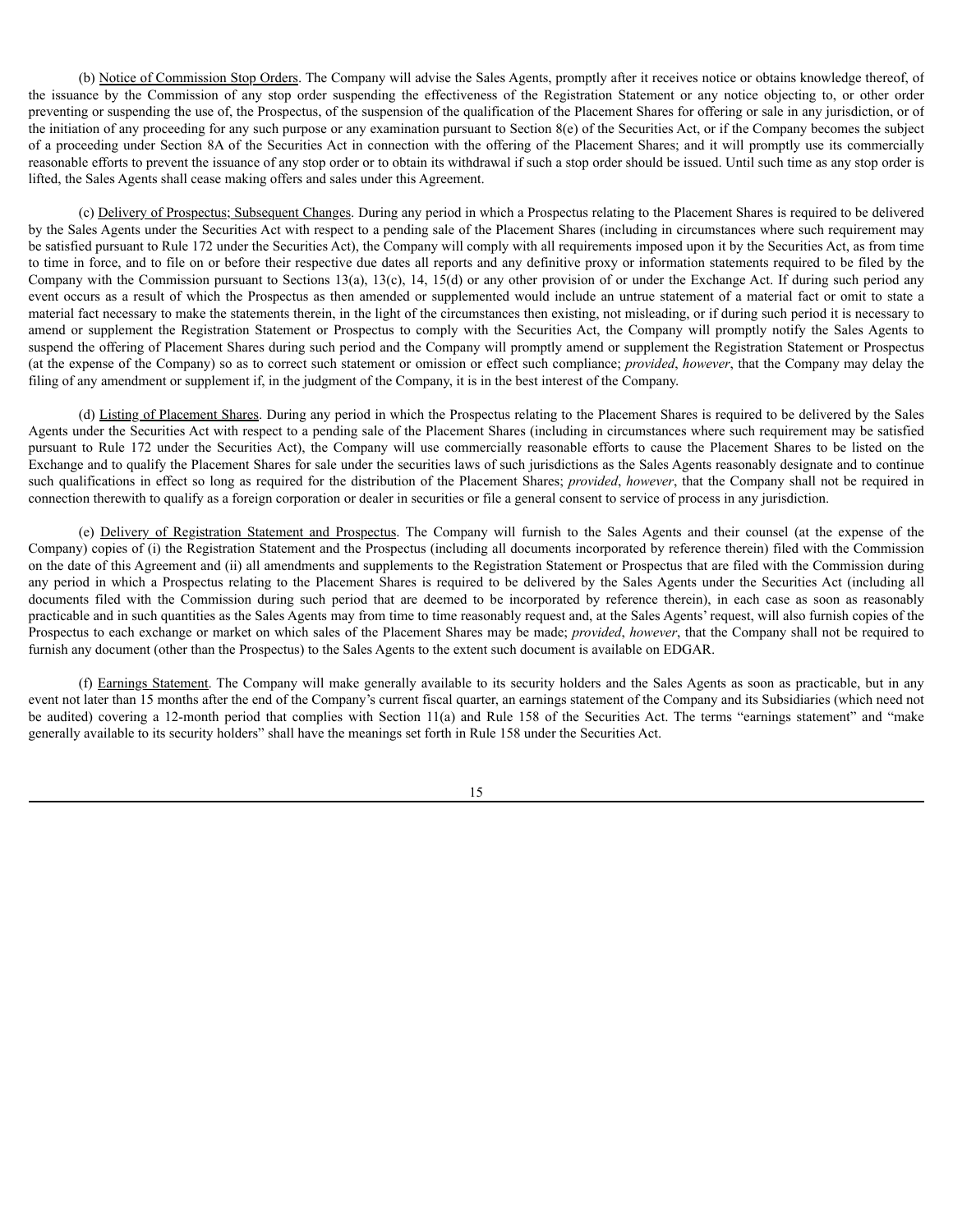(b) Notice of Commission Stop Orders. The Company will advise the Sales Agents, promptly after it receives notice or obtains knowledge thereof, of the issuance by the Commission of any stop order suspending the effectiveness of the Registration Statement or any notice objecting to, or other order preventing or suspending the use of, the Prospectus, of the suspension of the qualification of the Placement Shares for offering or sale in any jurisdiction, or of the initiation of any proceeding for any such purpose or any examination pursuant to Section 8(e) of the Securities Act, or if the Company becomes the subject of a proceeding under Section 8A of the Securities Act in connection with the offering of the Placement Shares; and it will promptly use its commercially reasonable efforts to prevent the issuance of any stop order or to obtain its withdrawal if such a stop order should be issued. Until such time as any stop order is lifted, the Sales Agents shall cease making offers and sales under this Agreement.

(c) Delivery of Prospectus; Subsequent Changes. During any period in which a Prospectus relating to the Placement Shares is required to be delivered by the Sales Agents under the Securities Act with respect to a pending sale of the Placement Shares (including in circumstances where such requirement may be satisfied pursuant to Rule 172 under the Securities Act), the Company will comply with all requirements imposed upon it by the Securities Act, as from time to time in force, and to file on or before their respective due dates all reports and any definitive proxy or information statements required to be filed by the Company with the Commission pursuant to Sections 13(a), 13(c), 14, 15(d) or any other provision of or under the Exchange Act. If during such period any event occurs as a result of which the Prospectus as then amended or supplemented would include an untrue statement of a material fact or omit to state a material fact necessary to make the statements therein, in the light of the circumstances then existing, not misleading, or if during such period it is necessary to amend or supplement the Registration Statement or Prospectus to comply with the Securities Act, the Company will promptly notify the Sales Agents to suspend the offering of Placement Shares during such period and the Company will promptly amend or supplement the Registration Statement or Prospectus (at the expense of the Company) so as to correct such statement or omission or effect such compliance; *provided*, *however*, that the Company may delay the filing of any amendment or supplement if, in the judgment of the Company, it is in the best interest of the Company.

(d) Listing of Placement Shares. During any period in which the Prospectus relating to the Placement Shares is required to be delivered by the Sales Agents under the Securities Act with respect to a pending sale of the Placement Shares (including in circumstances where such requirement may be satisfied pursuant to Rule 172 under the Securities Act), the Company will use commercially reasonable efforts to cause the Placement Shares to be listed on the Exchange and to qualify the Placement Shares for sale under the securities laws of such jurisdictions as the Sales Agents reasonably designate and to continue such qualifications in effect so long as required for the distribution of the Placement Shares; *provided*, *however*, that the Company shall not be required in connection therewith to qualify as a foreign corporation or dealer in securities or file a general consent to service of process in any jurisdiction.

(e) Delivery of Registration Statement and Prospectus. The Company will furnish to the Sales Agents and their counsel (at the expense of the Company) copies of (i) the Registration Statement and the Prospectus (including all documents incorporated by reference therein) filed with the Commission on the date of this Agreement and (ii) all amendments and supplements to the Registration Statement or Prospectus that are filed with the Commission during any period in which a Prospectus relating to the Placement Shares is required to be delivered by the Sales Agents under the Securities Act (including all documents filed with the Commission during such period that are deemed to be incorporated by reference therein), in each case as soon as reasonably practicable and in such quantities as the Sales Agents may from time to time reasonably request and, at the Sales Agents' request, will also furnish copies of the Prospectus to each exchange or market on which sales of the Placement Shares may be made; *provided*, *however*, that the Company shall not be required to furnish any document (other than the Prospectus) to the Sales Agents to the extent such document is available on EDGAR.

(f) Earnings Statement. The Company will make generally available to its security holders and the Sales Agents as soon as practicable, but in any event not later than 15 months after the end of the Company's current fiscal quarter, an earnings statement of the Company and its Subsidiaries (which need not be audited) covering a 12-month period that complies with Section 11(a) and Rule 158 of the Securities Act. The terms "earnings statement" and "make generally available to its security holders" shall have the meanings set forth in Rule 158 under the Securities Act.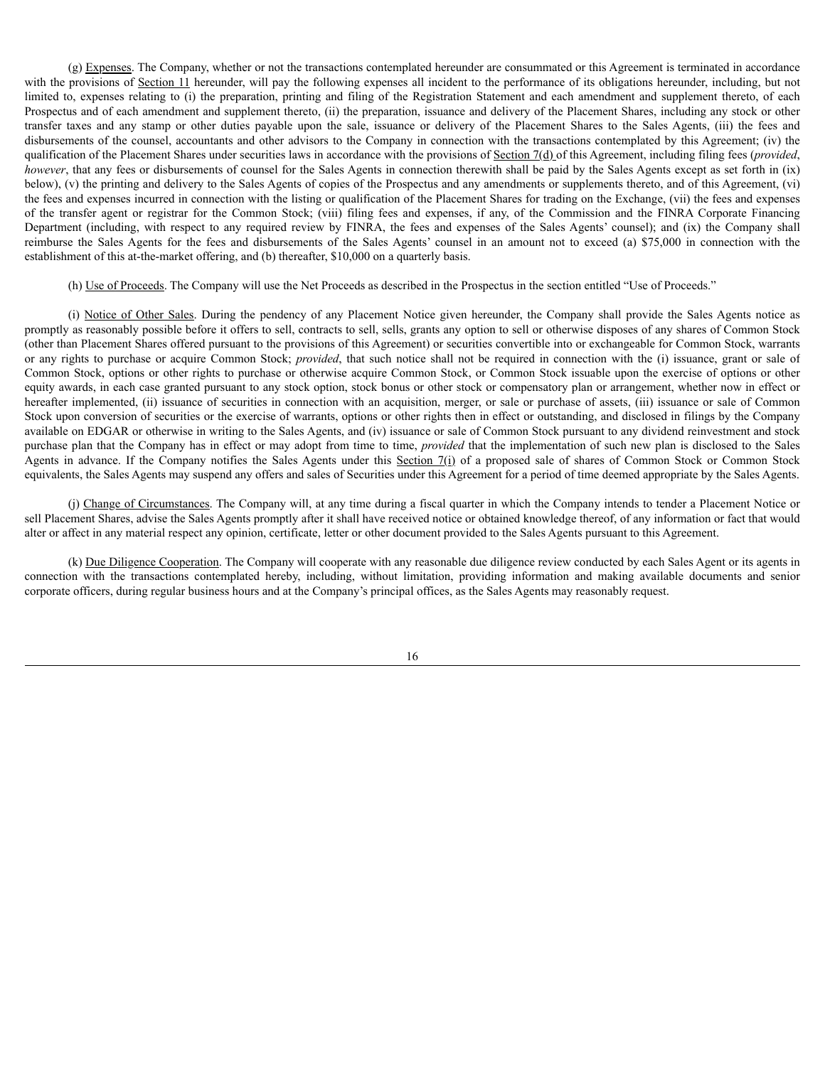(g) Expenses. The Company, whether or not the transactions contemplated hereunder are consummated or this Agreement is terminated in accordance with the provisions of Section 11 hereunder, will pay the following expenses all incident to the performance of its obligations hereunder, including, but not limited to, expenses relating to (i) the preparation, printing and filing of the Registration Statement and each amendment and supplement thereto, of each Prospectus and of each amendment and supplement thereto, (ii) the preparation, issuance and delivery of the Placement Shares, including any stock or other transfer taxes and any stamp or other duties payable upon the sale, issuance or delivery of the Placement Shares to the Sales Agents, (iii) the fees and disbursements of the counsel, accountants and other advisors to the Company in connection with the transactions contemplated by this Agreement; (iv) the qualification of the Placement Shares under securities laws in accordance with the provisions of Section 7(d) of this Agreement, including filing fees (*provided*, *however*, that any fees or disbursements of counsel for the Sales Agents in connection therewith shall be paid by the Sales Agents except as set forth in (ix) below), (v) the printing and delivery to the Sales Agents of copies of the Prospectus and any amendments or supplements thereto, and of this Agreement, (vi) the fees and expenses incurred in connection with the listing or qualification of the Placement Shares for trading on the Exchange, (vii) the fees and expenses of the transfer agent or registrar for the Common Stock; (viii) filing fees and expenses, if any, of the Commission and the FINRA Corporate Financing Department (including, with respect to any required review by FINRA, the fees and expenses of the Sales Agents' counsel); and (ix) the Company shall reimburse the Sales Agents for the fees and disbursements of the Sales Agents' counsel in an amount not to exceed (a) $75,000 in connection with the establishment of this at-the-market offering, and (b) thereafter, $10,000 on a quarterly basis.

(h) Use of Proceeds. The Company will use the Net Proceeds as described in the Prospectus in the section entitled "Use of Proceeds."

(i) Notice of Other Sales. During the pendency of any Placement Notice given hereunder, the Company shall provide the Sales Agents notice as promptly as reasonably possible before it offers to sell, contracts to sell, sells, grants any option to sell or otherwise disposes of any shares of Common Stock (other than Placement Shares offered pursuant to the provisions of this Agreement) or securities convertible into or exchangeable for Common Stock, warrants or any rights to purchase or acquire Common Stock; *provided*, that such notice shall not be required in connection with the (i) issuance, grant or sale of Common Stock, options or other rights to purchase or otherwise acquire Common Stock, or Common Stock issuable upon the exercise of options or other equity awards, in each case granted pursuant to any stock option, stock bonus or other stock or compensatory plan or arrangement, whether now in effect or hereafter implemented, (ii) issuance of securities in connection with an acquisition, merger, or sale or purchase of assets, (iii) issuance or sale of Common Stock upon conversion of securities or the exercise of warrants, options or other rights then in effect or outstanding, and disclosed in filings by the Company available on EDGAR or otherwise in writing to the Sales Agents, and (iv) issuance or sale of Common Stock pursuant to any dividend reinvestment and stock purchase plan that the Company has in effect or may adopt from time to time, *provided* that the implementation of such new plan is disclosed to the Sales Agents in advance. If the Company notifies the Sales Agents under this Section 7(i) of a proposed sale of shares of Common Stock or Common Stock equivalents, the Sales Agents may suspend any offers and sales of Securities under this Agreement for a period of time deemed appropriate by the Sales Agents.

(j) Change of Circumstances. The Company will, at any time during a fiscal quarter in which the Company intends to tender a Placement Notice or sell Placement Shares, advise the Sales Agents promptly after it shall have received notice or obtained knowledge thereof, of any information or fact that would alter or affect in any material respect any opinion, certificate, letter or other document provided to the Sales Agents pursuant to this Agreement.

(k) Due Diligence Cooperation. The Company will cooperate with any reasonable due diligence review conducted by each Sales Agent or its agents in connection with the transactions contemplated hereby, including, without limitation, providing information and making available documents and senior corporate officers, during regular business hours and at the Company's principal offices, as the Sales Agents may reasonably request.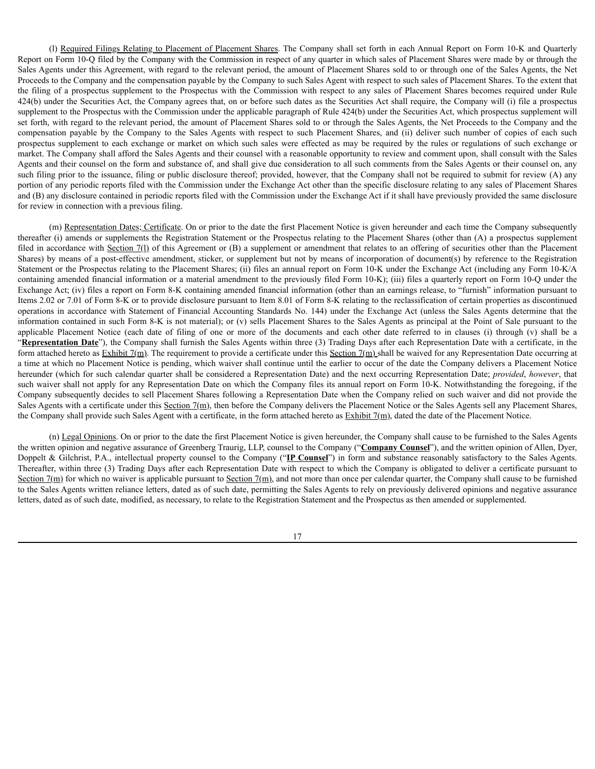(l) Required Filings Relating to Placement of Placement Shares. The Company shall set forth in each Annual Report on Form 10-K and Quarterly Report on Form 10-Q filed by the Company with the Commission in respect of any quarter in which sales of Placement Shares were made by or through the Sales Agents under this Agreement, with regard to the relevant period, the amount of Placement Shares sold to or through one of the Sales Agents, the Net Proceeds to the Company and the compensation payable by the Company to such Sales Agent with respect to such sales of Placement Shares. To the extent that the filing of a prospectus supplement to the Prospectus with the Commission with respect to any sales of Placement Shares becomes required under Rule 424(b) under the Securities Act, the Company agrees that, on or before such dates as the Securities Act shall require, the Company will (i) file a prospectus supplement to the Prospectus with the Commission under the applicable paragraph of Rule 424(b) under the Securities Act, which prospectus supplement will set forth, with regard to the relevant period, the amount of Placement Shares sold to or through the Sales Agents, the Net Proceeds to the Company and the compensation payable by the Company to the Sales Agents with respect to such Placement Shares, and (ii) deliver such number of copies of each such prospectus supplement to each exchange or market on which such sales were effected as may be required by the rules or regulations of such exchange or market. The Company shall afford the Sales Agents and their counsel with a reasonable opportunity to review and comment upon, shall consult with the Sales Agents and their counsel on the form and substance of, and shall give due consideration to all such comments from the Sales Agents or their counsel on, any such filing prior to the issuance, filing or public disclosure thereof; provided, however, that the Company shall not be required to submit for review (A) any portion of any periodic reports filed with the Commission under the Exchange Act other than the specific disclosure relating to any sales of Placement Shares and (B) any disclosure contained in periodic reports filed with the Commission under the Exchange Act if it shall have previously provided the same disclosure for review in connection with a previous filing.

(m) Representation Dates; Certificate. On or prior to the date the first Placement Notice is given hereunder and each time the Company subsequently thereafter (i) amends or supplements the Registration Statement or the Prospectus relating to the Placement Shares (other than (A) a prospectus supplement filed in accordance with Section 7(l) of this Agreement or (B) a supplement or amendment that relates to an offering of securities other than the Placement Shares) by means of a post-effective amendment, sticker, or supplement but not by means of incorporation of document(s) by reference to the Registration Statement or the Prospectus relating to the Placement Shares; (ii) files an annual report on Form 10-K under the Exchange Act (including any Form 10-K/A containing amended financial information or a material amendment to the previously filed Form 10-K); (iii) files a quarterly report on Form 10-Q under the Exchange Act; (iv) files a report on Form 8-K containing amended financial information (other than an earnings release, to "furnish" information pursuant to Items 2.02 or 7.01 of Form 8-K or to provide disclosure pursuant to Item 8.01 of Form 8-K relating to the reclassification of certain properties as discontinued operations in accordance with Statement of Financial Accounting Standards No. 144) under the Exchange Act (unless the Sales Agents determine that the information contained in such Form 8-K is not material); or (v) sells Placement Shares to the Sales Agents as principal at the Point of Sale pursuant to the applicable Placement Notice (each date of filing of one or more of the documents and each other date referred to in clauses (i) through (v) shall be a "**Representation Date**"), the Company shall furnish the Sales Agents within three (3) Trading Days after each Representation Date with a certificate, in the form attached hereto as Exhibit 7(m). The requirement to provide a certificate under this Section 7(m) shall be waived for any Representation Date occurring at a time at which no Placement Notice is pending, which waiver shall continue until the earlier to occur of the date the Company delivers a Placement Notice hereunder (which for such calendar quarter shall be considered a Representation Date) and the next occurring Representation Date; *provided*, *however*, that such waiver shall not apply for any Representation Date on which the Company files its annual report on Form 10-K. Notwithstanding the foregoing, if the Company subsequently decides to sell Placement Shares following a Representation Date when the Company relied on such waiver and did not provide the Sales Agents with a certificate under this Section 7(m), then before the Company delivers the Placement Notice or the Sales Agents sell any Placement Shares, the Company shall provide such Sales Agent with a certificate, in the form attached hereto as Exhibit 7(m), dated the date of the Placement Notice.

(n) Legal Opinions. On or prior to the date the first Placement Notice is given hereunder, the Company shall cause to be furnished to the Sales Agents the written opinion and negative assurance of Greenberg Traurig, LLP, counsel to the Company ("**Company Counsel**"), and the written opinion of Allen, Dyer, Doppelt & Gilchrist, P.A., intellectual property counsel to the Company ("**IP Counsel**") in form and substance reasonably satisfactory to the Sales Agents. Thereafter, within three (3) Trading Days after each Representation Date with respect to which the Company is obligated to deliver a certificate pursuant to Section 7(m) for which no waiver is applicable pursuant to Section 7(m), and not more than once per calendar quarter, the Company shall cause to be furnished to the Sales Agents written reliance letters, dated as of such date, permitting the Sales Agents to rely on previously delivered opinions and negative assurance letters, dated as of such date, modified, as necessary, to relate to the Registration Statement and the Prospectus as then amended or supplemented.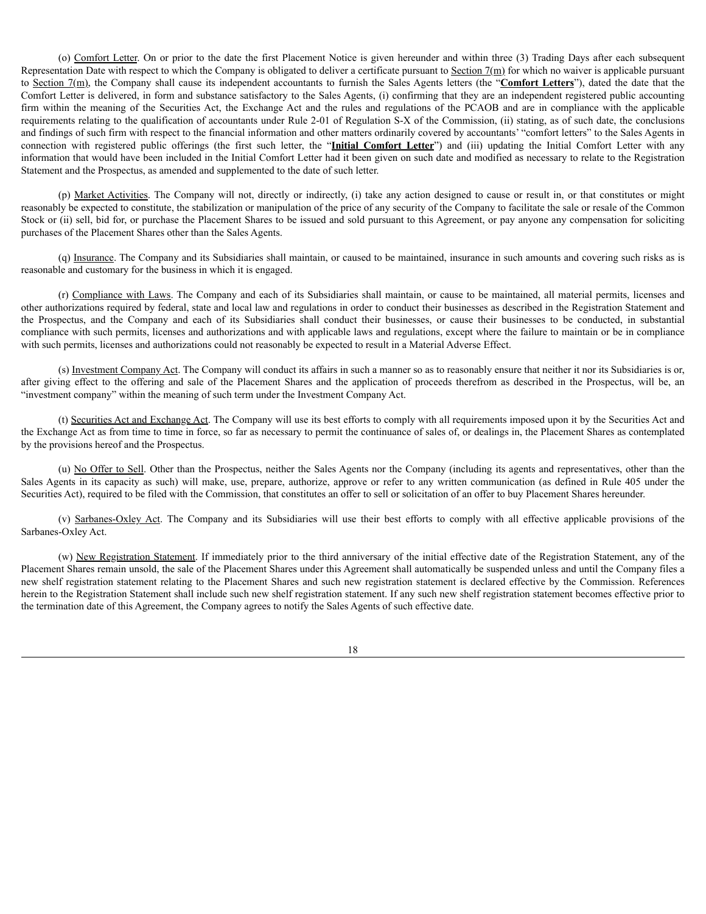(o) Comfort Letter. On or prior to the date the first Placement Notice is given hereunder and within three (3) Trading Days after each subsequent Representation Date with respect to which the Company is obligated to deliver a certificate pursuant to Section 7(m) for which no waiver is applicable pursuant to Section 7(m), the Company shall cause its independent accountants to furnish the Sales Agents letters (the "**Comfort Letters**"), dated the date that the Comfort Letter is delivered, in form and substance satisfactory to the Sales Agents, (i) confirming that they are an independent registered public accounting firm within the meaning of the Securities Act, the Exchange Act and the rules and regulations of the PCAOB and are in compliance with the applicable requirements relating to the qualification of accountants under Rule 2-01 of Regulation S-X of the Commission, (ii) stating, as of such date, the conclusions and findings of such firm with respect to the financial information and other matters ordinarily covered by accountants' "comfort letters" to the Sales Agents in connection with registered public offerings (the first such letter, the "**Initial Comfort Letter**") and (iii) updating the Initial Comfort Letter with any information that would have been included in the Initial Comfort Letter had it been given on such date and modified as necessary to relate to the Registration Statement and the Prospectus, as amended and supplemented to the date of such letter.

(p) Market Activities. The Company will not, directly or indirectly, (i) take any action designed to cause or result in, or that constitutes or might reasonably be expected to constitute, the stabilization or manipulation of the price of any security of the Company to facilitate the sale or resale of the Common Stock or (ii) sell, bid for, or purchase the Placement Shares to be issued and sold pursuant to this Agreement, or pay anyone any compensation for soliciting purchases of the Placement Shares other than the Sales Agents.

(q) Insurance. The Company and its Subsidiaries shall maintain, or caused to be maintained, insurance in such amounts and covering such risks as is reasonable and customary for the business in which it is engaged.

(r) Compliance with Laws. The Company and each of its Subsidiaries shall maintain, or cause to be maintained, all material permits, licenses and other authorizations required by federal, state and local law and regulations in order to conduct their businesses as described in the Registration Statement and the Prospectus, and the Company and each of its Subsidiaries shall conduct their businesses, or cause their businesses to be conducted, in substantial compliance with such permits, licenses and authorizations and with applicable laws and regulations, except where the failure to maintain or be in compliance with such permits, licenses and authorizations could not reasonably be expected to result in a Material Adverse Effect.

(s) Investment Company Act. The Company will conduct its affairs in such a manner so as to reasonably ensure that neither it nor its Subsidiaries is or, after giving effect to the offering and sale of the Placement Shares and the application of proceeds therefrom as described in the Prospectus, will be, an "investment company" within the meaning of such term under the Investment Company Act.

(t) Securities Act and Exchange Act. The Company will use its best efforts to comply with all requirements imposed upon it by the Securities Act and the Exchange Act as from time to time in force, so far as necessary to permit the continuance of sales of, or dealings in, the Placement Shares as contemplated by the provisions hereof and the Prospectus.

(u) No Offer to Sell. Other than the Prospectus, neither the Sales Agents nor the Company (including its agents and representatives, other than the Sales Agents in its capacity as such) will make, use, prepare, authorize, approve or refer to any written communication (as defined in Rule 405 under the Securities Act), required to be filed with the Commission, that constitutes an offer to sell or solicitation of an offer to buy Placement Shares hereunder.

(v) Sarbanes-Oxley Act. The Company and its Subsidiaries will use their best efforts to comply with all effective applicable provisions of the Sarbanes-Oxley Act.

(w) New Registration Statement. If immediately prior to the third anniversary of the initial effective date of the Registration Statement, any of the Placement Shares remain unsold, the sale of the Placement Shares under this Agreement shall automatically be suspended unless and until the Company files a new shelf registration statement relating to the Placement Shares and such new registration statement is declared effective by the Commission. References herein to the Registration Statement shall include such new shelf registration statement. If any such new shelf registration statement becomes effective prior to the termination date of this Agreement, the Company agrees to notify the Sales Agents of such effective date.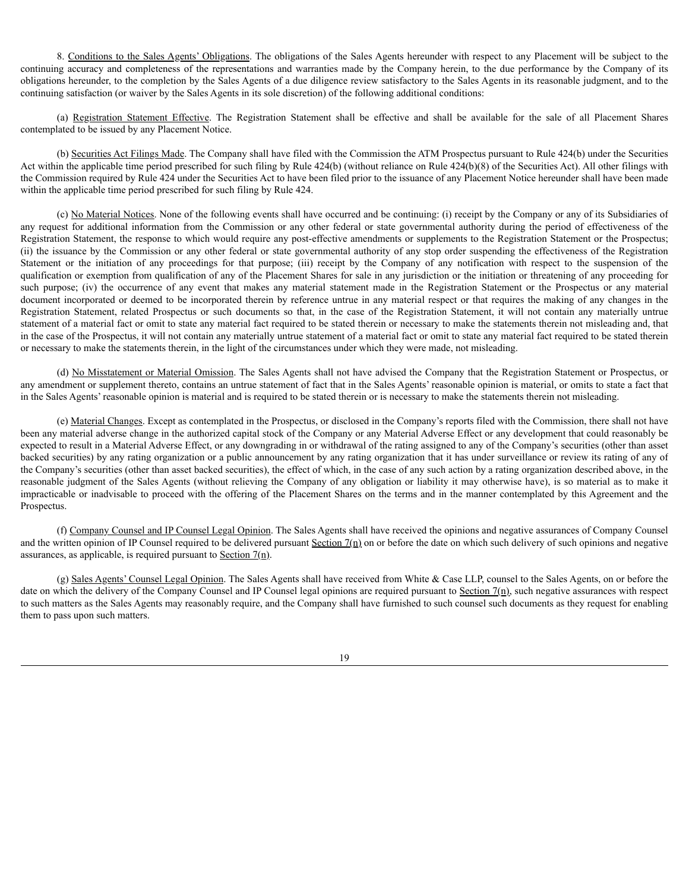8. Conditions to the Sales Agents' Obligations. The obligations of the Sales Agents hereunder with respect to any Placement will be subject to the continuing accuracy and completeness of the representations and warranties made by the Company herein, to the due performance by the Company of its obligations hereunder, to the completion by the Sales Agents of a due diligence review satisfactory to the Sales Agents in its reasonable judgment, and to the continuing satisfaction (or waiver by the Sales Agents in its sole discretion) of the following additional conditions:

(a) Registration Statement Effective. The Registration Statement shall be effective and shall be available for the sale of all Placement Shares contemplated to be issued by any Placement Notice.

(b) Securities Act Filings Made. The Company shall have filed with the Commission the ATM Prospectus pursuant to Rule 424(b) under the Securities Act within the applicable time period prescribed for such filing by Rule 424(b) (without reliance on Rule 424(b)(8) of the Securities Act). All other filings with the Commission required by Rule 424 under the Securities Act to have been filed prior to the issuance of any Placement Notice hereunder shall have been made within the applicable time period prescribed for such filing by Rule 424.

(c) No Material Notices. None of the following events shall have occurred and be continuing: (i) receipt by the Company or any of its Subsidiaries of any request for additional information from the Commission or any other federal or state governmental authority during the period of effectiveness of the Registration Statement, the response to which would require any post-effective amendments or supplements to the Registration Statement or the Prospectus; (ii) the issuance by the Commission or any other federal or state governmental authority of any stop order suspending the effectiveness of the Registration Statement or the initiation of any proceedings for that purpose; (iii) receipt by the Company of any notification with respect to the suspension of the qualification or exemption from qualification of any of the Placement Shares for sale in any jurisdiction or the initiation or threatening of any proceeding for such purpose; (iv) the occurrence of any event that makes any material statement made in the Registration Statement or the Prospectus or any material document incorporated or deemed to be incorporated therein by reference untrue in any material respect or that requires the making of any changes in the Registration Statement, related Prospectus or such documents so that, in the case of the Registration Statement, it will not contain any materially untrue statement of a material fact or omit to state any material fact required to be stated therein or necessary to make the statements therein not misleading and, that in the case of the Prospectus, it will not contain any materially untrue statement of a material fact or omit to state any material fact required to be stated therein or necessary to make the statements therein, in the light of the circumstances under which they were made, not misleading.

(d) No Misstatement or Material Omission. The Sales Agents shall not have advised the Company that the Registration Statement or Prospectus, or any amendment or supplement thereto, contains an untrue statement of fact that in the Sales Agents' reasonable opinion is material, or omits to state a fact that in the Sales Agents' reasonable opinion is material and is required to be stated therein or is necessary to make the statements therein not misleading.

(e) Material Changes. Except as contemplated in the Prospectus, or disclosed in the Company's reports filed with the Commission, there shall not have been any material adverse change in the authorized capital stock of the Company or any Material Adverse Effect or any development that could reasonably be expected to result in a Material Adverse Effect, or any downgrading in or withdrawal of the rating assigned to any of the Company's securities (other than asset backed securities) by any rating organization or a public announcement by any rating organization that it has under surveillance or review its rating of any of the Company's securities (other than asset backed securities), the effect of which, in the case of any such action by a rating organization described above, in the reasonable judgment of the Sales Agents (without relieving the Company of any obligation or liability it may otherwise have), is so material as to make it impracticable or inadvisable to proceed with the offering of the Placement Shares on the terms and in the manner contemplated by this Agreement and the Prospectus.

(f) Company Counsel and IP Counsel Legal Opinion. The Sales Agents shall have received the opinions and negative assurances of Company Counsel and the written opinion of IP Counsel required to be delivered pursuant Section 7(n) on or before the date on which such delivery of such opinions and negative assurances, as applicable, is required pursuant to Section 7(n).

(g) Sales Agents' Counsel Legal Opinion. The Sales Agents shall have received from White & Case LLP, counsel to the Sales Agents, on or before the date on which the delivery of the Company Counsel and IP Counsel legal opinions are required pursuant to Section 7(n), such negative assurances with respect to such matters as the Sales Agents may reasonably require, and the Company shall have furnished to such counsel such documents as they request for enabling them to pass upon such matters.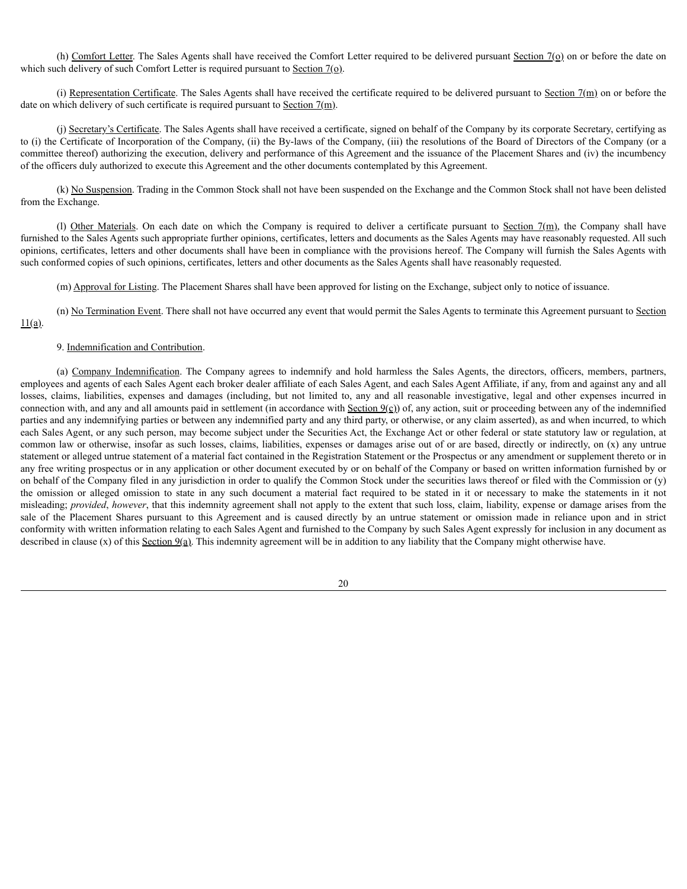(h) Comfort Letter. The Sales Agents shall have received the Comfort Letter required to be delivered pursuant Section 7(o) on or before the date on which such delivery of such Comfort Letter is required pursuant to Section 7(o).

(i) Representation Certificate. The Sales Agents shall have received the certificate required to be delivered pursuant to Section 7(m) on or before the date on which delivery of such certificate is required pursuant to Section 7(m).

(j) Secretary's Certificate. The Sales Agents shall have received a certificate, signed on behalf of the Company by its corporate Secretary, certifying as to (i) the Certificate of Incorporation of the Company, (ii) the By-laws of the Company, (iii) the resolutions of the Board of Directors of the Company (or a committee thereof) authorizing the execution, delivery and performance of this Agreement and the issuance of the Placement Shares and (iv) the incumbency of the officers duly authorized to execute this Agreement and the other documents contemplated by this Agreement.

(k) No Suspension. Trading in the Common Stock shall not have been suspended on the Exchange and the Common Stock shall not have been delisted from the Exchange.

(l) Other Materials. On each date on which the Company is required to deliver a certificate pursuant to Section 7(m), the Company shall have furnished to the Sales Agents such appropriate further opinions, certificates, letters and documents as the Sales Agents may have reasonably requested. All such opinions, certificates, letters and other documents shall have been in compliance with the provisions hereof. The Company will furnish the Sales Agents with such conformed copies of such opinions, certificates, letters and other documents as the Sales Agents shall have reasonably requested.

(m) Approval for Listing. The Placement Shares shall have been approved for listing on the Exchange, subject only to notice of issuance.

(n) No Termination Event. There shall not have occurred any event that would permit the Sales Agents to terminate this Agreement pursuant to Section 11(a).

9. Indemnification and Contribution.

(a) Company Indemnification. The Company agrees to indemnify and hold harmless the Sales Agents, the directors, officers, members, partners, employees and agents of each Sales Agent each broker dealer affiliate of each Sales Agent, and each Sales Agent Affiliate, if any, from and against any and all losses, claims, liabilities, expenses and damages (including, but not limited to, any and all reasonable investigative, legal and other expenses incurred in connection with, and any and all amounts paid in settlement (in accordance with Section 9(c)) of, any action, suit or proceeding between any of the indemnified parties and any indemnifying parties or between any indemnified party and any third party, or otherwise, or any claim asserted), as and when incurred, to which each Sales Agent, or any such person, may become subject under the Securities Act, the Exchange Act or other federal or state statutory law or regulation, at common law or otherwise, insofar as such losses, claims, liabilities, expenses or damages arise out of or are based, directly or indirectly, on (x) any untrue statement or alleged untrue statement of a material fact contained in the Registration Statement or the Prospectus or any amendment or supplement thereto or in any free writing prospectus or in any application or other document executed by or on behalf of the Company or based on written information furnished by or on behalf of the Company filed in any jurisdiction in order to qualify the Common Stock under the securities laws thereof or filed with the Commission or (y) the omission or alleged omission to state in any such document a material fact required to be stated in it or necessary to make the statements in it not misleading; *provided*, *however*, that this indemnity agreement shall not apply to the extent that such loss, claim, liability, expense or damage arises from the sale of the Placement Shares pursuant to this Agreement and is caused directly by an untrue statement or omission made in reliance upon and in strict conformity with written information relating to each Sales Agent and furnished to the Company by such Sales Agent expressly for inclusion in any document as described in clause (x) of this Section 9(a). This indemnity agreement will be in addition to any liability that the Company might otherwise have.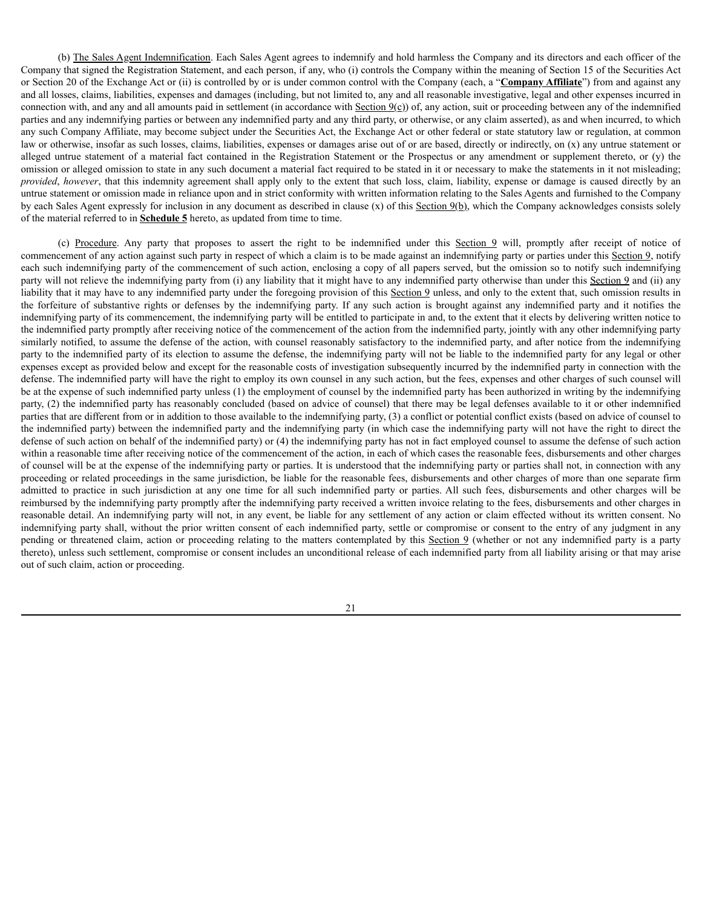(b) The Sales Agent Indemnification. Each Sales Agent agrees to indemnify and hold harmless the Company and its directors and each officer of the Company that signed the Registration Statement, and each person, if any, who (i) controls the Company within the meaning of Section 15 of the Securities Act or Section 20 of the Exchange Act or (ii) is controlled by or is under common control with the Company (each, a "**Company Affiliate**") from and against any and all losses, claims, liabilities, expenses and damages (including, but not limited to, any and all reasonable investigative, legal and other expenses incurred in connection with, and any and all amounts paid in settlement (in accordance with Section 9(c)) of, any action, suit or proceeding between any of the indemnified parties and any indemnifying parties or between any indemnified party and any third party, or otherwise, or any claim asserted), as and when incurred, to which any such Company Affiliate, may become subject under the Securities Act, the Exchange Act or other federal or state statutory law or regulation, at common law or otherwise, insofar as such losses, claims, liabilities, expenses or damages arise out of or are based, directly or indirectly, on (x) any untrue statement or alleged untrue statement of a material fact contained in the Registration Statement or the Prospectus or any amendment or supplement thereto, or (y) the omission or alleged omission to state in any such document a material fact required to be stated in it or necessary to make the statements in it not misleading; *provided*, *however*, that this indemnity agreement shall apply only to the extent that such loss, claim, liability, expense or damage is caused directly by an untrue statement or omission made in reliance upon and in strict conformity with written information relating to the Sales Agents and furnished to the Company by each Sales Agent expressly for inclusion in any document as described in clause (x) of this Section 9(b), which the Company acknowledges consists solely of the material referred to in **Schedule 5** hereto, as updated from time to time.

(c) Procedure. Any party that proposes to assert the right to be indemnified under this Section 9 will, promptly after receipt of notice of commencement of any action against such party in respect of which a claim is to be made against an indemnifying party or parties under this Section 9, notify each such indemnifying party of the commencement of such action, enclosing a copy of all papers served, but the omission so to notify such indemnifying party will not relieve the indemnifying party from (i) any liability that it might have to any indemnified party otherwise than under this Section 9 and (ii) any liability that it may have to any indemnified party under the foregoing provision of this Section 9 unless, and only to the extent that, such omission results in the forfeiture of substantive rights or defenses by the indemnifying party. If any such action is brought against any indemnified party and it notifies the indemnifying party of its commencement, the indemnifying party will be entitled to participate in and, to the extent that it elects by delivering written notice to the indemnified party promptly after receiving notice of the commencement of the action from the indemnified party, jointly with any other indemnifying party similarly notified, to assume the defense of the action, with counsel reasonably satisfactory to the indemnified party, and after notice from the indemnifying party to the indemnified party of its election to assume the defense, the indemnifying party will not be liable to the indemnified party for any legal or other expenses except as provided below and except for the reasonable costs of investigation subsequently incurred by the indemnified party in connection with the defense. The indemnified party will have the right to employ its own counsel in any such action, but the fees, expenses and other charges of such counsel will be at the expense of such indemnified party unless (1) the employment of counsel by the indemnified party has been authorized in writing by the indemnifying party, (2) the indemnified party has reasonably concluded (based on advice of counsel) that there may be legal defenses available to it or other indemnified parties that are different from or in addition to those available to the indemnifying party, (3) a conflict or potential conflict exists (based on advice of counsel to the indemnified party) between the indemnified party and the indemnifying party (in which case the indemnifying party will not have the right to direct the defense of such action on behalf of the indemnified party) or (4) the indemnifying party has not in fact employed counsel to assume the defense of such action within a reasonable time after receiving notice of the commencement of the action, in each of which cases the reasonable fees, disbursements and other charges of counsel will be at the expense of the indemnifying party or parties. It is understood that the indemnifying party or parties shall not, in connection with any proceeding or related proceedings in the same jurisdiction, be liable for the reasonable fees, disbursements and other charges of more than one separate firm admitted to practice in such jurisdiction at any one time for all such indemnified party or parties. All such fees, disbursements and other charges will be reimbursed by the indemnifying party promptly after the indemnifying party received a written invoice relating to the fees, disbursements and other charges in reasonable detail. An indemnifying party will not, in any event, be liable for any settlement of any action or claim effected without its written consent. No indemnifying party shall, without the prior written consent of each indemnified party, settle or compromise or consent to the entry of any judgment in any pending or threatened claim, action or proceeding relating to the matters contemplated by this Section 9 (whether or not any indemnified party is a party thereto), unless such settlement, compromise or consent includes an unconditional release of each indemnified party from all liability arising or that may arise out of such claim, action or proceeding.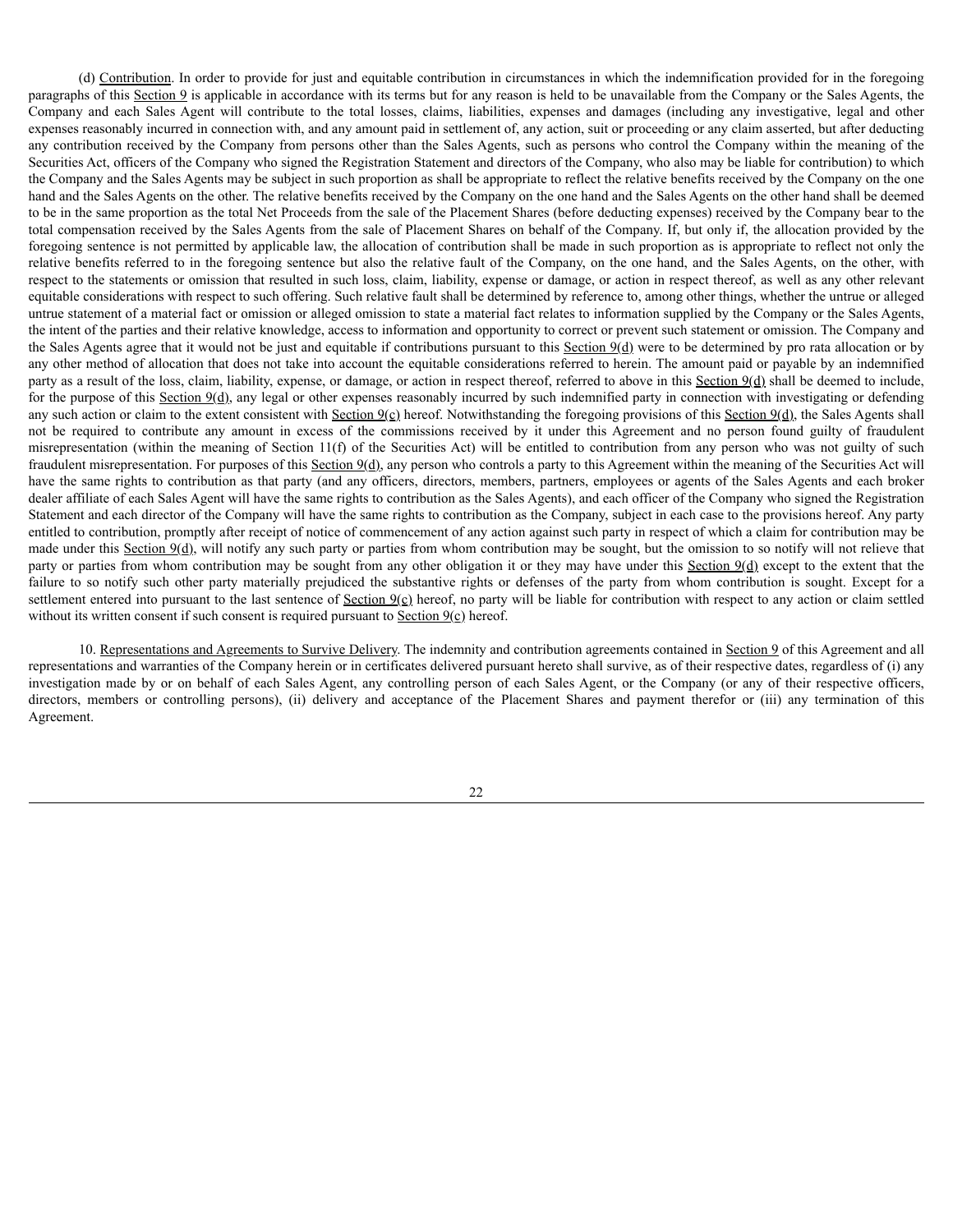(d) Contribution. In order to provide for just and equitable contribution in circumstances in which the indemnification provided for in the foregoing paragraphs of this Section 9 is applicable in accordance with its terms but for any reason is held to be unavailable from the Company or the Sales Agents, the Company and each Sales Agent will contribute to the total losses, claims, liabilities, expenses and damages (including any investigative, legal and other expenses reasonably incurred in connection with, and any amount paid in settlement of, any action, suit or proceeding or any claim asserted, but after deducting any contribution received by the Company from persons other than the Sales Agents, such as persons who control the Company within the meaning of the Securities Act, officers of the Company who signed the Registration Statement and directors of the Company, who also may be liable for contribution) to which the Company and the Sales Agents may be subject in such proportion as shall be appropriate to reflect the relative benefits received by the Company on the one hand and the Sales Agents on the other. The relative benefits received by the Company on the one hand and the Sales Agents on the other hand shall be deemed to be in the same proportion as the total Net Proceeds from the sale of the Placement Shares (before deducting expenses) received by the Company bear to the total compensation received by the Sales Agents from the sale of Placement Shares on behalf of the Company. If, but only if, the allocation provided by the foregoing sentence is not permitted by applicable law, the allocation of contribution shall be made in such proportion as is appropriate to reflect not only the relative benefits referred to in the foregoing sentence but also the relative fault of the Company, on the one hand, and the Sales Agents, on the other, with respect to the statements or omission that resulted in such loss, claim, liability, expense or damage, or action in respect thereof, as well as any other relevant equitable considerations with respect to such offering. Such relative fault shall be determined by reference to, among other things, whether the untrue or alleged untrue statement of a material fact or omission or alleged omission to state a material fact relates to information supplied by the Company or the Sales Agents, the intent of the parties and their relative knowledge, access to information and opportunity to correct or prevent such statement or omission. The Company and the Sales Agents agree that it would not be just and equitable if contributions pursuant to this Section 9(d) were to be determined by pro rata allocation or by any other method of allocation that does not take into account the equitable considerations referred to herein. The amount paid or payable by an indemnified party as a result of the loss, claim, liability, expense, or damage, or action in respect thereof, referred to above in this Section 9(d) shall be deemed to include, for the purpose of this Section 9(d), any legal or other expenses reasonably incurred by such indemnified party in connection with investigating or defending any such action or claim to the extent consistent with Section 9(c) hereof. Notwithstanding the foregoing provisions of this Section 9(d), the Sales Agents shall not be required to contribute any amount in excess of the commissions received by it under this Agreement and no person found guilty of fraudulent misrepresentation (within the meaning of Section 11(f) of the Securities Act) will be entitled to contribution from any person who was not guilty of such fraudulent misrepresentation. For purposes of this Section 9(d), any person who controls a party to this Agreement within the meaning of the Securities Act will have the same rights to contribution as that party (and any officers, directors, members, partners, employees or agents of the Sales Agents and each broker dealer affiliate of each Sales Agent will have the same rights to contribution as the Sales Agents), and each officer of the Company who signed the Registration Statement and each director of the Company will have the same rights to contribution as the Company, subject in each case to the provisions hereof. Any party entitled to contribution, promptly after receipt of notice of commencement of any action against such party in respect of which a claim for contribution may be made under this Section 9(d), will notify any such party or parties from whom contribution may be sought, but the omission to so notify will not relieve that party or parties from whom contribution may be sought from any other obligation it or they may have under this Section 9(d) except to the extent that the failure to so notify such other party materially prejudiced the substantive rights or defenses of the party from whom contribution is sought. Except for a settlement entered into pursuant to the last sentence of Section 9(c) hereof, no party will be liable for contribution with respect to any action or claim settled without its written consent if such consent is required pursuant to Section 9(c) hereof.

10. Representations and Agreements to Survive Delivery. The indemnity and contribution agreements contained in Section 9 of this Agreement and all representations and warranties of the Company herein or in certificates delivered pursuant hereto shall survive, as of their respective dates, regardless of (i) any investigation made by or on behalf of each Sales Agent, any controlling person of each Sales Agent, or the Company (or any of their respective officers, directors, members or controlling persons), (ii) delivery and acceptance of the Placement Shares and payment therefor or (iii) any termination of this Agreement.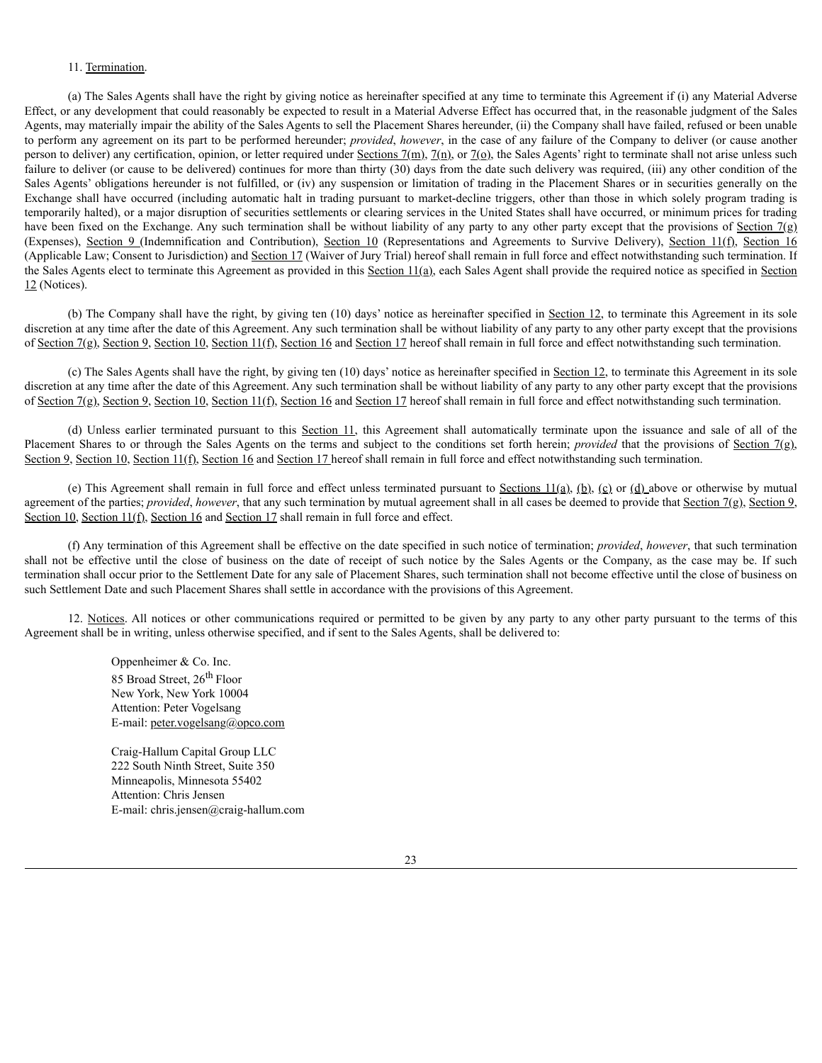11. Termination.

(a) The Sales Agents shall have the right by giving notice as hereinafter specified at any time to terminate this Agreement if (i) any Material Adverse Effect, or any development that could reasonably be expected to result in a Material Adverse Effect has occurred that, in the reasonable judgment of the Sales Agents, may materially impair the ability of the Sales Agents to sell the Placement Shares hereunder, (ii) the Company shall have failed, refused or been unable to perform any agreement on its part to be performed hereunder; *provided*, *however*, in the case of any failure of the Company to deliver (or cause another person to deliver) any certification, opinion, or letter required under Sections 7(m), 7(n), or 7(o), the Sales Agents' right to terminate shall not arise unless such failure to deliver (or cause to be delivered) continues for more than thirty (30) days from the date such delivery was required, (iii) any other condition of the Sales Agents' obligations hereunder is not fulfilled, or (iv) any suspension or limitation of trading in the Placement Shares or in securities generally on the Exchange shall have occurred (including automatic halt in trading pursuant to market-decline triggers, other than those in which solely program trading is temporarily halted), or a major disruption of securities settlements or clearing services in the United States shall have occurred, or minimum prices for trading have been fixed on the Exchange. Any such termination shall be without liability of any party to any other party except that the provisions of Section 7(g) (Expenses), Section 9 (Indemnification and Contribution), Section 10 (Representations and Agreements to Survive Delivery), Section 11(f), Section 16 (Applicable Law; Consent to Jurisdiction) and Section 17 (Waiver of Jury Trial) hereof shall remain in full force and effect notwithstanding such termination. If the Sales Agents elect to terminate this Agreement as provided in this Section 11(a), each Sales Agent shall provide the required notice as specified in Section 12 (Notices).

(b) The Company shall have the right, by giving ten (10) days' notice as hereinafter specified in Section 12, to terminate this Agreement in its sole discretion at any time after the date of this Agreement. Any such termination shall be without liability of any party to any other party except that the provisions of Section 7(g), Section 9, Section 10, Section 11(f), Section 16 and Section 17 hereof shall remain in full force and effect notwithstanding such termination.

(c) The Sales Agents shall have the right, by giving ten (10) days' notice as hereinafter specified in Section 12, to terminate this Agreement in its sole discretion at any time after the date of this Agreement. Any such termination shall be without liability of any party to any other party except that the provisions of Section 7(g), Section 9, Section 10, Section 11(f), Section 16 and Section 17 hereof shall remain in full force and effect notwithstanding such termination.

(d) Unless earlier terminated pursuant to this Section 11, this Agreement shall automatically terminate upon the issuance and sale of all of the Placement Shares to or through the Sales Agents on the terms and subject to the conditions set forth herein; *provided* that the provisions of Section 7(g), Section 9, Section 10, Section 11(f), Section 16 and Section 17 hereof shall remain in full force and effect notwithstanding such termination.

(e) This Agreement shall remain in full force and effect unless terminated pursuant to Sections 11(a), (b), (c) or (d) above or otherwise by mutual agreement of the parties; *provided*, *however*, that any such termination by mutual agreement shall in all cases be deemed to provide that Section 7(g), Section 9, Section 10, Section 11(f), Section 16 and Section 17 shall remain in full force and effect.

(f) Any termination of this Agreement shall be effective on the date specified in such notice of termination; *provided*, *however*, that such termination shall not be effective until the close of business on the date of receipt of such notice by the Sales Agents or the Company, as the case may be. If such termination shall occur prior to the Settlement Date for any sale of Placement Shares, such termination shall not become effective until the close of business on such Settlement Date and such Placement Shares shall settle in accordance with the provisions of this Agreement.

12. Notices. All notices or other communications required or permitted to be given by any party to any other party pursuant to the terms of this Agreement shall be in writing, unless otherwise specified, and if sent to the Sales Agents, shall be delivered to:

Oppenheimer & Co. Inc.
85 Broad Street, 26th Floor
New York, New York 10004
Attention: Peter Vogelsang
E-mail: peter.vogelsang@opco.com

Craig-Hallum Capital Group LLC
222 South Ninth Street, Suite 350
Minneapolis, Minnesota 55402
Attention: Chris Jensen
E-mail: chris.jensen@craig-hallum.com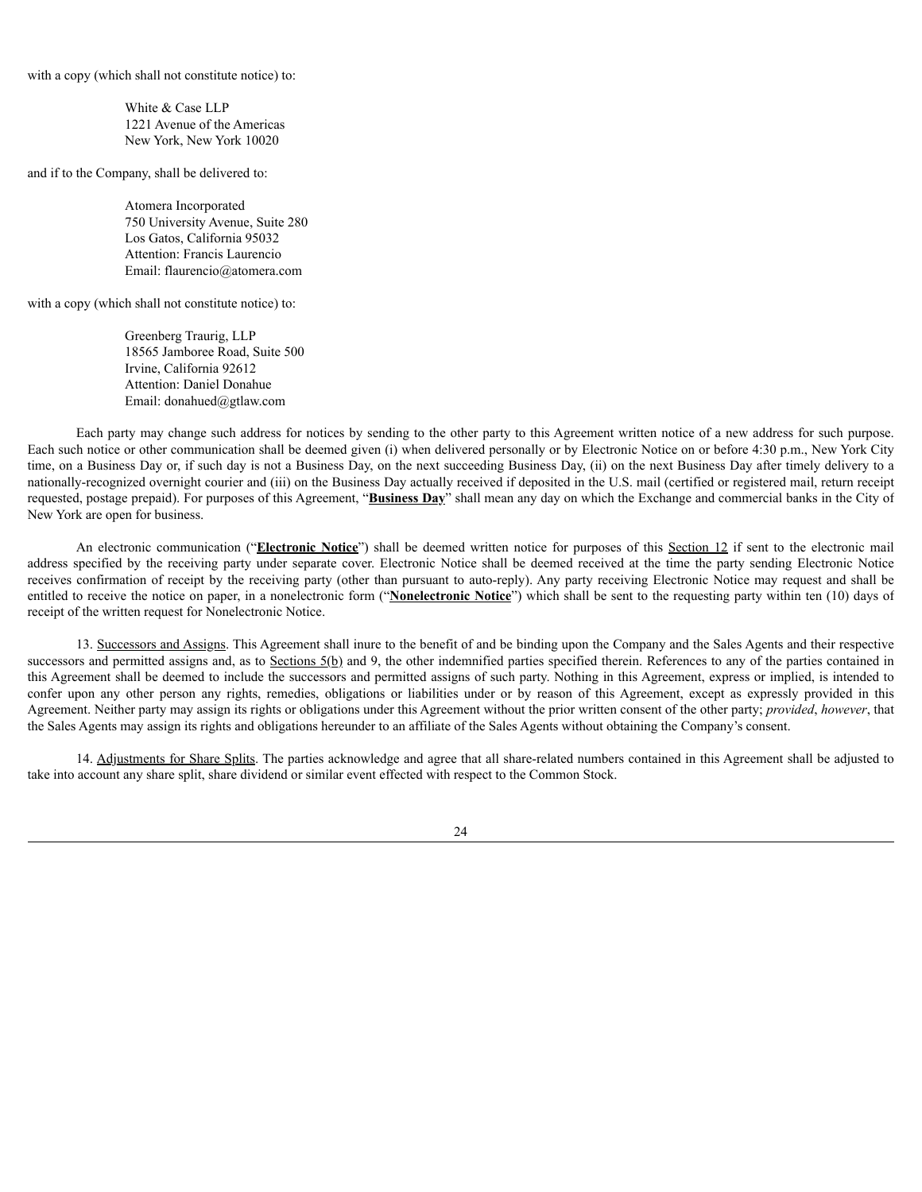with a copy (which shall not constitute notice) to:

> White & Case LLP
> 1221 Avenue of the Americas
> New York, New York 10020

and if to the Company, shall be delivered to:

> Atomera Incorporated
> 750 University Avenue, Suite 280
> Los Gatos, California 95032
> Attention: Francis Laurencio
> Email: flaurencio@atomera.com

with a copy (which shall not constitute notice) to:

> Greenberg Traurig, LLP
> 18565 Jamboree Road, Suite 500
> Irvine, California 92612
> Attention: Daniel Donahue
> Email: donahued@gtlaw.com

Each party may change such address for notices by sending to the other party to this Agreement written notice of a new address for such purpose. Each such notice or other communication shall be deemed given (i) when delivered personally or by Electronic Notice on or before 4:30 p.m., New York City time, on a Business Day or, if such day is not a Business Day, on the next succeeding Business Day, (ii) on the next Business Day after timely delivery to a nationally-recognized overnight courier and (iii) on the Business Day actually received if deposited in the U.S. mail (certified or registered mail, return receipt requested, postage prepaid). For purposes of this Agreement, "**Business Day**" shall mean any day on which the Exchange and commercial banks in the City of New York are open for business.

An electronic communication ("**Electronic Notice**") shall be deemed written notice for purposes of this Section 12 if sent to the electronic mail address specified by the receiving party under separate cover. Electronic Notice shall be deemed received at the time the party sending Electronic Notice receives confirmation of receipt by the receiving party (other than pursuant to auto-reply). Any party receiving Electronic Notice may request and shall be entitled to receive the notice on paper, in a nonelectronic form ("**Nonelectronic Notice**") which shall be sent to the requesting party within ten (10) days of receipt of the written request for Nonelectronic Notice.

13. Successors and Assigns. This Agreement shall inure to the benefit of and be binding upon the Company and the Sales Agents and their respective successors and permitted assigns and, as to Sections 5(b) and 9, the other indemnified parties specified therein. References to any of the parties contained in this Agreement shall be deemed to include the successors and permitted assigns of such party. Nothing in this Agreement, express or implied, is intended to confer upon any other person any rights, remedies, obligations or liabilities under or by reason of this Agreement, except as expressly provided in this Agreement. Neither party may assign its rights or obligations under this Agreement without the prior written consent of the other party; *provided*, *however*, that the Sales Agents may assign its rights and obligations hereunder to an affiliate of the Sales Agents without obtaining the Company's consent.

14. Adjustments for Share Splits. The parties acknowledge and agree that all share-related numbers contained in this Agreement shall be adjusted to take into account any share split, share dividend or similar event effected with respect to the Common Stock.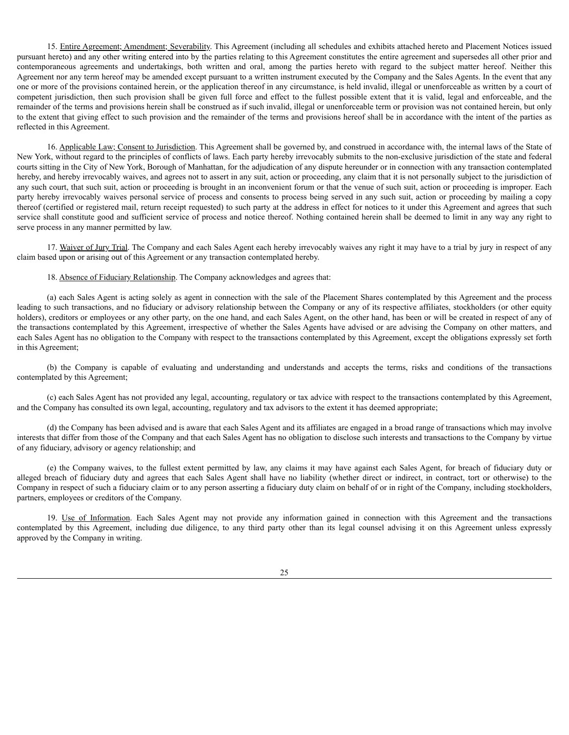15. Entire Agreement; Amendment; Severability. This Agreement (including all schedules and exhibits attached hereto and Placement Notices issued pursuant hereto) and any other writing entered into by the parties relating to this Agreement constitutes the entire agreement and supersedes all other prior and contemporaneous agreements and undertakings, both written and oral, among the parties hereto with regard to the subject matter hereof. Neither this Agreement nor any term hereof may be amended except pursuant to a written instrument executed by the Company and the Sales Agents. In the event that any one or more of the provisions contained herein, or the application thereof in any circumstance, is held invalid, illegal or unenforceable as written by a court of competent jurisdiction, then such provision shall be given full force and effect to the fullest possible extent that it is valid, legal and enforceable, and the remainder of the terms and provisions herein shall be construed as if such invalid, illegal or unenforceable term or provision was not contained herein, but only to the extent that giving effect to such provision and the remainder of the terms and provisions hereof shall be in accordance with the intent of the parties as reflected in this Agreement.

16. Applicable Law; Consent to Jurisdiction. This Agreement shall be governed by, and construed in accordance with, the internal laws of the State of New York, without regard to the principles of conflicts of laws. Each party hereby irrevocably submits to the non-exclusive jurisdiction of the state and federal courts sitting in the City of New York, Borough of Manhattan, for the adjudication of any dispute hereunder or in connection with any transaction contemplated hereby, and hereby irrevocably waives, and agrees not to assert in any suit, action or proceeding, any claim that it is not personally subject to the jurisdiction of any such court, that such suit, action or proceeding is brought in an inconvenient forum or that the venue of such suit, action or proceeding is improper. Each party hereby irrevocably waives personal service of process and consents to process being served in any such suit, action or proceeding by mailing a copy thereof (certified or registered mail, return receipt requested) to such party at the address in effect for notices to it under this Agreement and agrees that such service shall constitute good and sufficient service of process and notice thereof. Nothing contained herein shall be deemed to limit in any way any right to serve process in any manner permitted by law.

17. Waiver of Jury Trial. The Company and each Sales Agent each hereby irrevocably waives any right it may have to a trial by jury in respect of any claim based upon or arising out of this Agreement or any transaction contemplated hereby.

18. Absence of Fiduciary Relationship. The Company acknowledges and agrees that:

(a) each Sales Agent is acting solely as agent in connection with the sale of the Placement Shares contemplated by this Agreement and the process leading to such transactions, and no fiduciary or advisory relationship between the Company or any of its respective affiliates, stockholders (or other equity holders), creditors or employees or any other party, on the one hand, and each Sales Agent, on the other hand, has been or will be created in respect of any of the transactions contemplated by this Agreement, irrespective of whether the Sales Agents have advised or are advising the Company on other matters, and each Sales Agent has no obligation to the Company with respect to the transactions contemplated by this Agreement, except the obligations expressly set forth in this Agreement;

(b) the Company is capable of evaluating and understanding and understands and accepts the terms, risks and conditions of the transactions contemplated by this Agreement;

(c) each Sales Agent has not provided any legal, accounting, regulatory or tax advice with respect to the transactions contemplated by this Agreement, and the Company has consulted its own legal, accounting, regulatory and tax advisors to the extent it has deemed appropriate;

(d) the Company has been advised and is aware that each Sales Agent and its affiliates are engaged in a broad range of transactions which may involve interests that differ from those of the Company and that each Sales Agent has no obligation to disclose such interests and transactions to the Company by virtue of any fiduciary, advisory or agency relationship; and

(e) the Company waives, to the fullest extent permitted by law, any claims it may have against each Sales Agent, for breach of fiduciary duty or alleged breach of fiduciary duty and agrees that each Sales Agent shall have no liability (whether direct or indirect, in contract, tort or otherwise) to the Company in respect of such a fiduciary claim or to any person asserting a fiduciary duty claim on behalf of or in right of the Company, including stockholders, partners, employees or creditors of the Company.

19. Use of Information. Each Sales Agent may not provide any information gained in connection with this Agreement and the transactions contemplated by this Agreement, including due diligence, to any third party other than its legal counsel advising it on this Agreement unless expressly approved by the Company in writing.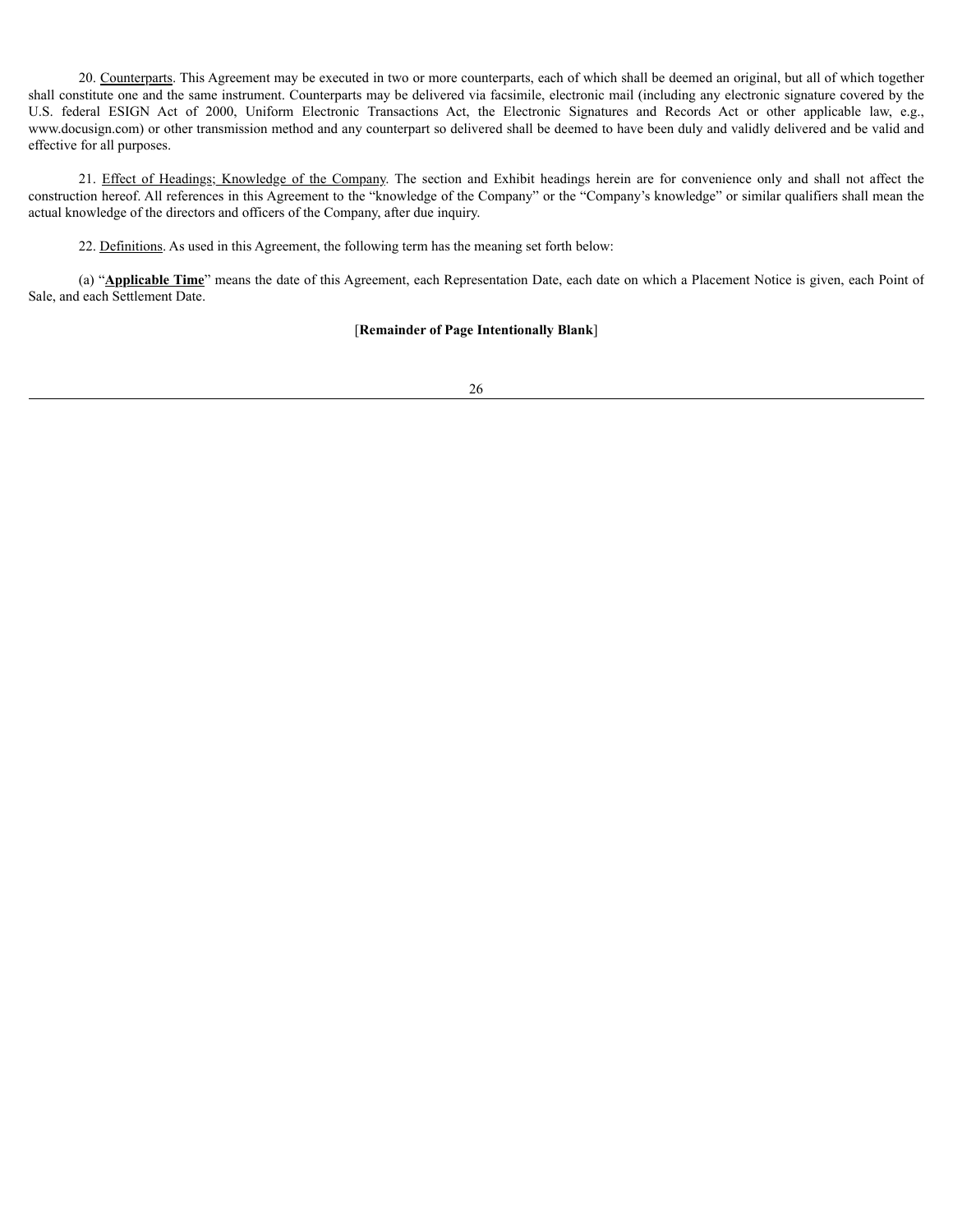20. Counterparts. This Agreement may be executed in two or more counterparts, each of which shall be deemed an original, but all of which together shall constitute one and the same instrument. Counterparts may be delivered via facsimile, electronic mail (including any electronic signature covered by the U.S. federal ESIGN Act of 2000, Uniform Electronic Transactions Act, the Electronic Signatures and Records Act or other applicable law, e.g., www.docusign.com) or other transmission method and any counterpart so delivered shall be deemed to have been duly and validly delivered and be valid and effective for all purposes.

21. Effect of Headings; Knowledge of the Company. The section and Exhibit headings herein are for convenience only and shall not affect the construction hereof. All references in this Agreement to the "knowledge of the Company" or the "Company's knowledge" or similar qualifiers shall mean the actual knowledge of the directors and officers of the Company, after due inquiry.

22. Definitions. As used in this Agreement, the following term has the meaning set forth below:

(a) "**Applicable Time**" means the date of this Agreement, each Representation Date, each date on which a Placement Notice is given, each Point of Sale, and each Settlement Date.

[**Remainder of Page Intentionally Blank**]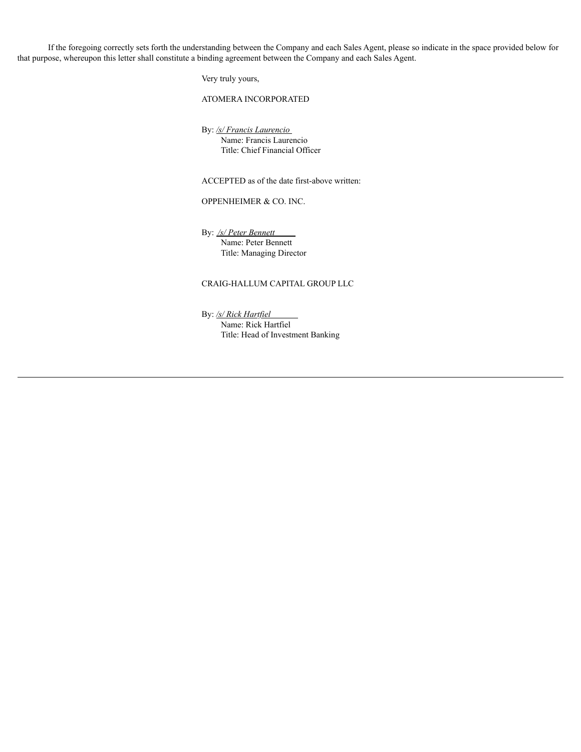If the foregoing correctly sets forth the understanding between the Company and each Sales Agent, please so indicate in the space provided below for that purpose, whereupon this letter shall constitute a binding agreement between the Company and each Sales Agent.

Very truly yours,

ATOMERA INCORPORATED

By: */s/ Francis Laurencio*
Name: Francis Laurencio
Title: Chief Financial Officer

ACCEPTED as of the date first-above written:

OPPENHEIMER & CO. INC.

By: */s/ Peter Bennett*
Name: Peter Bennett
Title: Managing Director

CRAIG-HALLUM CAPITAL GROUP LLC

By: */s/ Rick Hartfiel*
Name: Rick Hartfiel
Title: Head of Investment Banking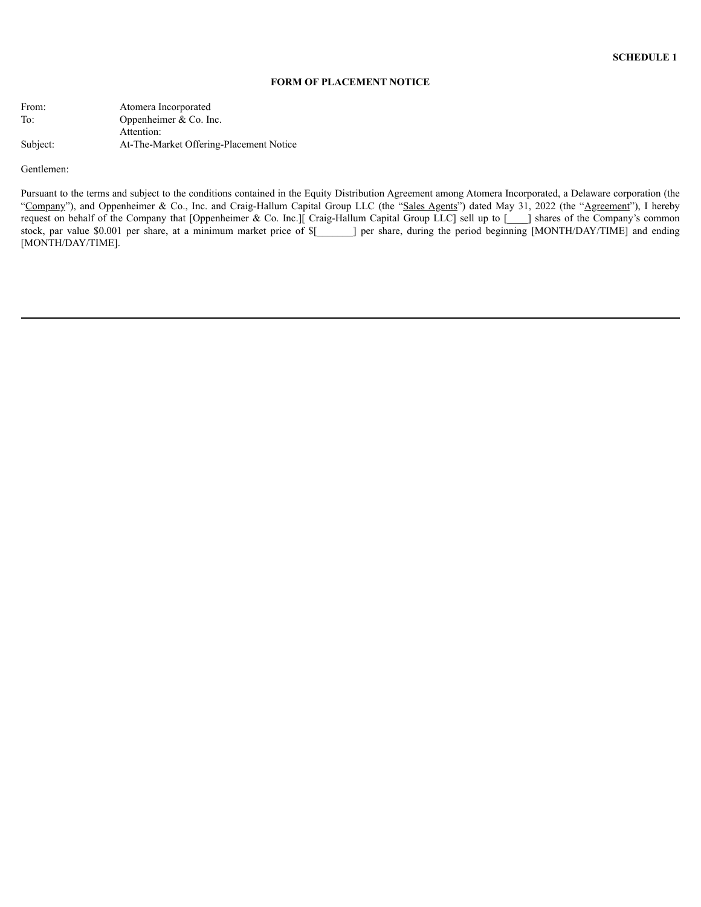**SCHEDULE 1**

**FORM OF PLACEMENT NOTICE**

| | |
|---|---|
| From: | Atomera Incorporated |
| To: | Oppenheimer & Co. Inc. |
| | Attention: |
| Subject: | At-The-Market Offering-Placement Notice |

Gentlemen:

Pursuant to the terms and subject to the conditions contained in the Equity Distribution Agreement among Atomera Incorporated, a Delaware corporation (the "Company"), and Oppenheimer & Co., Inc. and Craig-Hallum Capital Group LLC (the "Sales Agents") dated May 31, 2022 (the "Agreement"), I hereby request on behalf of the Company that [Oppenheimer & Co. Inc.][ Craig-Hallum Capital Group LLC] sell up to [____] shares of the Company's common stock, par value $0.001 per share, at a minimum market price of $[_______] per share, during the period beginning [MONTH/DAY/TIME] and ending [MONTH/DAY/TIME].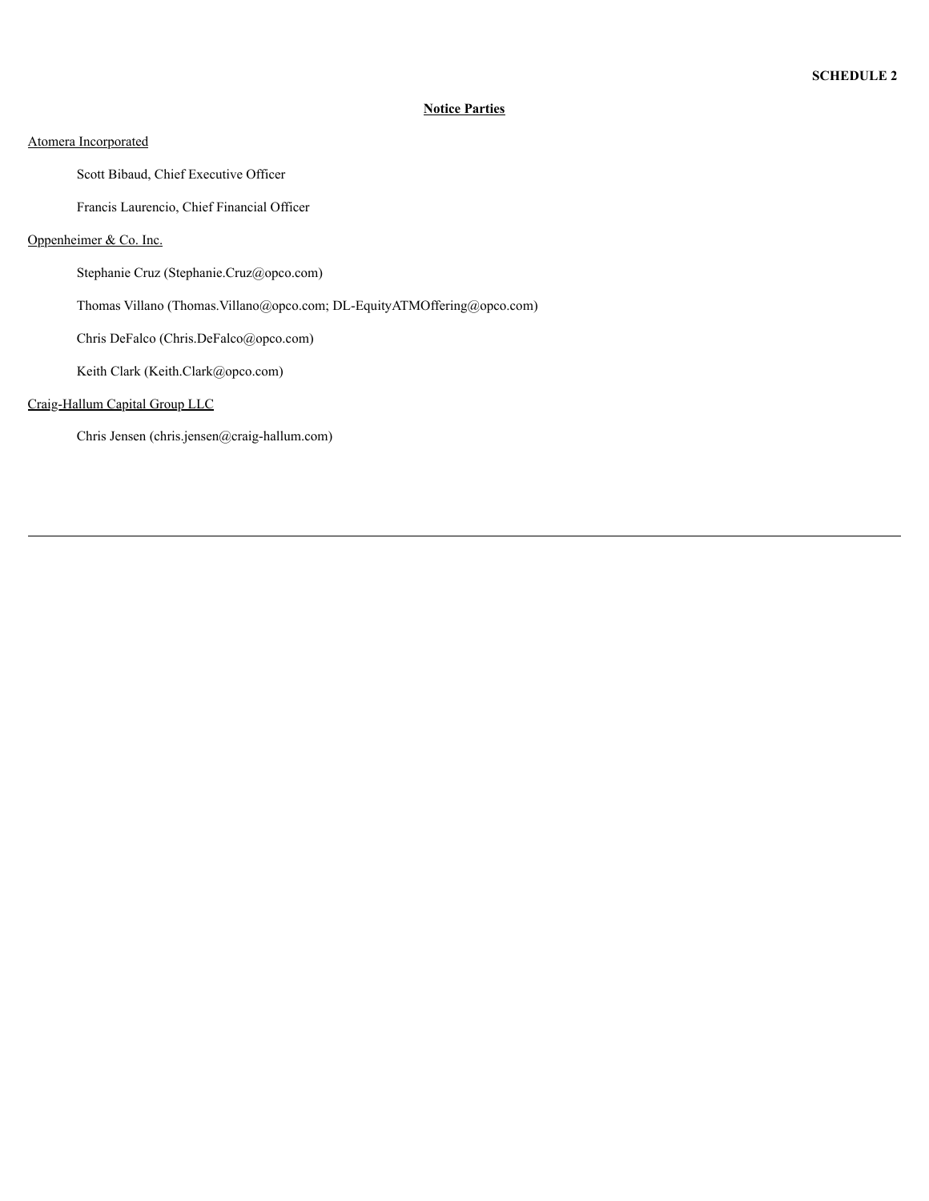**SCHEDULE 2**

**Notice Parties**

Atomera Incorporated

Scott Bibaud, Chief Executive Officer

Francis Laurencio, Chief Financial Officer

Oppenheimer & Co. Inc.

Stephanie Cruz (Stephanie.Cruz@opco.com)

Thomas Villano (Thomas.Villano@opco.com; DL-EquityATMOffering@opco.com)

Chris DeFalco (Chris.DeFalco@opco.com)

Keith Clark (Keith.Clark@opco.com)

Craig-Hallum Capital Group LLC

Chris Jensen (chris.jensen@craig-hallum.com)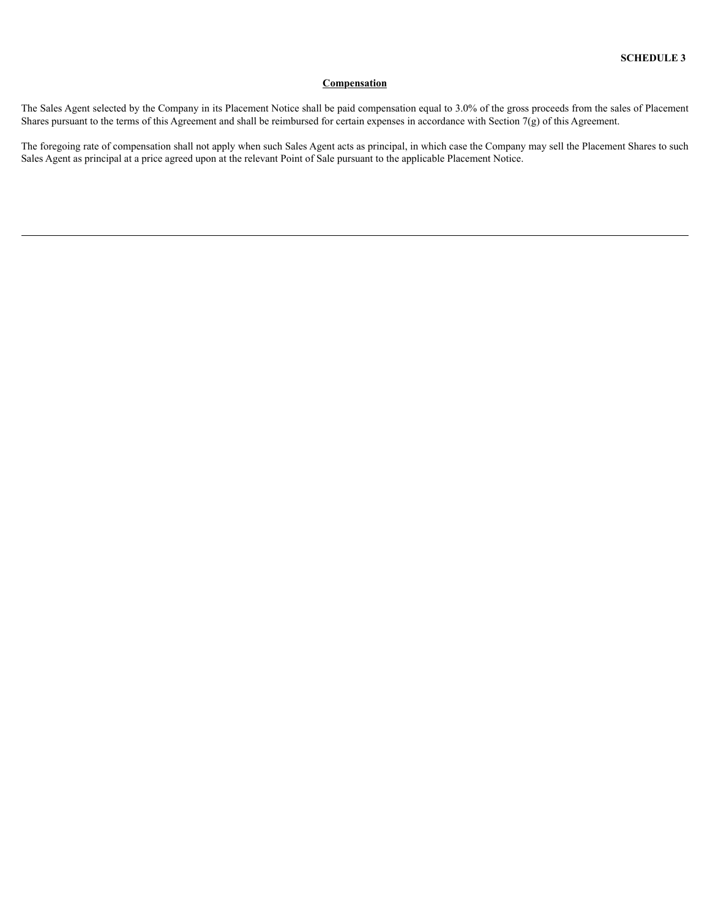**SCHEDULE 3**

## Compensation

The Sales Agent selected by the Company in its Placement Notice shall be paid compensation equal to 3.0% of the gross proceeds from the sales of Placement Shares pursuant to the terms of this Agreement and shall be reimbursed for certain expenses in accordance with Section 7(g) of this Agreement.

The foregoing rate of compensation shall not apply when such Sales Agent acts as principal, in which case the Company may sell the Placement Shares to such Sales Agent as principal at a price agreed upon at the relevant Point of Sale pursuant to the applicable Placement Notice.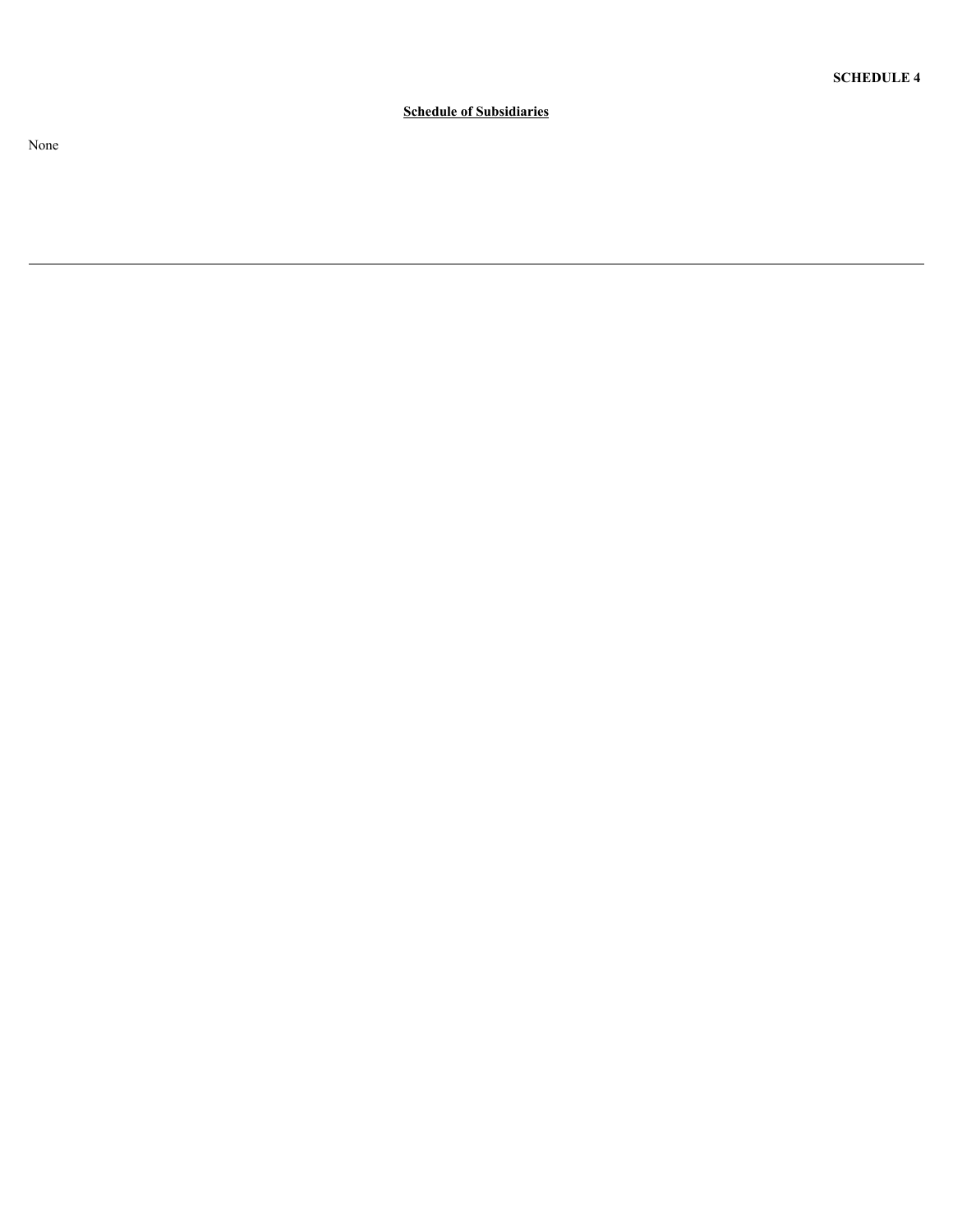**SCHEDULE 4**

**Schedule of Subsidiaries**

None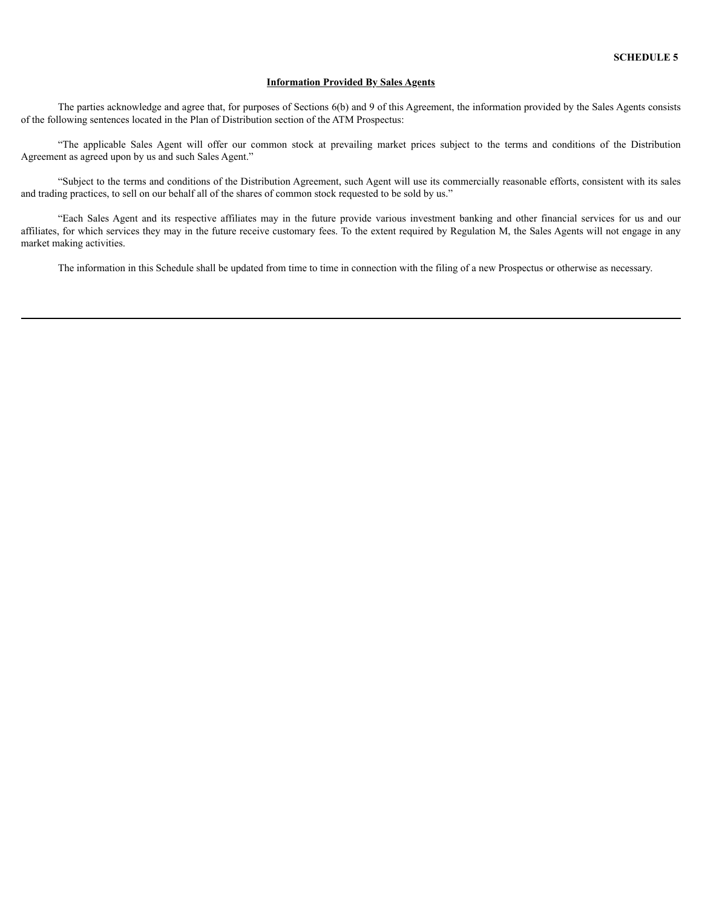**SCHEDULE 5**

**Information Provided By Sales Agents**

The parties acknowledge and agree that, for purposes of Sections 6(b) and 9 of this Agreement, the information provided by the Sales Agents consists of the following sentences located in the Plan of Distribution section of the ATM Prospectus:

"The applicable Sales Agent will offer our common stock at prevailing market prices subject to the terms and conditions of the Distribution Agreement as agreed upon by us and such Sales Agent."

"Subject to the terms and conditions of the Distribution Agreement, such Agent will use its commercially reasonable efforts, consistent with its sales and trading practices, to sell on our behalf all of the shares of common stock requested to be sold by us."

"Each Sales Agent and its respective affiliates may in the future provide various investment banking and other financial services for us and our affiliates, for which services they may in the future receive customary fees. To the extent required by Regulation M, the Sales Agents will not engage in any market making activities.

The information in this Schedule shall be updated from time to time in connection with the filing of a new Prospectus or otherwise as necessary.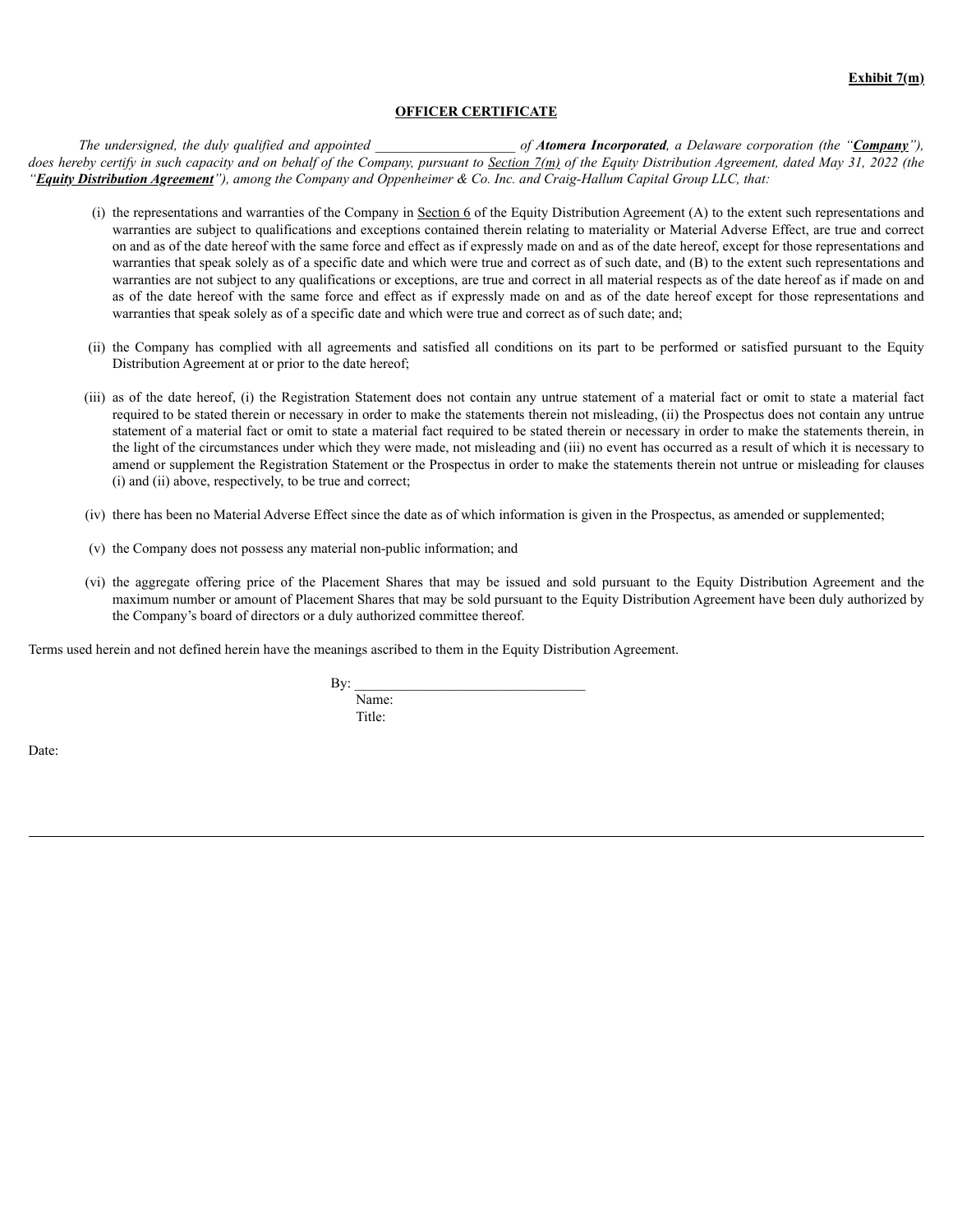**Exhibit 7(m)**

**OFFICER CERTIFICATE**

*The undersigned, the duly qualified and appointed ____________________ of **Atomera Incorporated**, a Delaware corporation (the "**Company**"), does hereby certify in such capacity and on behalf of the Company, pursuant to Section 7(m) of the Equity Distribution Agreement, dated May 31, 2022 (the "**Equity Distribution Agreement**"), among the Company and Oppenheimer & Co. Inc. and Craig-Hallum Capital Group LLC, that:*

(i) the representations and warranties of the Company in Section 6 of the Equity Distribution Agreement (A) to the extent such representations and warranties are subject to qualifications and exceptions contained therein relating to materiality or Material Adverse Effect, are true and correct on and as of the date hereof with the same force and effect as if expressly made on and as of the date hereof, except for those representations and warranties that speak solely as of a specific date and which were true and correct as of such date, and (B) to the extent such representations and warranties are not subject to any qualifications or exceptions, are true and correct in all material respects as of the date hereof as if made on and as of the date hereof with the same force and effect as if expressly made on and as of the date hereof except for those representations and warranties that speak solely as of a specific date and which were true and correct as of such date; and;

(ii) the Company has complied with all agreements and satisfied all conditions on its part to be performed or satisfied pursuant to the Equity Distribution Agreement at or prior to the date hereof;

(iii) as of the date hereof, (i) the Registration Statement does not contain any untrue statement of a material fact or omit to state a material fact required to be stated therein or necessary in order to make the statements therein not misleading, (ii) the Prospectus does not contain any untrue statement of a material fact or omit to state a material fact required to be stated therein or necessary in order to make the statements therein, in the light of the circumstances under which they were made, not misleading and (iii) no event has occurred as a result of which it is necessary to amend or supplement the Registration Statement or the Prospectus in order to make the statements therein not untrue or misleading for clauses (i) and (ii) above, respectively, to be true and correct;

(iv) there has been no Material Adverse Effect since the date as of which information is given in the Prospectus, as amended or supplemented;

(v) the Company does not possess any material non-public information; and

(vi) the aggregate offering price of the Placement Shares that may be issued and sold pursuant to the Equity Distribution Agreement and the maximum number or amount of Placement Shares that may be sold pursuant to the Equity Distribution Agreement have been duly authorized by the Company's board of directors or a duly authorized committee thereof.

Terms used herein and not defined herein have the meanings ascribed to them in the Equity Distribution Agreement.

By: ________________________________
Name:
Title:

Date: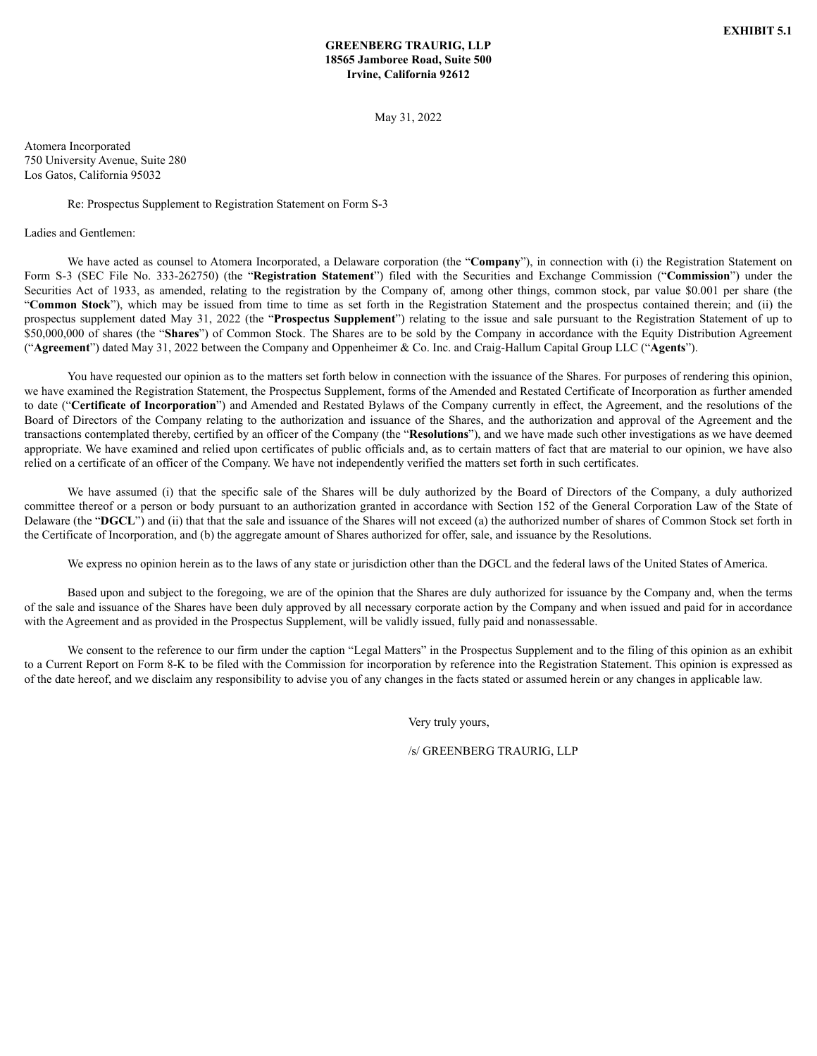**EXHIBIT 5.1**

**GREENBERG TRAURIG, LLP**
**18565 Jamboree Road, Suite 500**
**Irvine, California 92612**

May 31, 2022

Atomera Incorporated
750 University Avenue, Suite 280
Los Gatos, California 95032

Re: Prospectus Supplement to Registration Statement on Form S-3

Ladies and Gentlemen:

We have acted as counsel to Atomera Incorporated, a Delaware corporation (the "**Company**"), in connection with (i) the Registration Statement on Form S-3 (SEC File No. 333-262750) (the "**Registration Statement**") filed with the Securities and Exchange Commission ("**Commission**") under the Securities Act of 1933, as amended, relating to the registration by the Company of, among other things, common stock, par value $0.001 per share (the "**Common Stock**"), which may be issued from time to time as set forth in the Registration Statement and the prospectus contained therein; and (ii) the prospectus supplement dated May 31, 2022 (the "**Prospectus Supplement**") relating to the issue and sale pursuant to the Registration Statement of up to $50,000,000 of shares (the "**Shares**") of Common Stock. The Shares are to be sold by the Company in accordance with the Equity Distribution Agreement ("**Agreement**") dated May 31, 2022 between the Company and Oppenheimer & Co. Inc. and Craig-Hallum Capital Group LLC ("**Agents**").

You have requested our opinion as to the matters set forth below in connection with the issuance of the Shares. For purposes of rendering this opinion, we have examined the Registration Statement, the Prospectus Supplement, forms of the Amended and Restated Certificate of Incorporation as further amended to date ("**Certificate of Incorporation**") and Amended and Restated Bylaws of the Company currently in effect, the Agreement, and the resolutions of the Board of Directors of the Company relating to the authorization and issuance of the Shares, and the authorization and approval of the Agreement and the transactions contemplated thereby, certified by an officer of the Company (the "**Resolutions**"), and we have made such other investigations as we have deemed appropriate. We have examined and relied upon certificates of public officials and, as to certain matters of fact that are material to our opinion, we have also relied on a certificate of an officer of the Company. We have not independently verified the matters set forth in such certificates.

We have assumed (i) that the specific sale of the Shares will be duly authorized by the Board of Directors of the Company, a duly authorized committee thereof or a person or body pursuant to an authorization granted in accordance with Section 152 of the General Corporation Law of the State of Delaware (the "**DGCL**") and (ii) that that the sale and issuance of the Shares will not exceed (a) the authorized number of shares of Common Stock set forth in the Certificate of Incorporation, and (b) the aggregate amount of Shares authorized for offer, sale, and issuance by the Resolutions.

We express no opinion herein as to the laws of any state or jurisdiction other than the DGCL and the federal laws of the United States of America.

Based upon and subject to the foregoing, we are of the opinion that the Shares are duly authorized for issuance by the Company and, when the terms of the sale and issuance of the Shares have been duly approved by all necessary corporate action by the Company and when issued and paid for in accordance with the Agreement and as provided in the Prospectus Supplement, will be validly issued, fully paid and nonassessable.

We consent to the reference to our firm under the caption "Legal Matters" in the Prospectus Supplement and to the filing of this opinion as an exhibit to a Current Report on Form 8-K to be filed with the Commission for incorporation by reference into the Registration Statement. This opinion is expressed as of the date hereof, and we disclaim any responsibility to advise you of any changes in the facts stated or assumed herein or any changes in applicable law.

Very truly yours,

/s/ GREENBERG TRAURIG, LLP